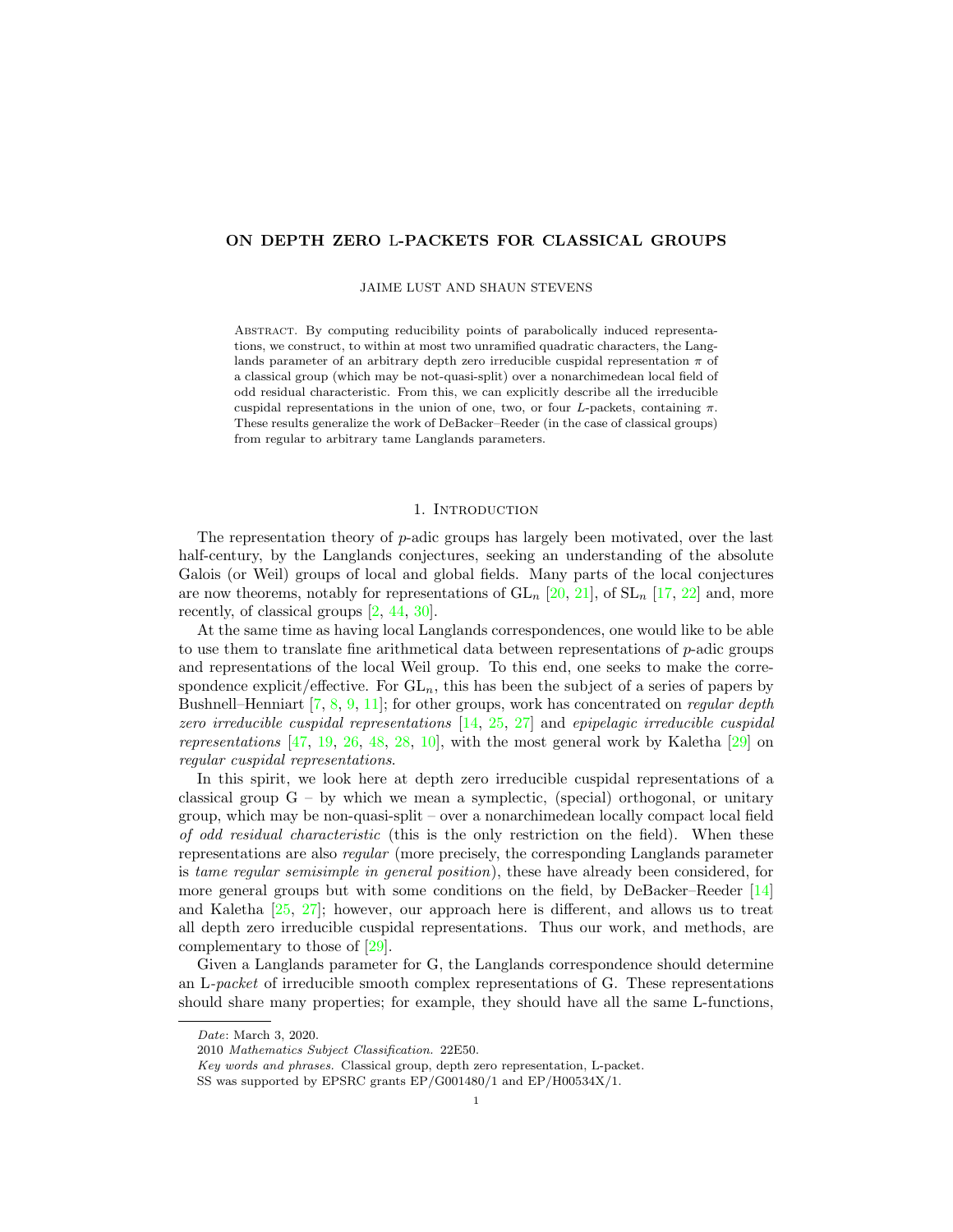# ON DEPTH ZERO L-PACKETS FOR CLASSICAL GROUPS

JAIME LUST AND SHAUN STEVENS

Abstract. By computing reducibility points of parabolically induced representations, we construct, to within at most two unramified quadratic characters, the Langlands parameter of an arbitrary depth zero irreducible cuspidal representation $\pi$ of a classical group (which may be not-quasi-split) over a nonarchimedean local field of odd residual characteristic. From this, we can explicitly describe all the irreducible cuspidal representations in the union of one, two, or four $L$-packets, containing $\pi$. These results generalize the work of DeBacker–Reeder (in the case of classical groups) from regular to arbitrary tame Langlands parameters.

## 1. Introduction

The representation theory of $p$-adic groups has largely been motivated, over the last half-century, by the Langlands conjectures, seeking an understanding of the absolute Galois (or Weil) groups of local and global fields. Many parts of the local conjectures are now theorems, notably for representations of $\mathrm{GL}_n$ [20, 21], of $\mathrm{SL}_n$ [17, 22] and, more recently, of classical groups [2, 44, 30].

At the same time as having local Langlands correspondences, one would like to be able to use them to translate fine arithmetical data between representations of $p$-adic groups and representations of the local Weil group. To this end, one seeks to make the correspondence explicit/effective. For $\mathrm{GL}_n$, this has been the subject of a series of papers by Bushnell–Henniart [7, 8, 9, 11]; for other groups, work has concentrated on *regular depth zero irreducible cuspidal representations* [14, 25, 27] and *epipelagic irreducible cuspidal representations* [47, 19, 26, 48, 28, 10], with the most general work by Kaletha [29] on *regular cuspidal representations*.

In this spirit, we look here at depth zero irreducible cuspidal representations of a classical group G – by which we mean a symplectic, (special) orthogonal, or unitary group, which may be non-quasi-split – over a nonarchimedean locally compact local field *of odd residual characteristic* (this is the only restriction on the field). When these representations are also *regular* (more precisely, the corresponding Langlands parameter is *tame regular semisimple in general position*), these have already been considered, for more general groups but with some conditions on the field, by DeBacker–Reeder [14] and Kaletha [25, 27]; however, our approach here is different, and allows us to treat all depth zero irreducible cuspidal representations. Thus our work, and methods, are complementary to those of [29].

Given a Langlands parameter for G, the Langlands correspondence should determine an L-*packet* of irreducible smooth complex representations of G. These representations should share many properties; for example, they should have all the same L-functions,

---

*Date*: March 3, 2020.

2010 *Mathematics Subject Classification.* 22E50.

*Key words and phrases.* Classical group, depth zero representation, L-packet.

SS was supported by EPSRC grants EP/G001480/1 and EP/H00534X/1.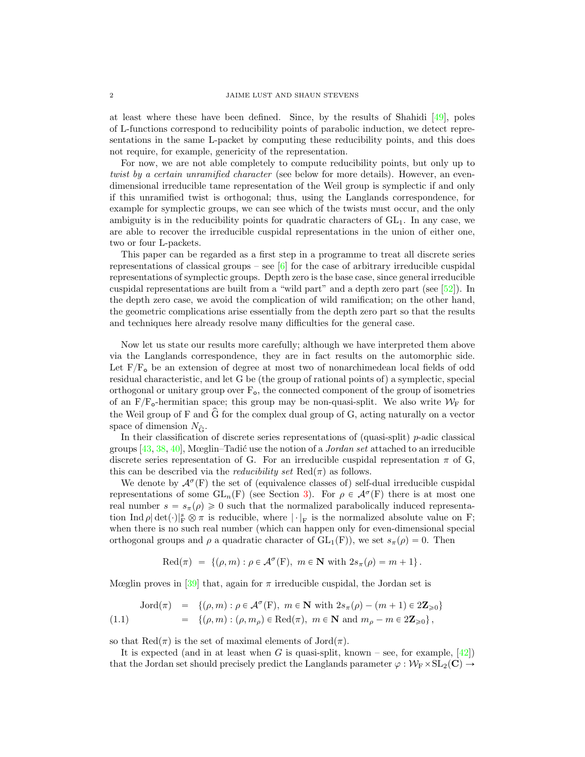at least where these have been defined. Since, by the results of Shahidi [49], poles of L-functions correspond to reducibility points of parabolic induction, we detect representations in the same L-packet by computing these reducibility points, and this does not require, for example, genericity of the representation.

For now, we are not able completely to compute reducibility points, but only up to *twist by a certain unramified character* (see below for more details). However, an even-dimensional irreducible tame representation of the Weil group is symplectic if and only if this unramified twist is orthogonal; thus, using the Langlands correspondence, for example for symplectic groups, we can see which of the twists must occur, and the only ambiguity is in the reducibility points for quadratic characters of $\mathrm{GL}_1$. In any case, we are able to recover the irreducible cuspidal representations in the union of either one, two or four L-packets.

This paper can be regarded as a first step in a programme to treat all discrete series representations of classical groups – see [6] for the case of arbitrary irreducible cuspidal representations of symplectic groups. Depth zero is the base case, since general irreducible cuspidal representations are built from a "wild part" and a depth zero part (see [52]). In the depth zero case, we avoid the complication of wild ramification; on the other hand, the geometric complications arise essentially from the depth zero part so that the results and techniques here already resolve many difficulties for the general case.

Now let us state our results more carefully; although we have interpreted them above via the Langlands correspondence, they are in fact results on the automorphic side. Let $\mathrm{F}/\mathrm{F}_\mathsf{o}$ be an extension of degree at most two of nonarchimedean local fields of odd residual characteristic, and let G be (the group of rational points of) a symplectic, special orthogonal or unitary group over $\mathrm{F}_\mathsf{o}$, the connected component of the group of isometries of an $\mathrm{F}/\mathrm{F}_\mathsf{o}$-hermitian space; this group may be non-quasi-split. We also write $\mathcal{W}_\mathrm{F}$ for the Weil group of F and $\widehat{\mathrm{G}}$ for the complex dual group of G, acting naturally on a vector space of dimension $N_{\widehat{\mathrm{G}}}$.

In their classification of discrete series representations of (quasi-split) $p$-adic classical groups [43, 38, 40], Mœglin–Tadić use the notion of a *Jordan set* attached to an irreducible discrete series representation of G. For an irreducible cuspidal representation $\pi$ of G, this can be described via the *reducibility set* $\mathrm{Red}(\pi)$ as follows.

We denote by $\mathcal{A}^\sigma(\mathrm{F})$ the set of (equivalence classes of) self-dual irreducible cuspidal representations of some $\mathrm{GL}_n(\mathrm{F})$ (see Section 3). For $\rho \in \mathcal{A}^\sigma(\mathrm{F})$ there is at most one real number $s = s_\pi(\rho) \geqslant 0$ such that the normalized parabolically induced representation $\mathrm{Ind}\,\rho|\det(\cdot)|_\mathrm{F}^s \otimes \pi$ is reducible, where $|\cdot|_\mathrm{F}$ is the normalized absolute value on F; when there is no such real number (which can happen only for even-dimensional special orthogonal groups and $\rho$ a quadratic character of $\mathrm{GL}_1(\mathrm{F})$), we set $s_\pi(\rho) = 0$. Then

$$\mathrm{Red}(\pi) \;=\; \{(\rho, m) : \rho \in \mathcal{A}^\sigma(\mathrm{F}),\ m \in \mathbf{N} \text{ with } 2s_\pi(\rho) = m+1\}.$$

Mœglin proves in [39] that, again for $\pi$ irreducible cuspidal, the Jordan set is

$$\begin{aligned}
\mathrm{Jord}(\pi) &= \{(\rho, m) : \rho \in \mathcal{A}^\sigma(\mathrm{F}),\ m \in \mathbf{N} \text{ with } 2s_\pi(\rho) - (m+1) \in 2\mathbf{Z}_{\geqslant 0}\} \\
&= \{(\rho, m) : (\rho, m_\rho) \in \mathrm{Red}(\pi),\ m \in \mathbf{N} \text{ and } m_\rho - m \in 2\mathbf{Z}_{\geqslant 0}\},
\end{aligned} \tag{1.1}$$

so that $\mathrm{Red}(\pi)$ is the set of maximal elements of $\mathrm{Jord}(\pi)$.

It is expected (and in at least when $G$ is quasi-split, known – see, for example, [42]) that the Jordan set should precisely predict the Langlands parameter $\varphi : \mathcal{W}_\mathrm{F} \times \mathrm{SL}_2(\mathbf{C}) \to$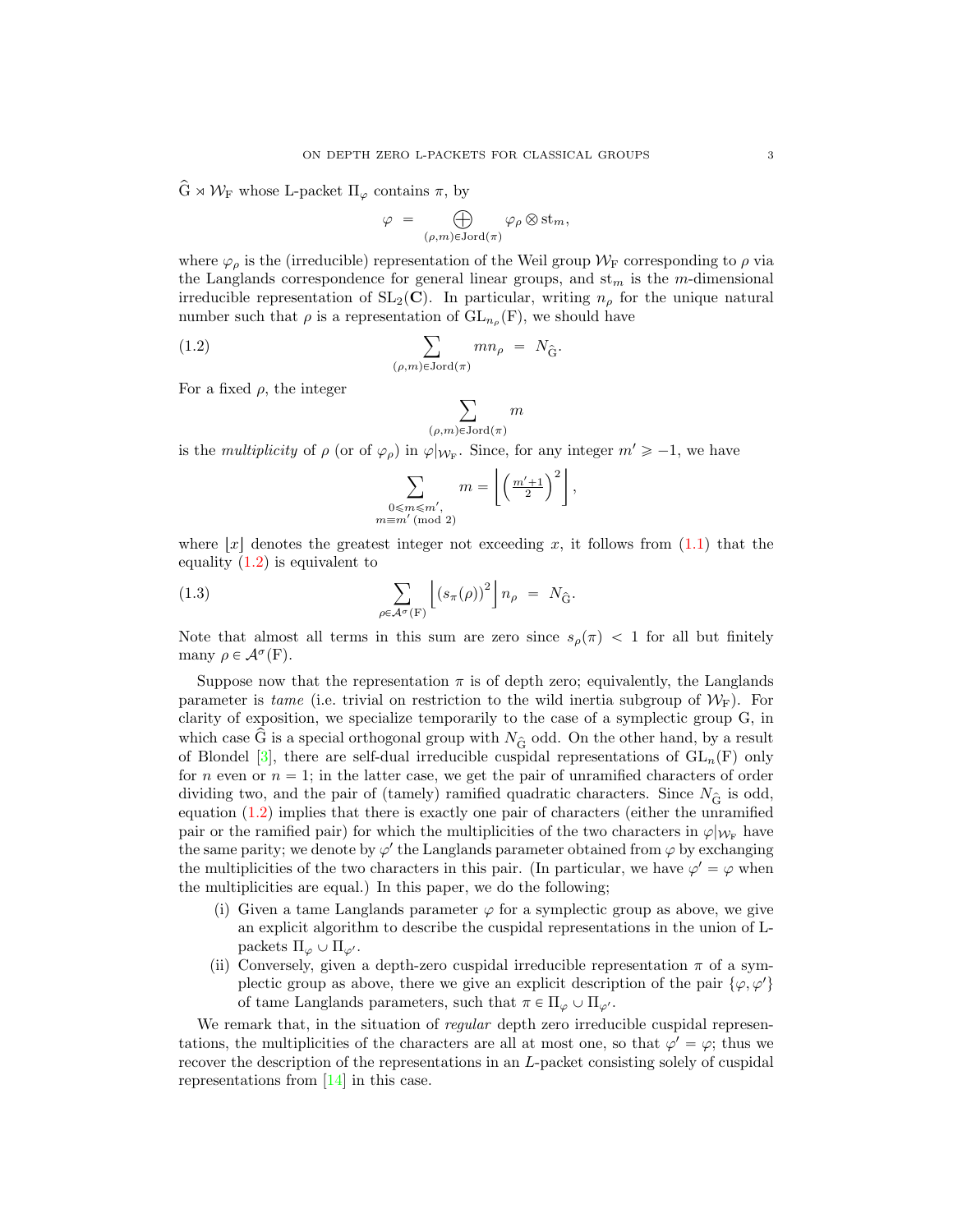$\widehat{\mathrm{G}} \rtimes \mathcal{W}_{\mathrm{F}}$ whose L-packet $\Pi_\varphi$ contains $\pi$, by

$$\varphi \;=\; \bigoplus_{(\rho,m)\in \mathrm{Jord}(\pi)} \varphi_\rho \otimes \mathrm{st}_m,$$

where $\varphi_\rho$ is the (irreducible) representation of the Weil group $\mathcal{W}_{\mathrm{F}}$ corresponding to $\rho$ via the Langlands correspondence for general linear groups, and $\mathrm{st}_m$ is the $m$-dimensional irreducible representation of $\mathrm{SL}_2(\mathbf{C})$. In particular, writing $n_\rho$ for the unique natural number such that $\rho$ is a representation of $\mathrm{GL}_{n_\rho}(\mathrm{F})$, we should have

$$\sum_{(\rho,m)\in \mathrm{Jord}(\pi)} m n_\rho \;=\; N_{\widehat{\mathrm{G}}}. \tag{1.2}$$

For a fixed $\rho$, the integer

$$\sum_{(\rho,m)\in \mathrm{Jord}(\pi)} m$$

is the *multiplicity* of $\rho$ (or of $\varphi_\rho$) in $\varphi|_{\mathcal{W}_{\mathrm{F}}}$. Since, for any integer $m' \geqslant -1$, we have

$$\sum_{\substack{0\leqslant m\leqslant m',\\ m\equiv m' \ (\mathrm{mod}\ 2)}} m = \left\lfloor \left(\tfrac{m'+1}{2}\right)^2 \right\rfloor,$$

where $\lfloor x \rfloor$ denotes the greatest integer not exceeding $x$, it follows from (1.1) that the equality (1.2) is equivalent to

$$\sum_{\rho\in \mathcal{A}^\sigma(\mathrm{F})} \left\lfloor (s_\pi(\rho))^2 \right\rfloor n_\rho \;=\; N_{\widehat{\mathrm{G}}}. \tag{1.3}$$

Note that almost all terms in this sum are zero since $s_\rho(\pi) < 1$ for all but finitely many $\rho \in \mathcal{A}^\sigma(\mathrm{F})$.

Suppose now that the representation $\pi$ is of depth zero; equivalently, the Langlands parameter is *tame* (i.e. trivial on restriction to the wild inertia subgroup of $\mathcal{W}_{\mathrm{F}}$). For clarity of exposition, we specialize temporarily to the case of a symplectic group G, in which case $\widehat{\mathrm{G}}$ is a special orthogonal group with $N_{\widehat{\mathrm{G}}}$ odd. On the other hand, by a result of Blondel [3], there are self-dual irreducible cuspidal representations of $\mathrm{GL}_n(\mathrm{F})$ only for $n$ even or $n = 1$; in the latter case, we get the pair of unramified characters of order dividing two, and the pair of (tamely) ramified quadratic characters. Since $N_{\widehat{\mathrm{G}}}$ is odd, equation (1.2) implies that there is exactly one pair of characters (either the unramified pair or the ramified pair) for which the multiplicities of the two characters in $\varphi|_{\mathcal{W}_{\mathrm{F}}}$ have the same parity; we denote by $\varphi'$ the Langlands parameter obtained from $\varphi$ by exchanging the multiplicities of the two characters in this pair. (In particular, we have $\varphi' = \varphi$ when the multiplicities are equal.) In this paper, we do the following;

(i) Given a tame Langlands parameter $\varphi$ for a symplectic group as above, we give an explicit algorithm to describe the cuspidal representations in the union of L-packets $\Pi_\varphi \cup \Pi_{\varphi'}$.

(ii) Conversely, given a depth-zero cuspidal irreducible representation $\pi$ of a symplectic group as above, there we give an explicit description of the pair $\{\varphi, \varphi'\}$ of tame Langlands parameters, such that $\pi \in \Pi_\varphi \cup \Pi_{\varphi'}$.

We remark that, in the situation of *regular* depth zero irreducible cuspidal representations, the multiplicities of the characters are all at most one, so that $\varphi' = \varphi$; thus we recover the description of the representations in an $L$-packet consisting solely of cuspidal representations from [14] in this case.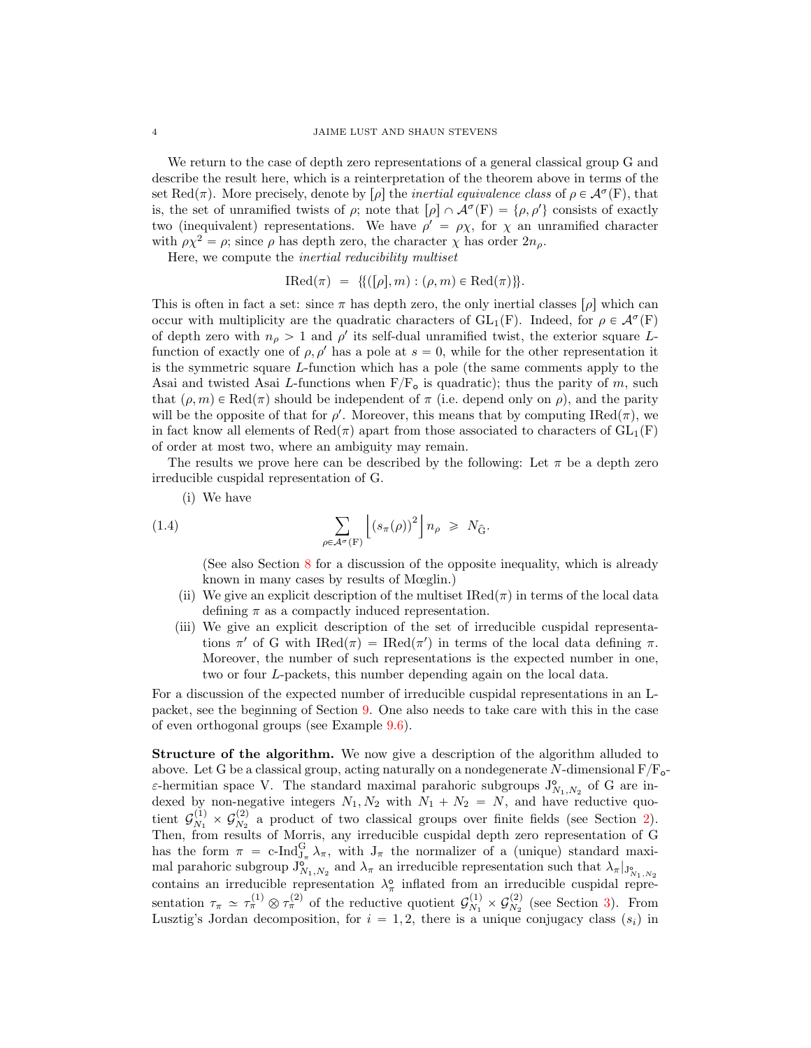We return to the case of depth zero representations of a general classical group G and describe the result here, which is a reinterpretation of the theorem above in terms of the set $\mathrm{Red}(\pi)$. More precisely, denote by $[\rho]$ the *inertial equivalence class* of $\rho \in \mathcal{A}^\sigma(\mathrm{F})$, that is, the set of unramified twists of $\rho$; note that $[\rho] \cap \mathcal{A}^\sigma(\mathrm{F}) = \{\rho, \rho'\}$ consists of exactly two (inequivalent) representations. We have $\rho' = \rho\chi$, for $\chi$ an unramified character with $\rho\chi^2 = \rho$; since $\rho$ has depth zero, the character $\chi$ has order $2n_\rho$.

Here, we compute the *inertial reducibility multiset*

$$\mathrm{IRed}(\pi) \;=\; \{\{([\rho], m) : (\rho, m) \in \mathrm{Red}(\pi)\}\}.$$

This is often in fact a set: since $\pi$ has depth zero, the only inertial classes $[\rho]$ which can occur with multiplicity are the quadratic characters of $\mathrm{GL}_1(\mathrm{F})$. Indeed, for $\rho \in \mathcal{A}^\sigma(\mathrm{F})$ of depth zero with $n_\rho > 1$ and $\rho'$ its self-dual unramified twist, the exterior square $L$-function of exactly one of $\rho, \rho'$ has a pole at $s = 0$, while for the other representation it is the symmetric square $L$-function which has a pole (the same comments apply to the Asai and twisted Asai $L$-functions when $\mathrm{F}/\mathrm{F}_\mathsf{o}$ is quadratic); thus the parity of $m$, such that $(\rho, m) \in \mathrm{Red}(\pi)$ should be independent of $\pi$ (i.e. depend only on $\rho$), and the parity will be the opposite of that for $\rho'$. Moreover, this means that by computing $\mathrm{IRed}(\pi)$, we in fact know all elements of $\mathrm{Red}(\pi)$ apart from those associated to characters of $\mathrm{GL}_1(\mathrm{F})$ of order at most two, where an ambiguity may remain.

The results we prove here can be described by the following: Let $\pi$ be a depth zero irreducible cuspidal representation of G.

(i) We have

$$\sum_{\rho \in \mathcal{A}^\sigma(\mathrm{F})} \left\lfloor (s_\pi(\rho))^2 \right\rfloor n_\rho \;\geqslant\; N_{\widehat{\mathrm{G}}}. \tag{1.4}$$

(See also Section 8 for a discussion of the opposite inequality, which is already known in many cases by results of Mœglin.)

(ii) We give an explicit description of the multiset $\mathrm{IRed}(\pi)$ in terms of the local data defining $\pi$ as a compactly induced representation.

(iii) We give an explicit description of the set of irreducible cuspidal representations $\pi'$ of G with $\mathrm{IRed}(\pi) = \mathrm{IRed}(\pi')$ in terms of the local data defining $\pi$. Moreover, the number of such representations is the expected number in one, two or four $L$-packets, this number depending again on the local data.

For a discussion of the expected number of irreducible cuspidal representations in an L-packet, see the beginning of Section 9. One also needs to take care with this in the case of even orthogonal groups (see Example 9.6).

**Structure of the algorithm.** We now give a description of the algorithm alluded to above. Let G be a classical group, acting naturally on a nondegenerate $N$-dimensional $\mathrm{F}/\mathrm{F}_\mathsf{o}$-$\varepsilon$-hermitian space V. The standard maximal parahoric subgroups $\mathrm{J}^\circ_{N_1,N_2}$ of G are indexed by non-negative integers $N_1, N_2$ with $N_1 + N_2 = N$, and have reductive quotient $\mathcal{G}^{(1)}_{N_1} \times \mathcal{G}^{(2)}_{N_2}$ a product of two classical groups over finite fields (see Section 2). Then, from results of Morris, any irreducible cuspidal depth zero representation of G has the form $\pi = \text{c-Ind}^{\mathrm{G}}_{\mathrm{J}_\pi} \lambda_\pi$, with $\mathrm{J}_\pi$ the normalizer of a (unique) standard maximal parahoric subgroup $\mathrm{J}^\circ_{N_1,N_2}$ and $\lambda_\pi$ an irreducible representation such that $\lambda_\pi|_{\mathrm{J}^\circ_{N_1,N_2}}$ contains an irreducible representation $\lambda^\circ_\pi$ inflated from an irreducible cuspidal representation $\tau_\pi \simeq \tau^{(1)}_\pi \otimes \tau^{(2)}_\pi$ of the reductive quotient $\mathcal{G}^{(1)}_{N_1} \times \mathcal{G}^{(2)}_{N_2}$ (see Section 3). From Lusztig's Jordan decomposition, for $i = 1, 2$, there is a unique conjugacy class $(s_i)$ in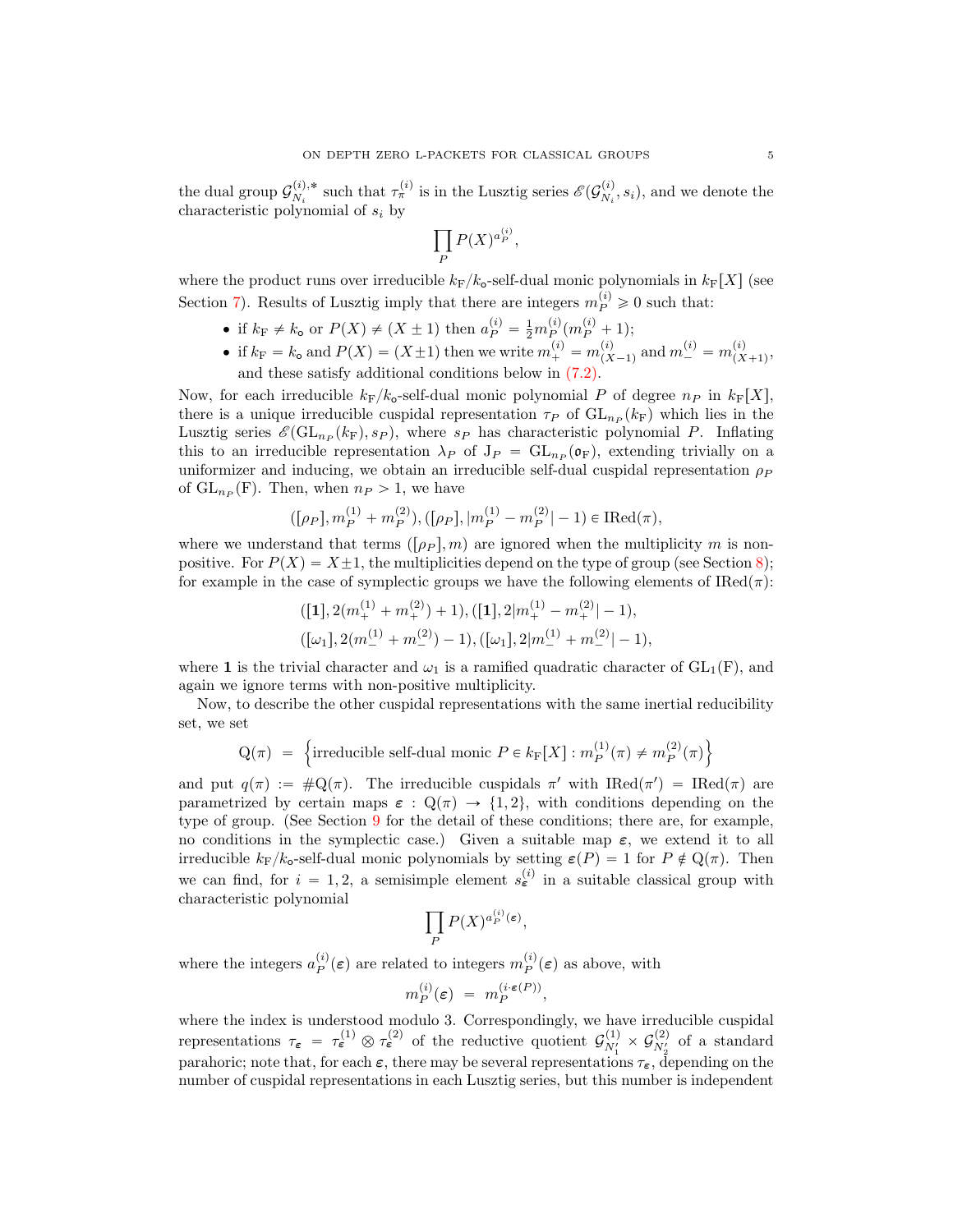the dual group $\mathcal{G}_{N_i}^{(i),*}$ such that $\tau_\pi^{(i)}$ is in the Lusztig series $\mathscr{E}(\mathcal{G}_{N_i}^{(i)}, s_i)$, and we denote the characteristic polynomial of $s_i$ by

$$\prod_P P(X)^{a_P^{(i)}},$$

where the product runs over irreducible $k_{\mathrm{F}}/k_{\mathsf{o}}$-self-dual monic polynomials in $k_{\mathrm{F}}[X]$ (see Section 7). Results of Lusztig imply that there are integers $m_P^{(i)} \geqslant 0$ such that:

- if $k_{\mathrm{F}} \neq k_{\mathsf{o}}$ or $P(X) \neq (X \pm 1)$ then $a_P^{(i)} = \frac{1}{2} m_P^{(i)}(m_P^{(i)} + 1)$;
- if $k_{\mathrm{F}} = k_{\mathsf{o}}$ and $P(X) = (X \pm 1)$ then we write $m_+^{(i)} = m_{(X-1)}^{(i)}$ and $m_-^{(i)} = m_{(X+1)}^{(i)}$, and these satisfy additional conditions below in (7.2).

Now, for each irreducible $k_{\mathrm{F}}/k_{\mathsf{o}}$-self-dual monic polynomial $P$ of degree $n_P$ in $k_{\mathrm{F}}[X]$, there is a unique irreducible cuspidal representation $\tau_P$ of $\mathrm{GL}_{n_P}(k_{\mathrm{F}})$ which lies in the Lusztig series $\mathscr{E}(\mathrm{GL}_{n_P}(k_{\mathrm{F}}), s_P)$, where $s_P$ has characteristic polynomial $P$. Inflating this to an irreducible representation $\lambda_P$ of $\mathrm{J}_P = \mathrm{GL}_{n_P}(\mathfrak{o}_{\mathrm{F}})$, extending trivially on a uniformizer and inducing, we obtain an irreducible self-dual cuspidal representation $\rho_P$ of $\mathrm{GL}_{n_P}(\mathrm{F})$. Then, when $n_P > 1$, we have

$$([\rho_P], m_P^{(1)} + m_P^{(2)}), ([\rho_P], |m_P^{(1)} - m_P^{(2)}| - 1) \in \mathrm{IRed}(\pi),$$

where we understand that terms $([\rho_P], m)$ are ignored when the multiplicity $m$ is non-positive. For $P(X) = X \pm 1$, the multiplicities depend on the type of group (see Section 8); for example in the case of symplectic groups we have the following elements of $\mathrm{IRed}(\pi)$:

$$([\mathbf{1}], 2(m_+^{(1)} + m_+^{(2)}) + 1), ([\mathbf{1}], 2|m_+^{(1)} - m_+^{(2)}| - 1),$$
$$([\omega_1], 2(m_-^{(1)} + m_-^{(2)}) - 1), ([\omega_1], 2|m_-^{(1)} + m_-^{(2)}| - 1),$$

where $\mathbf{1}$ is the trivial character and $\omega_1$ is a ramified quadratic character of $\mathrm{GL}_1(\mathrm{F})$, and again we ignore terms with non-positive multiplicity.

Now, to describe the other cuspidal representations with the same inertial reducibility set, we set

$$\mathrm{Q}(\pi) \;=\; \left\{ \text{irreducible self-dual monic } P \in k_{\mathrm{F}}[X] : m_P^{(1)}(\pi) \neq m_P^{(2)}(\pi) \right\}$$

and put $q(\pi) := \#\mathrm{Q}(\pi)$. The irreducible cuspidals $\pi'$ with $\mathrm{IRed}(\pi') = \mathrm{IRed}(\pi)$ are parametrized by certain maps $\boldsymbol{\varepsilon} : \mathrm{Q}(\pi) \to \{1, 2\}$, with conditions depending on the type of group. (See Section 9 for the detail of these conditions; there are, for example, no conditions in the symplectic case.) Given a suitable map $\boldsymbol{\varepsilon}$, we extend it to all irreducible $k_{\mathrm{F}}/k_{\mathsf{o}}$-self-dual monic polynomials by setting $\boldsymbol{\varepsilon}(P) = 1$ for $P \notin \mathrm{Q}(\pi)$. Then we can find, for $i = 1, 2$, a semisimple element $s_{\boldsymbol{\varepsilon}}^{(i)}$ in a suitable classical group with characteristic polynomial

$$\prod_P P(X)^{a_P^{(i)}(\boldsymbol{\varepsilon})},$$

where the integers $a_P^{(i)}(\boldsymbol{\varepsilon})$ are related to integers $m_P^{(i)}(\boldsymbol{\varepsilon})$ as above, with

$$m_P^{(i)}(\boldsymbol{\varepsilon}) \;=\; m_P^{(i \cdot \boldsymbol{\varepsilon}(P))},$$

where the index is understood modulo 3. Correspondingly, we have irreducible cuspidal representations $\tau_{\boldsymbol{\varepsilon}} = \tau_{\boldsymbol{\varepsilon}}^{(1)} \otimes \tau_{\boldsymbol{\varepsilon}}^{(2)}$ of the reductive quotient $\mathcal{G}_{N_1'}^{(1)} \times \mathcal{G}_{N_2'}^{(2)}$ of a standard parahoric; note that, for each $\boldsymbol{\varepsilon}$, there may be several representations $\tau_{\boldsymbol{\varepsilon}}$, depending on the number of cuspidal representations in each Lusztig series, but this number is independent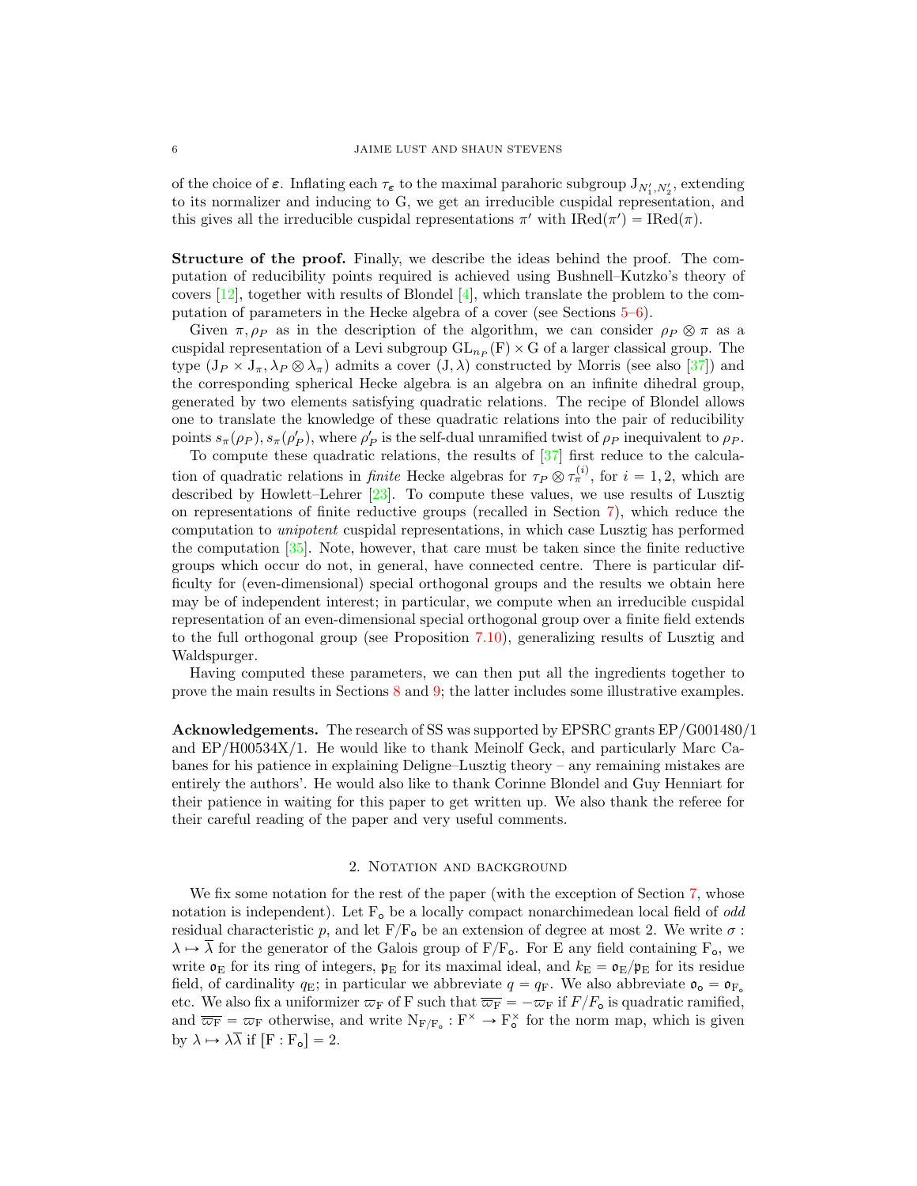of the choice of $\boldsymbol{\varepsilon}$. Inflating each $\tau_{\boldsymbol{\varepsilon}}$ to the maximal parahoric subgroup $\mathrm{J}_{N_1',N_2'}$, extending to its normalizer and inducing to G, we get an irreducible cuspidal representation, and this gives all the irreducible cuspidal representations $\pi'$ with $\mathrm{IRed}(\pi') = \mathrm{IRed}(\pi)$.

**Structure of the proof.** Finally, we describe the ideas behind the proof. The computation of reducibility points required is achieved using Bushnell–Kutzko's theory of covers [12], together with results of Blondel [4], which translate the problem to the computation of parameters in the Hecke algebra of a cover (see Sections 5–6).

Given $\pi, \rho_P$ as in the description of the algorithm, we can consider $\rho_P \otimes \pi$ as a cuspidal representation of a Levi subgroup $\mathrm{GL}_{n_P}(\mathrm{F}) \times \mathrm{G}$ of a larger classical group. The type $(\mathrm{J}_P \times \mathrm{J}_\pi, \lambda_P \otimes \lambda_\pi)$ admits a cover $(\mathrm{J}, \lambda)$ constructed by Morris (see also [37]) and the corresponding spherical Hecke algebra is an algebra on an infinite dihedral group, generated by two elements satisfying quadratic relations. The recipe of Blondel allows one to translate the knowledge of these quadratic relations into the pair of reducibility points $s_\pi(\rho_P), s_\pi(\rho_P')$, where $\rho_P'$ is the self-dual unramified twist of $\rho_P$ inequivalent to $\rho_P$.

To compute these quadratic relations, the results of [37] first reduce to the calculation of quadratic relations in *finite* Hecke algebras for $\tau_P \otimes \tau_\pi^{(i)}$, for $i = 1, 2$, which are described by Howlett–Lehrer [23]. To compute these values, we use results of Lusztig on representations of finite reductive groups (recalled in Section 7), which reduce the computation to *unipotent* cuspidal representations, in which case Lusztig has performed the computation [35]. Note, however, that care must be taken since the finite reductive groups which occur do not, in general, have connected centre. There is particular difficulty for (even-dimensional) special orthogonal groups and the results we obtain here may be of independent interest; in particular, we compute when an irreducible cuspidal representation of an even-dimensional special orthogonal group over a finite field extends to the full orthogonal group (see Proposition 7.10), generalizing results of Lusztig and Waldspurger.

Having computed these parameters, we can then put all the ingredients together to prove the main results in Sections 8 and 9; the latter includes some illustrative examples.

**Acknowledgements.** The research of SS was supported by EPSRC grants EP/G001480/1 and EP/H00534X/1. He would like to thank Meinolf Geck, and particularly Marc Cabanes for his patience in explaining Deligne–Lusztig theory – any remaining mistakes are entirely the authors'. He would also like to thank Corinne Blondel and Guy Henniart for their patience in waiting for this paper to get written up. We also thank the referee for their careful reading of the paper and very useful comments.

## 2. Notation and background

We fix some notation for the rest of the paper (with the exception of Section 7, whose notation is independent). Let $\mathrm{F}_\mathsf{o}$ be a locally compact nonarchimedean local field of *odd* residual characteristic $p$, and let $\mathrm{F}/\mathrm{F}_\mathsf{o}$ be an extension of degree at most 2. We write $\sigma : \lambda \mapsto \overline{\lambda}$ for the generator of the Galois group of $\mathrm{F}/\mathrm{F}_\mathsf{o}$. For E any field containing $\mathrm{F}_\mathsf{o}$, we write $\mathfrak{o}_\mathrm{E}$ for its ring of integers, $\mathfrak{p}_\mathrm{E}$ for its maximal ideal, and $k_\mathrm{E} = \mathfrak{o}_\mathrm{E}/\mathfrak{p}_\mathrm{E}$ for its residue field, of cardinality $q_\mathrm{E}$; in particular we abbreviate $q = q_\mathrm{F}$. We also abbreviate $\mathfrak{o}_\mathsf{o} = \mathfrak{o}_{\mathrm{F}_\mathsf{o}}$ etc. We also fix a uniformizer $\varpi_\mathrm{F}$ of F such that $\overline{\varpi_\mathrm{F}} = -\varpi_\mathrm{F}$ if $F/F_\mathsf{o}$ is quadratic ramified, and $\overline{\varpi_\mathrm{F}} = \varpi_\mathrm{F}$ otherwise, and write $\mathrm{N}_{\mathrm{F}/\mathrm{F}_\mathsf{o}} : \mathrm{F}^\times \to \mathrm{F}_\mathsf{o}^\times$ for the norm map, which is given by $\lambda \mapsto \lambda\overline{\lambda}$ if $[\mathrm{F} : \mathrm{F}_\mathsf{o}] = 2$.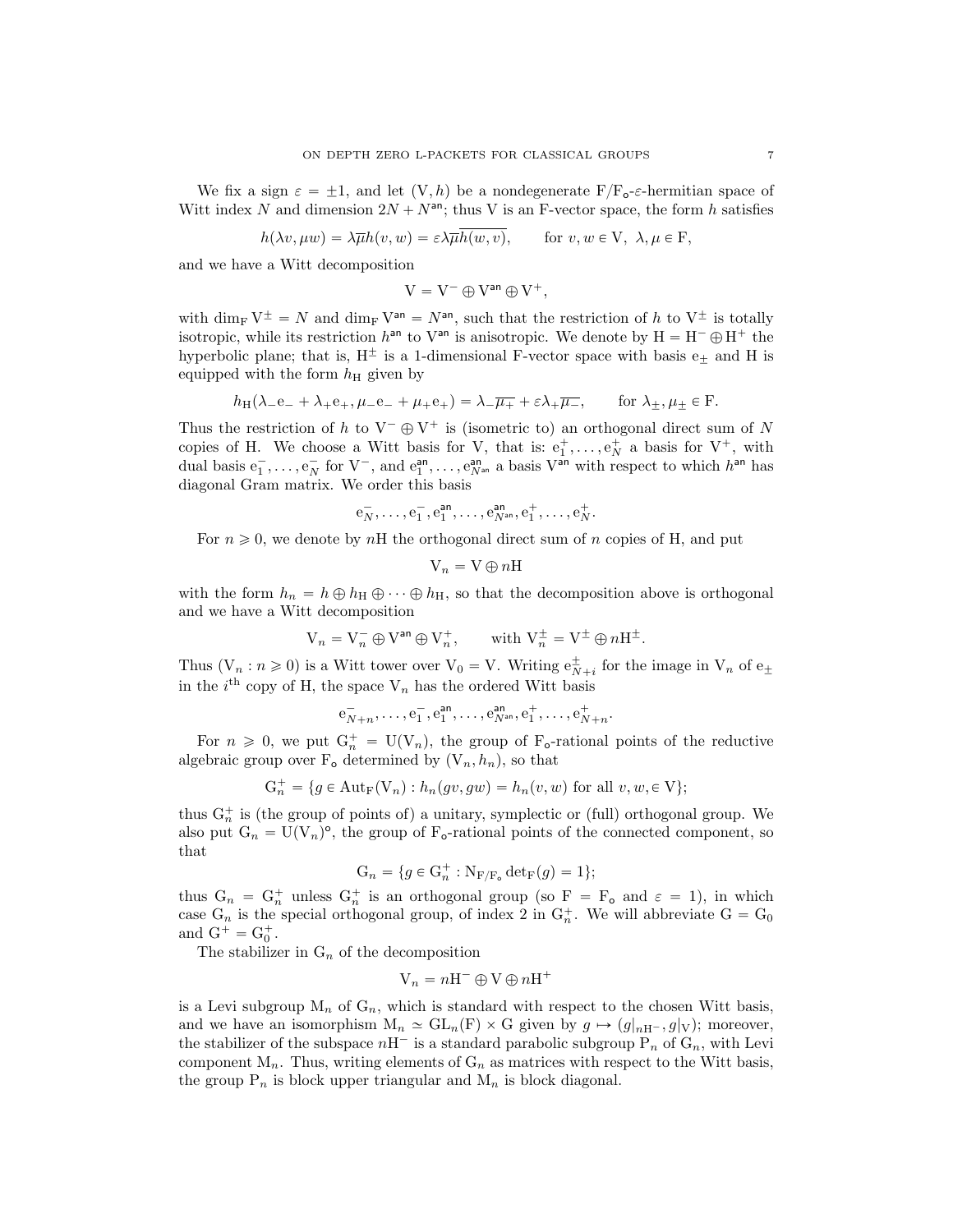We fix a sign $\varepsilon = \pm 1$, and let $(\mathrm{V}, h)$ be a nondegenerate $\mathrm{F}/\mathrm{F}_{\mathsf{o}}$-$\varepsilon$-hermitian space of Witt index $N$ and dimension $2N + N^{\mathsf{an}}$; thus $\mathrm{V}$ is an F-vector space, the form $h$ satisfies

$$h(\lambda v, \mu w) = \lambda\overline{\mu} h(v, w) = \varepsilon\lambda\overline{\mu}\overline{h(w, v)}, \qquad \text{for } v, w \in \mathrm{V},\ \lambda, \mu \in \mathrm{F},$$

and we have a Witt decomposition

$$\mathrm{V} = \mathrm{V}^- \oplus \mathrm{V}^{\mathsf{an}} \oplus \mathrm{V}^+,$$

with $\dim_{\mathrm{F}} \mathrm{V}^{\pm} = N$ and $\dim_{\mathrm{F}} \mathrm{V}^{\mathsf{an}} = N^{\mathsf{an}}$, such that the restriction of $h$ to $\mathrm{V}^{\pm}$ is totally isotropic, while its restriction $h^{\mathsf{an}}$ to $\mathrm{V}^{\mathsf{an}}$ is anisotropic. We denote by $\mathrm{H} = \mathrm{H}^- \oplus \mathrm{H}^+$ the hyperbolic plane; that is, $\mathrm{H}^{\pm}$ is a 1-dimensional F-vector space with basis $\mathrm{e}_{\pm}$ and $\mathrm{H}$ is equipped with the form $h_{\mathrm{H}}$ given by

$$h_{\mathrm{H}}(\lambda_- \mathrm{e}_- + \lambda_+ \mathrm{e}_+, \mu_- \mathrm{e}_- + \mu_+ \mathrm{e}_+) = \lambda_- \overline{\mu_+} + \varepsilon\lambda_+ \overline{\mu_-}, \qquad \text{for } \lambda_{\pm}, \mu_{\pm} \in \mathrm{F}.$$

Thus the restriction of $h$ to $\mathrm{V}^- \oplus \mathrm{V}^+$ is (isometric to) an orthogonal direct sum of $N$ copies of $\mathrm{H}$. We choose a Witt basis for $\mathrm{V}$, that is: $\mathrm{e}_1^+, \ldots, \mathrm{e}_N^+$ a basis for $\mathrm{V}^+$, with dual basis $\mathrm{e}_1^-, \ldots, \mathrm{e}_N^-$ for $\mathrm{V}^-$, and $\mathrm{e}_1^{\mathsf{an}}, \ldots, \mathrm{e}_{N^{\mathsf{an}}}^{\mathsf{an}}$ a basis $\mathrm{V}^{\mathsf{an}}$ with respect to which $h^{\mathsf{an}}$ has diagonal Gram matrix. We order this basis

$$\mathrm{e}_N^-, \ldots, \mathrm{e}_1^-, \mathrm{e}_1^{\mathsf{an}}, \ldots, \mathrm{e}_{N^{\mathsf{an}}}^{\mathsf{an}}, \mathrm{e}_1^+, \ldots, \mathrm{e}_N^+.$$

For $n \geqslant 0$, we denote by $n\mathrm{H}$ the orthogonal direct sum of $n$ copies of $\mathrm{H}$, and put

$$\mathrm{V}_n = \mathrm{V} \oplus n\mathrm{H}$$

with the form $h_n = h \oplus h_{\mathrm{H}} \oplus \cdots \oplus h_{\mathrm{H}}$, so that the decomposition above is orthogonal and we have a Witt decomposition

$$\mathrm{V}_n = \mathrm{V}_n^- \oplus \mathrm{V}^{\mathsf{an}} \oplus \mathrm{V}_n^+, \qquad \text{with } \mathrm{V}_n^{\pm} = \mathrm{V}^{\pm} \oplus n\mathrm{H}^{\pm}.$$

Thus $(\mathrm{V}_n : n \geqslant 0)$ is a Witt tower over $\mathrm{V}_0 = \mathrm{V}$. Writing $\mathrm{e}_{N+i}^{\pm}$ for the image in $\mathrm{V}_n$ of $\mathrm{e}_{\pm}$ in the $i^{\text{th}}$ copy of $\mathrm{H}$, the space $\mathrm{V}_n$ has the ordered Witt basis

$$\mathrm{e}_{N+n}^-, \ldots, \mathrm{e}_1^-, \mathrm{e}_1^{\mathsf{an}}, \ldots, \mathrm{e}_{N^{\mathsf{an}}}^{\mathsf{an}}, \mathrm{e}_1^+, \ldots, \mathrm{e}_{N+n}^+.$$

For $n \geqslant 0$, we put $\mathrm{G}_n^+ = \mathrm{U}(\mathrm{V}_n)$, the group of $\mathrm{F}_{\mathsf{o}}$-rational points of the reductive algebraic group over $\mathrm{F}_{\mathsf{o}}$ determined by $(\mathrm{V}_n, h_n)$, so that

$$\mathrm{G}_n^+ = \{g \in \mathrm{Aut}_{\mathrm{F}}(\mathrm{V}_n) : h_n(gv, gw) = h_n(v, w) \text{ for all } v, w, \in \mathrm{V}\};$$

thus $\mathrm{G}_n^+$ is (the group of points of) a unitary, symplectic or (full) orthogonal group. We also put $\mathrm{G}_n = \mathrm{U}(\mathrm{V}_n)^{\circ}$, the group of $\mathrm{F}_{\mathsf{o}}$-rational points of the connected component, so that

$$\mathrm{G}_n = \{g \in \mathrm{G}_n^+ : \mathrm{N}_{\mathrm{F}/\mathrm{F}_{\mathsf{o}}} \det_{\mathrm{F}}(g) = 1\};$$

thus $\mathrm{G}_n = \mathrm{G}_n^+$ unless $\mathrm{G}_n^+$ is an orthogonal group (so $\mathrm{F} = \mathrm{F}_{\mathsf{o}}$ and $\varepsilon = 1$), in which case $\mathrm{G}_n$ is the special orthogonal group, of index 2 in $\mathrm{G}_n^+$. We will abbreviate $\mathrm{G} = \mathrm{G}_0$ and $\mathrm{G}^+ = \mathrm{G}_0^+$.

The stabilizer in $\mathrm{G}_n$ of the decomposition

$$\mathrm{V}_n = n\mathrm{H}^- \oplus \mathrm{V} \oplus n\mathrm{H}^+$$

is a Levi subgroup $\mathrm{M}_n$ of $\mathrm{G}_n$, which is standard with respect to the chosen Witt basis, and we have an isomorphism $\mathrm{M}_n \simeq \mathrm{GL}_n(\mathrm{F}) \times \mathrm{G}$ given by $g \mapsto (g|_{n\mathrm{H}^-}, g|_{\mathrm{V}})$; moreover, the stabilizer of the subspace $n\mathrm{H}^-$ is a standard parabolic subgroup $\mathrm{P}_n$ of $\mathrm{G}_n$, with Levi component $\mathrm{M}_n$. Thus, writing elements of $\mathrm{G}_n$ as matrices with respect to the Witt basis, the group $\mathrm{P}_n$ is block upper triangular and $\mathrm{M}_n$ is block diagonal.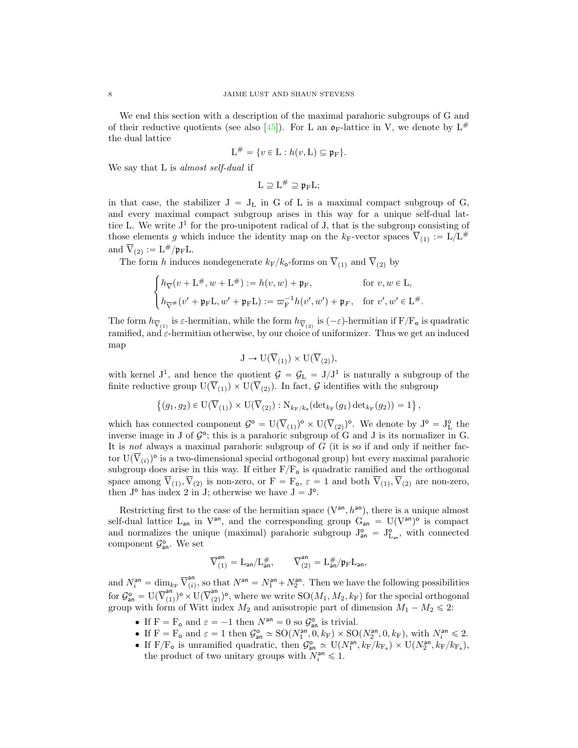We end this section with a description of the maximal parahoric subgroups of G and of their reductive quotients (see also [45]). For L an $\mathfrak{o}_{\mathrm{F}}$-lattice in V, we denote by $\mathrm{L}^{\#}$ the dual lattice

$$\mathrm{L}^{\#} = \{v \in \mathrm{L} : h(v, \mathrm{L}) \subseteq \mathfrak{p}_{\mathrm{F}}\}.$$

We say that L is *almost self-dual* if

$$\mathrm{L} \supseteq \mathrm{L}^{\#} \supseteq \mathfrak{p}_{\mathrm{F}}\mathrm{L};$$

in that case, the stabilizer $\mathrm{J} = \mathrm{J}_{\mathrm{L}}$ in G of L is a maximal compact subgroup of G, and every maximal compact subgroup arises in this way for a unique self-dual lattice L. We write $\mathrm{J}^1$ for the pro-unipotent radical of J, that is the subgroup consisting of those elements $g$ which induce the identity map on the $k_{\mathrm{F}}$-vector spaces $\overline{\mathrm{V}}_{(1)} := \mathrm{L}/\mathrm{L}^{\#}$ and $\overline{\mathrm{V}}_{(2)} := \mathrm{L}^{\#}/\mathfrak{p}_{\mathrm{F}}\mathrm{L}$.

The form $h$ induces nondegenerate $k_{\mathrm{F}}/k_{\mathsf{o}}$-forms on $\overline{\mathrm{V}}_{(1)}$ and $\overline{\mathrm{V}}_{(2)}$ by

$$\begin{cases} h_{\overline{\mathrm{V}}}(v + \mathrm{L}^{\#}, w + \mathrm{L}^{\#}) := h(v, w) + \mathfrak{p}_{\mathrm{F}}, & \text{for } v, w \in \mathrm{L}, \\ h_{\overline{\mathrm{V}}^{\#}}(v' + \mathfrak{p}_{\mathrm{F}}\mathrm{L}, w' + \mathfrak{p}_{\mathrm{F}}\mathrm{L}) := \varpi_{\mathrm{F}}^{-1} h(v', w') + \mathfrak{p}_{F}, & \text{for } v', w' \in \mathrm{L}^{\#}. \end{cases}$$

The form $h_{\overline{\mathrm{V}}_{(1)}}$ is $\varepsilon$-hermitian, while the form $h_{\overline{\mathrm{V}}_{(2)}}$ is $(-\varepsilon)$-hermitian if $\mathrm{F}/\mathrm{F}_{\mathsf{o}}$ is quadratic ramified, and $\varepsilon$-hermitian otherwise, by our choice of uniformizer. Thus we get an induced map

$$\mathrm{J} \to \mathrm{U}(\overline{\mathrm{V}}_{(1)}) \times \mathrm{U}(\overline{\mathrm{V}}_{(2)}),$$

with kernel $\mathrm{J}^1$, and hence the quotient $\mathcal{G} = \mathcal{G}_{\mathrm{L}} = \mathrm{J}/\mathrm{J}^1$ is naturally a subgroup of the finite reductive group $\mathrm{U}(\overline{\mathrm{V}}_{(1)}) \times \mathrm{U}(\overline{\mathrm{V}}_{(2)})$. In fact, $\mathcal{G}$ identifies with the subgroup

$$\left\{(g_1, g_2) \in \mathrm{U}(\overline{\mathrm{V}}_{(1)}) \times \mathrm{U}(\overline{\mathrm{V}}_{(2)}) : \mathrm{N}_{k_{\mathrm{F}}/k_{\mathsf{o}}}(\det_{k_{\mathrm{F}}}(g_1) \det_{k_{\mathrm{F}}}(g_2)) = 1\right\},$$

which has connected component $\mathcal{G}^{\circ} = \mathrm{U}(\overline{\mathrm{V}}_{(1)})^{\circ} \times \mathrm{U}(\overline{\mathrm{V}}_{(2)})^{\circ}$. We denote by $\mathrm{J}^{\circ} = \mathrm{J}^{\circ}_{\mathrm{L}}$ the inverse image in J of $\mathcal{G}^{\circ}$; this is a parahoric subgroup of G and J is its normalizer in G. It is *not* always a maximal parahoric subgroup of $G$ (it is so if and only if neither factor $\mathrm{U}(\overline{\mathrm{V}}_{(i)})^{\circ}$ is a two-dimensional special orthogonal group) but every maximal parahoric subgroup does arise in this way. If either $\mathrm{F}/\mathrm{F}_{\mathsf{o}}$ is quadratic ramified and the orthogonal space among $\overline{\mathrm{V}}_{(1)}, \overline{\mathrm{V}}_{(2)}$ is non-zero, or $\mathrm{F} = \mathrm{F}_{\mathsf{o}}$, $\varepsilon = 1$ and both $\overline{\mathrm{V}}_{(1)}, \overline{\mathrm{V}}_{(2)}$ are non-zero, then $\mathrm{J}^{\circ}$ has index 2 in J; otherwise we have $\mathrm{J} = \mathrm{J}^{\circ}$.

Restricting first to the case of the hermitian space $(\mathrm{V}^{\mathsf{an}}, h^{\mathsf{an}})$, there is a unique almost self-dual lattice $\mathrm{L}_{\mathsf{an}}$ in $\mathrm{V}^{\mathsf{an}}$, and the corresponding group $\mathrm{G}_{\mathsf{an}} = \mathrm{U}(\mathrm{V}^{\mathsf{an}})^{\circ}$ is compact and normalizes the unique (maximal) parahoric subgroup $\mathrm{J}^{\circ}_{\mathsf{an}} = \mathrm{J}^{\circ}_{\mathrm{L}_{\mathsf{an}}}$, with connected component $\mathcal{G}^{\circ}_{\mathsf{an}}$. We set

$$\overline{\mathrm{V}}^{\mathsf{an}}_{(1)} = \mathrm{L}_{\mathsf{an}}/\mathrm{L}^{\#}_{\mathsf{an}}, \qquad \overline{\mathrm{V}}^{\mathsf{an}}_{(2)} = \mathrm{L}^{\#}_{\mathsf{an}}/\mathfrak{p}_{\mathrm{F}}\mathrm{L}_{\mathsf{an}},$$

and $N^{\mathsf{an}}_i = \dim_{k_{\mathrm{F}}} \overline{\mathrm{V}}^{\mathsf{an}}_{(i)}$, so that $N^{\mathsf{an}} = N^{\mathsf{an}}_1 + N^{\mathsf{an}}_2$. Then we have the following possibilities for $\mathcal{G}^{\circ}_{\mathsf{an}} = \mathrm{U}(\overline{\mathrm{V}}^{\mathsf{an}}_{(1)})^{\circ} \times \mathrm{U}(\overline{\mathrm{V}}^{\mathsf{an}}_{(2)})^{\circ}$, where we write $\mathrm{SO}(M_1, M_2, k_{\mathrm{F}})$ for the special orthogonal group with form of Witt index $M_2$ and anisotropic part of dimension $M_1 - M_2 \leqslant 2$:

- If $\mathrm{F} = \mathrm{F}_{\mathsf{o}}$ and $\varepsilon = -1$ then $N^{\mathsf{an}} = 0$ so $\mathcal{G}^{\circ}_{\mathsf{an}}$ is trivial.
- If $\mathrm{F} = \mathrm{F}_{\mathsf{o}}$ and $\varepsilon = 1$ then $\mathcal{G}^{\circ}_{\mathsf{an}} \simeq \mathrm{SO}(N^{\mathsf{an}}_1, 0, k_{\mathrm{F}}) \times \mathrm{SO}(N^{\mathsf{an}}_2, 0, k_{\mathrm{F}})$, with $N^{\mathsf{an}}_i \leqslant 2$.
- If $\mathrm{F}/\mathrm{F}_{\mathsf{o}}$ is unramified quadratic, then $\mathcal{G}^{\circ}_{\mathsf{an}} \simeq \mathrm{U}(N^{\mathsf{an}}_1, k_{\mathrm{F}}/k_{\mathrm{F}_{\mathsf{o}}}) \times \mathrm{U}(N^{\mathsf{an}}_2, k_{\mathrm{F}}/k_{\mathrm{F}_{\mathsf{o}}})$, the product of two unitary groups with $N^{\mathsf{an}}_i \leqslant 1$.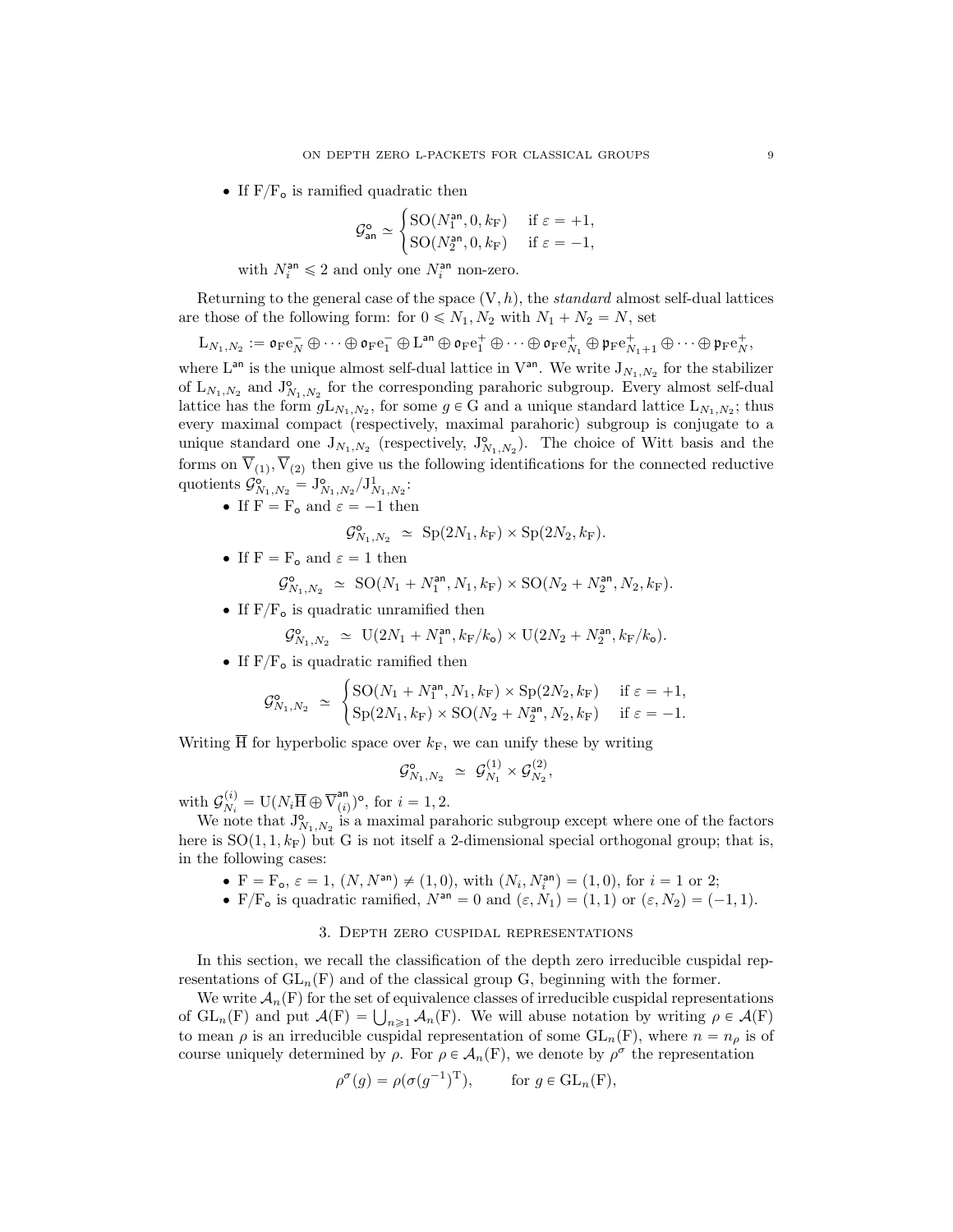- If $\mathrm{F}/\mathrm{F}_{\mathsf{o}}$ is ramified quadratic then

$$\mathcal{G}_{\mathsf{an}}^{\circ} \simeq \begin{cases} \mathrm{SO}(N_1^{\mathsf{an}}, 0, k_{\mathrm{F}}) & \text{if } \varepsilon = +1, \\ \mathrm{SO}(N_2^{\mathsf{an}}, 0, k_{\mathrm{F}}) & \text{if } \varepsilon = -1, \end{cases}$$

with $N_i^{\mathsf{an}} \leqslant 2$ and only one $N_i^{\mathsf{an}}$ non-zero.

Returning to the general case of the space $(\mathrm{V}, h)$, the *standard* almost self-dual lattices are those of the following form: for $0 \leqslant N_1, N_2$ with $N_1 + N_2 = N$, set

$$\mathrm{L}_{N_1,N_2} := \mathfrak{o}_{\mathrm{F}}\mathrm{e}_N^- \oplus \cdots \oplus \mathfrak{o}_{\mathrm{F}}\mathrm{e}_1^- \oplus \mathrm{L}^{\mathsf{an}} \oplus \mathfrak{o}_{\mathrm{F}}\mathrm{e}_1^+ \oplus \cdots \oplus \mathfrak{o}_{\mathrm{F}}\mathrm{e}_{N_1}^+ \oplus \mathfrak{p}_{\mathrm{F}}\mathrm{e}_{N_1+1}^+ \oplus \cdots \oplus \mathfrak{p}_{\mathrm{F}}\mathrm{e}_N^+,$$

where $\mathrm{L}^{\mathsf{an}}$ is the unique almost self-dual lattice in $\mathrm{V}^{\mathsf{an}}$. We write $\mathrm{J}_{N_1,N_2}$ for the stabilizer of $\mathrm{L}_{N_1,N_2}$ and $\mathrm{J}_{N_1,N_2}^{\circ}$ for the corresponding parahoric subgroup. Every almost self-dual lattice has the form $g\mathrm{L}_{N_1,N_2}$, for some $g \in \mathrm{G}$ and a unique standard lattice $\mathrm{L}_{N_1,N_2}$; thus every maximal compact (respectively, maximal parahoric) subgroup is conjugate to a unique standard one $\mathrm{J}_{N_1,N_2}$ (respectively, $\mathrm{J}_{N_1,N_2}^{\circ}$). The choice of Witt basis and the forms on $\overline{\mathrm{V}}_{(1)}, \overline{\mathrm{V}}_{(2)}$ then give us the following identifications for the connected reductive quotients $\mathcal{G}_{N_1,N_2}^{\circ} = \mathrm{J}_{N_1,N_2}^{\circ}/\mathrm{J}_{N_1,N_2}^{1}$:

- If $\mathrm{F} = \mathrm{F}_{\mathsf{o}}$ and $\varepsilon = -1$ then

$$\mathcal{G}_{N_1,N_2}^{\circ} \;\simeq\; \mathrm{Sp}(2N_1, k_{\mathrm{F}}) \times \mathrm{Sp}(2N_2, k_{\mathrm{F}}).$$

- If $\mathrm{F} = \mathrm{F}_{\mathsf{o}}$ and $\varepsilon = 1$ then

$$\mathcal{G}_{N_1,N_2}^{\circ} \;\simeq\; \mathrm{SO}(N_1 + N_1^{\mathsf{an}}, N_1, k_{\mathrm{F}}) \times \mathrm{SO}(N_2 + N_2^{\mathsf{an}}, N_2, k_{\mathrm{F}}).$$

- If $\mathrm{F}/\mathrm{F}_{\mathsf{o}}$ is quadratic unramified then

$$\mathcal{G}_{N_1,N_2}^{\circ} \;\simeq\; \mathrm{U}(2N_1 + N_1^{\mathsf{an}}, k_{\mathrm{F}}/k_{\mathsf{o}}) \times \mathrm{U}(2N_2 + N_2^{\mathsf{an}}, k_{\mathrm{F}}/k_{\mathsf{o}}).$$

- If $\mathrm{F}/\mathrm{F}_{\mathsf{o}}$ is quadratic ramified then

$$\mathcal{G}_{N_1,N_2}^{\circ} \;\simeq\; \begin{cases} \mathrm{SO}(N_1 + N_1^{\mathsf{an}}, N_1, k_{\mathrm{F}}) \times \mathrm{Sp}(2N_2, k_{\mathrm{F}}) & \text{if } \varepsilon = +1, \\ \mathrm{Sp}(2N_1, k_{\mathrm{F}}) \times \mathrm{SO}(N_2 + N_2^{\mathsf{an}}, N_2, k_{\mathrm{F}}) & \text{if } \varepsilon = -1. \end{cases}$$

Writing $\overline{\mathrm{H}}$ for hyperbolic space over $k_{\mathrm{F}}$, we can unify these by writing

$$\mathcal{G}_{N_1,N_2}^{\circ} \;\simeq\; \mathcal{G}_{N_1}^{(1)} \times \mathcal{G}_{N_2}^{(2)},$$

with $\mathcal{G}_{N_i}^{(i)} = \mathrm{U}(N_i\overline{\mathrm{H}} \oplus \overline{\mathrm{V}}_{(i)}^{\mathsf{an}})^{\circ}$, for $i = 1, 2$.

We note that $\mathrm{J}_{N_1,N_2}^{\circ}$ is a maximal parahoric subgroup except where one of the factors here is $\mathrm{SO}(1, 1, k_{\mathrm{F}})$ but G is not itself a 2-dimensional special orthogonal group; that is, in the following cases:

- $\mathrm{F} = \mathrm{F}_{\mathsf{o}}$, $\varepsilon = 1$, $(N, N^{\mathsf{an}}) \neq (1, 0)$, with $(N_i, N_i^{\mathsf{an}}) = (1, 0)$, for $i = 1$ or $2$;
- $\mathrm{F}/\mathrm{F}_{\mathsf{o}}$ is quadratic ramified, $N^{\mathsf{an}} = 0$ and $(\varepsilon, N_1) = (1, 1)$ or $(\varepsilon, N_2) = (-1, 1)$.

## 3. Depth zero cuspidal representations

In this section, we recall the classification of the depth zero irreducible cuspidal representations of $\mathrm{GL}_n(\mathrm{F})$ and of the classical group G, beginning with the former.

We write $\mathcal{A}_n(\mathrm{F})$ for the set of equivalence classes of irreducible cuspidal representations of $\mathrm{GL}_n(\mathrm{F})$ and put $\mathcal{A}(\mathrm{F}) = \bigcup_{n \geqslant 1} \mathcal{A}_n(\mathrm{F})$. We will abuse notation by writing $\rho \in \mathcal{A}(\mathrm{F})$ to mean $\rho$ is an irreducible cuspidal representation of some $\mathrm{GL}_n(\mathrm{F})$, where $n = n_\rho$ is of course uniquely determined by $\rho$. For $\rho \in \mathcal{A}_n(\mathrm{F})$, we denote by $\rho^\sigma$ the representation

$$\rho^\sigma(g) = \rho(\sigma(g^{-1})^{\mathrm{T}}), \qquad \text{for } g \in \mathrm{GL}_n(\mathrm{F}),$$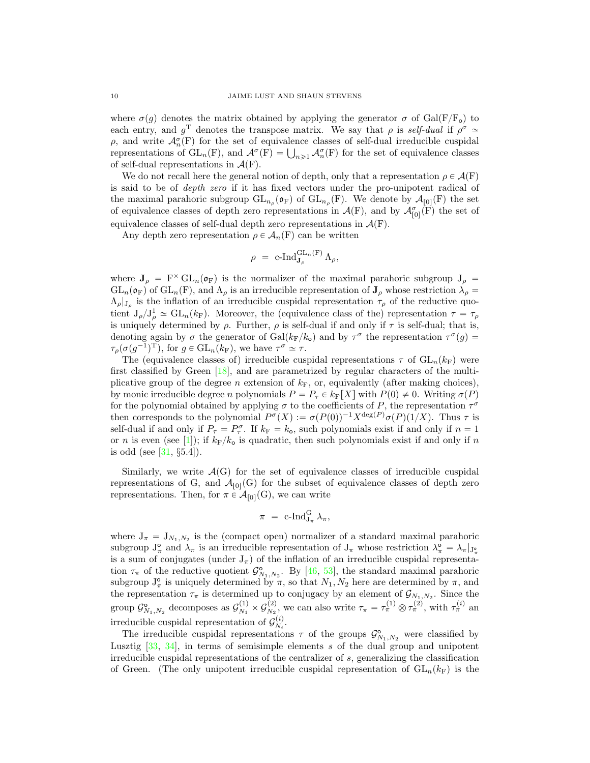where $\sigma(g)$ denotes the matrix obtained by applying the generator $\sigma$ of $\mathrm{Gal}(\mathrm{F}/\mathrm{F}_{\mathsf{o}})$ to each entry, and $g^{\mathrm{T}}$ denotes the transpose matrix. We say that $\rho$ is *self-dual* if $\rho^\sigma \simeq \rho$, and write $\mathcal{A}_n^\sigma(\mathrm{F})$ for the set of equivalence classes of self-dual irreducible cuspidal representations of $\mathrm{GL}_n(\mathrm{F})$, and $\mathcal{A}^\sigma(\mathrm{F}) = \bigcup_{n\geqslant 1} \mathcal{A}_n^\sigma(\mathrm{F})$ for the set of equivalence classes of self-dual representations in $\mathcal{A}(\mathrm{F})$.

We do not recall here the general notion of depth, only that a representation $\rho \in \mathcal{A}(\mathrm{F})$ is said to be of *depth zero* if it has fixed vectors under the pro-unipotent radical of the maximal parahoric subgroup $\mathrm{GL}_{n_\rho}(\mathfrak{o}_\mathrm{F})$ of $\mathrm{GL}_{n_\rho}(\mathrm{F})$. We denote by $\mathcal{A}_{[0]}(\mathrm{F})$ the set of equivalence classes of depth zero representations in $\mathcal{A}(\mathrm{F})$, and by $\mathcal{A}_{[0]}^\sigma(\mathrm{F})$ the set of equivalence classes of self-dual depth zero representations in $\mathcal{A}(\mathrm{F})$.

Any depth zero representation $\rho \in \mathcal{A}_n(\mathrm{F})$ can be written

$$\rho \;=\; \text{c-Ind}_{\mathbf{J}_\rho}^{\mathrm{GL}_n(\mathrm{F})} \Lambda_\rho,$$

where $\mathbf{J}_\rho = \mathrm{F}^\times \mathrm{GL}_n(\mathfrak{o}_\mathrm{F})$ is the normalizer of the maximal parahoric subgroup $\mathrm{J}_\rho = \mathrm{GL}_n(\mathfrak{o}_\mathrm{F})$ of $\mathrm{GL}_n(\mathrm{F})$, and $\Lambda_\rho$ is an irreducible representation of $\mathbf{J}_\rho$ whose restriction $\lambda_\rho = \Lambda_\rho|_{\mathrm{J}_\rho}$ is the inflation of an irreducible cuspidal representation $\tau_\rho$ of the reductive quotient $\mathrm{J}_\rho/\mathrm{J}_\rho^1 \simeq \mathrm{GL}_n(k_\mathrm{F})$. Moreover, the (equivalence class of the) representation $\tau = \tau_\rho$ is uniquely determined by $\rho$. Further, $\rho$ is self-dual if and only if $\tau$ is self-dual; that is, denoting again by $\sigma$ the generator of $\mathrm{Gal}(k_\mathrm{F}/k_{\mathsf{o}})$ and by $\tau^\sigma$ the representation $\tau^\sigma(g) = \tau_\rho(\sigma(g^{-1})^{\mathrm{T}})$, for $g \in \mathrm{GL}_n(k_\mathrm{F})$, we have $\tau^\sigma \simeq \tau$.

The (equivalence classes of) irreducible cuspidal representations $\tau$ of $\mathrm{GL}_n(k_\mathrm{F})$ were first classified by Green [18], and are parametrized by regular characters of the multiplicative group of the degree $n$ extension of $k_\mathrm{F}$, or, equivalently (after making choices), by monic irreducible degree $n$ polynomials $P = P_\tau \in k_\mathrm{F}[X]$ with $P(0) \neq 0$. Writing $\sigma(P)$ for the polynomial obtained by applying $\sigma$ to the coefficients of $P$, the representation $\tau^\sigma$ then corresponds to the polynomial $P^\sigma(X) := \sigma(P(0))^{-1} X^{\deg(P)} \sigma(P)(1/X)$. Thus $\tau$ is self-dual if and only if $P_\tau = P_\tau^\sigma$. If $k_\mathrm{F} = k_{\mathsf{o}}$, such polynomials exist if and only if $n = 1$ or $n$ is even (see [1]); if $k_\mathrm{F}/k_{\mathsf{o}}$ is quadratic, then such polynomials exist if and only if $n$ is odd (see [31, §5.4]).

Similarly, we write $\mathcal{A}(\mathrm{G})$ for the set of equivalence classes of irreducible cuspidal representations of $\mathrm{G}$, and $\mathcal{A}_{[0]}(\mathrm{G})$ for the subset of equivalence classes of depth zero representations. Then, for $\pi \in \mathcal{A}_{[0]}(\mathrm{G})$, we can write

$$\pi \;=\; \text{c-Ind}_{\mathrm{J}_\pi}^{\mathrm{G}} \lambda_\pi,$$

where $\mathrm{J}_\pi = \mathrm{J}_{N_1,N_2}$ is the (compact open) normalizer of a standard maximal parahoric subgroup $\mathrm{J}_\pi^{\mathsf{o}}$ and $\lambda_\pi$ is an irreducible representation of $\mathrm{J}_\pi$ whose restriction $\lambda_\pi^{\mathsf{o}} = \lambda_\pi|_{\mathrm{J}_\pi^{\mathsf{o}}}$ is a sum of conjugates (under $\mathrm{J}_\pi$) of the inflation of an irreducible cuspidal representation $\tau_\pi$ of the reductive quotient $\mathcal{G}_{N_1,N_2}^{\mathsf{o}}$. By [46, 53], the standard maximal parahoric subgroup $\mathrm{J}_\pi^{\mathsf{o}}$ is uniquely determined by $\pi$, so that $N_1, N_2$ here are determined by $\pi$, and the representation $\tau_\pi$ is determined up to conjugacy by an element of $\mathcal{G}_{N_1,N_2}$. Since the group $\mathcal{G}_{N_1,N_2}^{\mathsf{o}}$ decomposes as $\mathcal{G}_{N_1}^{(1)} \times \mathcal{G}_{N_2}^{(2)}$, we can also write $\tau_\pi = \tau_\pi^{(1)} \otimes \tau_\pi^{(2)}$, with $\tau_\pi^{(i)}$ an irreducible cuspidal representation of $\mathcal{G}_{N_i}^{(i)}$.

The irreducible cuspidal representations $\tau$ of the groups $\mathcal{G}_{N_1,N_2}^{\mathsf{o}}$ were classified by Lusztig [33, 34], in terms of semisimple elements $s$ of the dual group and unipotent irreducible cuspidal representations of the centralizer of $s$, generalizing the classification of Green. (The only unipotent irreducible cuspidal representation of $\mathrm{GL}_n(k_\mathrm{F})$ is the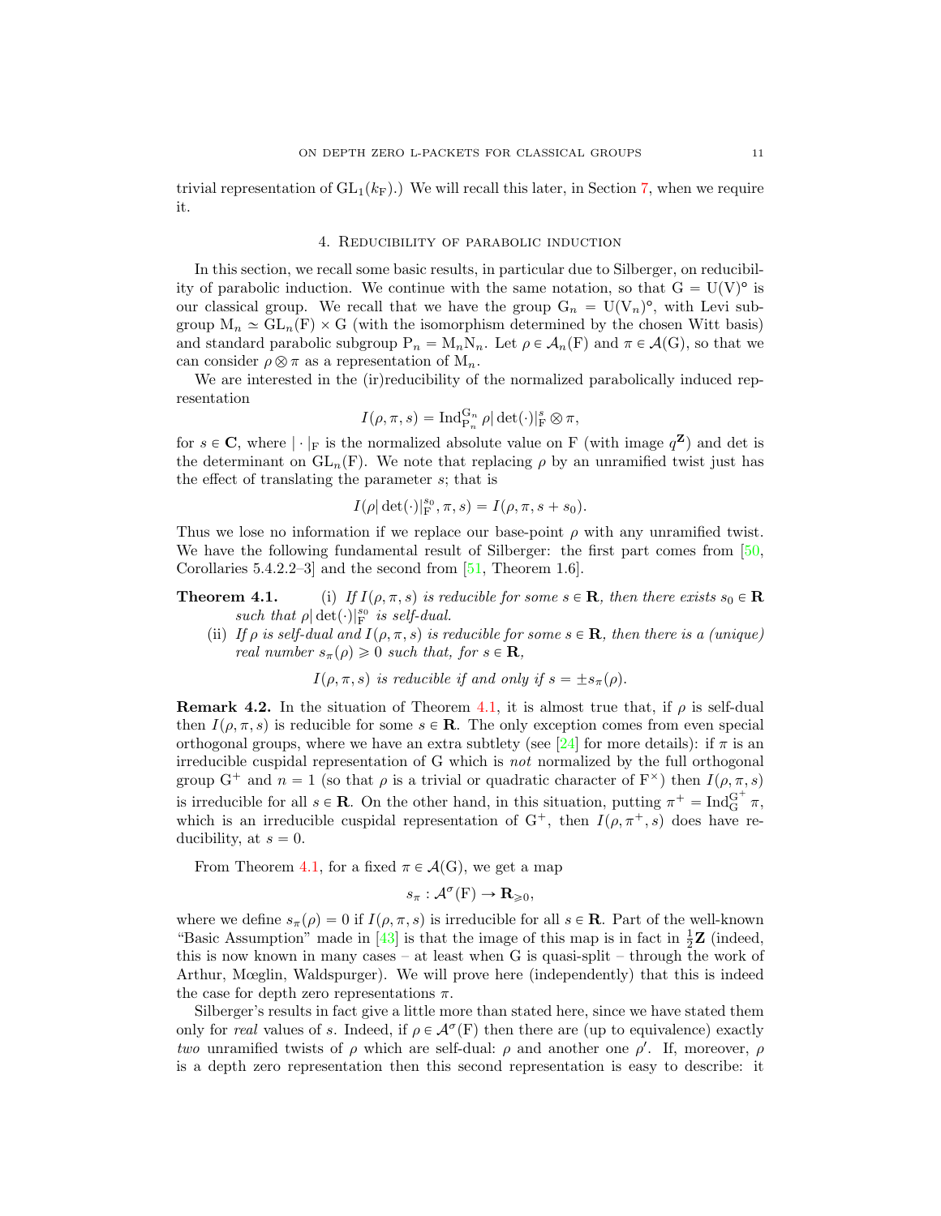trivial representation of $\mathrm{GL}_1(k_{\mathrm{F}})$.) We will recall this later, in Section 7, when we require it.

## 4. Reducibility of parabolic induction

In this section, we recall some basic results, in particular due to Silberger, on reducibility of parabolic induction. We continue with the same notation, so that $\mathrm{G} = \mathrm{U}(\mathrm{V})^{\circ}$ is our classical group. We recall that we have the group $\mathrm{G}_n = \mathrm{U}(\mathrm{V}_n)^{\circ}$, with Levi subgroup $\mathrm{M}_n \simeq \mathrm{GL}_n(\mathrm{F}) \times \mathrm{G}$ (with the isomorphism determined by the chosen Witt basis) and standard parabolic subgroup $\mathrm{P}_n = \mathrm{M}_n\mathrm{N}_n$. Let $\rho \in \mathcal{A}_n(\mathrm{F})$ and $\pi \in \mathcal{A}(\mathrm{G})$, so that we can consider $\rho \otimes \pi$ as a representation of $\mathrm{M}_n$.

We are interested in the (ir)reducibility of the normalized parabolically induced representation

$$I(\rho, \pi, s) = \mathrm{Ind}_{\mathrm{P}_n}^{\mathrm{G}_n} \rho|\det(\cdot)|_{\mathrm{F}}^{s} \otimes \pi,$$

for $s \in \mathbf{C}$, where $|\cdot|_{\mathrm{F}}$ is the normalized absolute value on F (with image $q^{\mathbf{Z}}$) and det is the determinant on $\mathrm{GL}_n(\mathrm{F})$. We note that replacing $\rho$ by an unramified twist just has the effect of translating the parameter $s$; that is

$$I(\rho|\det(\cdot)|_{\mathrm{F}}^{s_0}, \pi, s) = I(\rho, \pi, s + s_0).$$

Thus we lose no information if we replace our base-point $\rho$ with any unramified twist. We have the following fundamental result of Silberger: the first part comes from [50, Corollaries 5.4.2.2–3] and the second from [51, Theorem 1.6].

**Theorem 4.1.** (i) *If $I(\rho, \pi, s)$ is reducible for some $s \in \mathbf{R}$, then there exists $s_0 \in \mathbf{R}$ such that $\rho|\det(\cdot)|_{\mathrm{F}}^{s_0}$ is self-dual.*

(ii) *If $\rho$ is self-dual and $I(\rho, \pi, s)$ is reducible for some $s \in \mathbf{R}$, then there is a (unique) real number $s_\pi(\rho) \geqslant 0$ such that, for $s \in \mathbf{R}$,*

$$I(\rho, \pi, s) \text{ is reducible if and only if } s = \pm s_\pi(\rho).$$

**Remark 4.2.** In the situation of Theorem 4.1, it is almost true that, if $\rho$ is self-dual then $I(\rho, \pi, s)$ is reducible for some $s \in \mathbf{R}$. The only exception comes from even special orthogonal groups, where we have an extra subtlety (see [24] for more details): if $\pi$ is an irreducible cuspidal representation of G which is *not* normalized by the full orthogonal group $\mathrm{G}^+$ and $n = 1$ (so that $\rho$ is a trivial or quadratic character of $\mathrm{F}^\times$) then $I(\rho, \pi, s)$ is irreducible for all $s \in \mathbf{R}$. On the other hand, in this situation, putting $\pi^+ = \mathrm{Ind}_{\mathrm{G}}^{\mathrm{G}^+} \pi$, which is an irreducible cuspidal representation of $\mathrm{G}^+$, then $I(\rho, \pi^+, s)$ does have reducibility, at $s = 0$.

From Theorem 4.1, for a fixed $\pi \in \mathcal{A}(\mathrm{G})$, we get a map

$$s_\pi : \mathcal{A}^\sigma(\mathrm{F}) \to \mathbf{R}_{\geqslant 0},$$

where we define $s_\pi(\rho) = 0$ if $I(\rho, \pi, s)$ is irreducible for all $s \in \mathbf{R}$. Part of the well-known "Basic Assumption" made in [43] is that the image of this map is in fact in $\frac{1}{2}\mathbf{Z}$ (indeed, this is now known in many cases – at least when G is quasi-split – through the work of Arthur, Mœglin, Waldspurger). We will prove here (independently) that this is indeed the case for depth zero representations $\pi$.

Silberger's results in fact give a little more than stated here, since we have stated them only for *real* values of $s$. Indeed, if $\rho \in \mathcal{A}^\sigma(\mathrm{F})$ then there are (up to equivalence) exactly *two* unramified twists of $\rho$ which are self-dual: $\rho$ and another one $\rho'$. If, moreover, $\rho$ is a depth zero representation then this second representation is easy to describe: it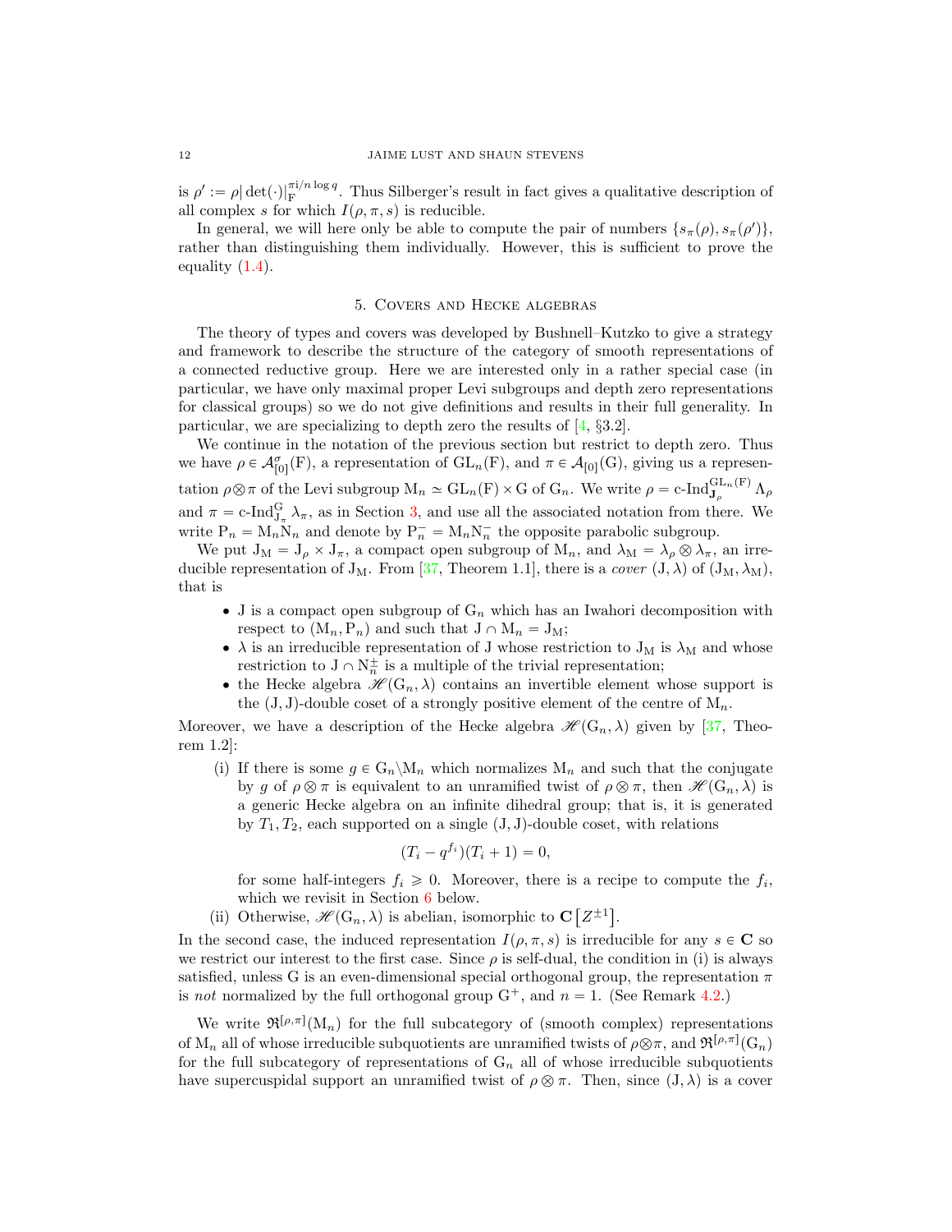is $\rho' := \rho|\det(\cdot)|_{\mathrm{F}}^{\pi i/n \log q}$. Thus Silberger's result in fact gives a qualitative description of all complex $s$ for which $I(\rho, \pi, s)$ is reducible.

In general, we will here only be able to compute the pair of numbers $\{s_\pi(\rho), s_\pi(\rho')\}$, rather than distinguishing them individually. However, this is sufficient to prove the equality (1.4).

## 5. Covers and Hecke algebras

The theory of types and covers was developed by Bushnell–Kutzko to give a strategy and framework to describe the structure of the category of smooth representations of a connected reductive group. Here we are interested only in a rather special case (in particular, we have only maximal proper Levi subgroups and depth zero representations for classical groups) so we do not give definitions and results in their full generality. In particular, we are specializing to depth zero the results of [4, §3.2].

We continue in the notation of the previous section but restrict to depth zero. Thus we have $\rho \in \mathcal{A}_{[0]}^{\sigma}(\mathrm{F})$, a representation of $\mathrm{GL}_n(\mathrm{F})$, and $\pi \in \mathcal{A}_{[0]}(\mathrm{G})$, giving us a representation $\rho \otimes \pi$ of the Levi subgroup $\mathrm{M}_n \simeq \mathrm{GL}_n(\mathrm{F}) \times \mathrm{G}$ of $\mathrm{G}_n$. We write $\rho = \text{c-Ind}_{\mathbf{J}_\rho}^{\mathrm{GL}_n(\mathrm{F})} \Lambda_\rho$ and $\pi = \text{c-Ind}_{\mathrm{J}_\pi}^{\mathrm{G}} \lambda_\pi$, as in Section 3, and use all the associated notation from there. We write $\mathrm{P}_n = \mathrm{M}_n\mathrm{N}_n$ and denote by $\mathrm{P}_n^- = \mathrm{M}_n\mathrm{N}_n^-$ the opposite parabolic subgroup.

We put $\mathrm{J}_\mathrm{M} = \mathrm{J}_\rho \times \mathrm{J}_\pi$, a compact open subgroup of $\mathrm{M}_n$, and $\lambda_\mathrm{M} = \lambda_\rho \otimes \lambda_\pi$, an irreducible representation of $\mathrm{J}_\mathrm{M}$. From [37, Theorem 1.1], there is a *cover* $(\mathrm{J}, \lambda)$ of $(\mathrm{J}_\mathrm{M}, \lambda_\mathrm{M})$, that is

- $\mathrm{J}$ is a compact open subgroup of $\mathrm{G}_n$ which has an Iwahori decomposition with respect to $(\mathrm{M}_n, \mathrm{P}_n)$ and such that $\mathrm{J} \cap \mathrm{M}_n = \mathrm{J}_\mathrm{M}$;
- $\lambda$ is an irreducible representation of $\mathrm{J}$ whose restriction to $\mathrm{J}_\mathrm{M}$ is $\lambda_\mathrm{M}$ and whose restriction to $\mathrm{J} \cap \mathrm{N}_n^{\pm}$ is a multiple of the trivial representation;
- the Hecke algebra $\mathscr{H}(\mathrm{G}_n, \lambda)$ contains an invertible element whose support is the $(\mathrm{J}, \mathrm{J})$-double coset of a strongly positive element of the centre of $\mathrm{M}_n$.

Moreover, we have a description of the Hecke algebra $\mathscr{H}(\mathrm{G}_n, \lambda)$ given by [37, Theorem 1.2]:

(i) If there is some $g \in \mathrm{G}_n \backslash \mathrm{M}_n$ which normalizes $\mathrm{M}_n$ and such that the conjugate by $g$ of $\rho \otimes \pi$ is equivalent to an unramified twist of $\rho \otimes \pi$, then $\mathscr{H}(\mathrm{G}_n, \lambda)$ is a generic Hecke algebra on an infinite dihedral group; that is, it is generated by $T_1, T_2$, each supported on a single $(\mathrm{J}, \mathrm{J})$-double coset, with relations
$$(T_i - q^{f_i})(T_i + 1) = 0,$$
for some half-integers $f_i \geqslant 0$. Moreover, there is a recipe to compute the $f_i$, which we revisit in Section 6 below.

(ii) Otherwise, $\mathscr{H}(\mathrm{G}_n, \lambda)$ is abelian, isomorphic to $\mathbf{C}\left[Z^{\pm 1}\right]$.

In the second case, the induced representation $I(\rho, \pi, s)$ is irreducible for any $s \in \mathbf{C}$ so we restrict our interest to the first case. Since $\rho$ is self-dual, the condition in (i) is always satisfied, unless G is an even-dimensional special orthogonal group, the representation $\pi$ is *not* normalized by the full orthogonal group $\mathrm{G}^+$, and $n = 1$. (See Remark 4.2.)

We write $\mathfrak{R}^{[\rho,\pi]}(\mathrm{M}_n)$ for the full subcategory of (smooth complex) representations of $\mathrm{M}_n$ all of whose irreducible subquotients are unramified twists of $\rho \otimes \pi$, and $\mathfrak{R}^{[\rho,\pi]}(\mathrm{G}_n)$ for the full subcategory of representations of $\mathrm{G}_n$ all of whose irreducible subquotients have supercuspidal support an unramified twist of $\rho \otimes \pi$. Then, since $(\mathrm{J}, \lambda)$ is a cover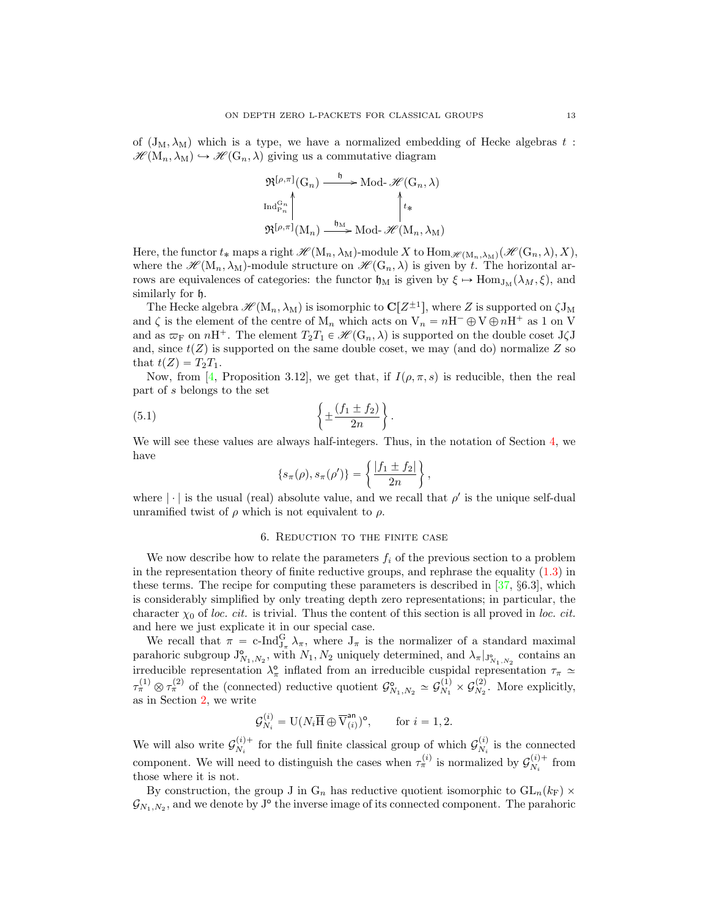of $(\mathrm{J_M}, \lambda_\mathrm{M})$ which is a type, we have a normalized embedding of Hecke algebras $t : \mathscr{H}(\mathrm{M}_n, \lambda_\mathrm{M}) \hookrightarrow \mathscr{H}(\mathrm{G}_n, \lambda)$ giving us a commutative diagram

$$\begin{array}{ccc} \mathfrak{R}^{[\rho,\pi]}(\mathrm{G}_n) & \xrightarrow{\ \mathfrak{h}\ } & \text{Mod-}\,\mathscr{H}(\mathrm{G}_n,\lambda) \\ \Big\uparrow{\scriptstyle \mathrm{Ind}_{\mathrm{P}_n}^{\mathrm{G}_n}} & & \Big\uparrow{\scriptstyle t_*} \\ \mathfrak{R}^{[\rho,\pi]}(\mathrm{M}_n) & \xrightarrow{\ \mathfrak{h}_\mathrm{M}\ } & \text{Mod-}\,\mathscr{H}(\mathrm{M}_n,\lambda_\mathrm{M}) \end{array}$$

Here, the functor $t_*$ maps a right $\mathscr{H}(\mathrm{M}_n, \lambda_\mathrm{M})$-module $X$ to $\mathrm{Hom}_{\mathscr{H}(\mathrm{M}_n,\lambda_\mathrm{M})}(\mathscr{H}(\mathrm{G}_n, \lambda), X)$, where the $\mathscr{H}(\mathrm{M}_n, \lambda_\mathrm{M})$-module structure on $\mathscr{H}(\mathrm{G}_n, \lambda)$ is given by $t$. The horizontal arrows are equivalences of categories: the functor $\mathfrak{h}_\mathrm{M}$ is given by $\xi \mapsto \mathrm{Hom}_{\mathrm{J_M}}(\lambda_M, \xi)$, and similarly for $\mathfrak{h}$.

The Hecke algebra $\mathscr{H}(\mathrm{M}_n, \lambda_\mathrm{M})$ is isomorphic to $\mathbf{C}[Z^{\pm 1}]$, where $Z$ is supported on $\zeta \mathrm{J_M}$ and $\zeta$ is the element of the centre of $\mathrm{M}_n$ which acts on $\mathrm{V}_n = n\mathrm{H}^- \oplus \mathrm{V} \oplus n\mathrm{H}^+$ as 1 on $\mathrm{V}$ and as $\varpi_\mathrm{F}$ on $n\mathrm{H}^+$. The element $T_2T_1 \in \mathscr{H}(\mathrm{G}_n, \lambda)$ is supported on the double coset $\mathrm{J}\zeta\mathrm{J}$ and, since $t(Z)$ is supported on the same double coset, we may (and do) normalize $Z$ so that $t(Z) = T_2T_1$.

Now, from [4, Proposition 3.12], we get that, if $I(\rho, \pi, s)$ is reducible, then the real part of $s$ belongs to the set

$$\left\{ \pm \frac{(f_1 \pm f_2)}{2n} \right\}. \tag{5.1}$$

We will see these values are always half-integers. Thus, in the notation of Section 4, we have

$$\{s_\pi(\rho), s_\pi(\rho')\} = \left\{ \frac{|f_1 \pm f_2|}{2n} \right\},$$

where $|\cdot|$ is the usual (real) absolute value, and we recall that $\rho'$ is the unique self-dual unramified twist of $\rho$ which is not equivalent to $\rho$.

## 6. Reduction to the finite case

We now describe how to relate the parameters $f_i$ of the previous section to a problem in the representation theory of finite reductive groups, and rephrase the equality (1.3) in these terms. The recipe for computing these parameters is described in [37, §6.3], which is considerably simplified by only treating depth zero representations; in particular, the character $\chi_0$ of *loc. cit.* is trivial. Thus the content of this section is all proved in *loc. cit.* and here we just explicate it in our special case.

We recall that $\pi = \text{c-Ind}_{\mathrm{J}_\pi}^{\mathrm{G}} \lambda_\pi$, where $\mathrm{J}_\pi$ is the normalizer of a standard maximal parahoric subgroup $\mathrm{J}^\circ_{N_1,N_2}$, with $N_1, N_2$ uniquely determined, and $\lambda_\pi|_{\mathrm{J}^\circ_{N_1,N_2}}$ contains an irreducible representation $\lambda^\circ_\pi$ inflated from an irreducible cuspidal representation $\tau_\pi \simeq \tau_\pi^{(1)} \otimes \tau_\pi^{(2)}$ of the (connected) reductive quotient $\mathcal{G}^\circ_{N_1,N_2} \simeq \mathcal{G}^{(1)}_{N_1} \times \mathcal{G}^{(2)}_{N_2}$. More explicitly, as in Section 2, we write

$$\mathcal{G}^{(i)}_{N_i} = \mathrm{U}(N_i\overline{\mathrm{H}} \oplus \overline{\mathrm{V}}^{\mathsf{an}}_{(i)})^\circ, \qquad \text{for } i = 1, 2.$$

We will also write $\mathcal{G}^{(i)+}_{N_i}$ for the full finite classical group of which $\mathcal{G}^{(i)}_{N_i}$ is the connected component. We will need to distinguish the cases when $\tau_\pi^{(i)}$ is normalized by $\mathcal{G}^{(i)+}_{N_i}$ from those where it is not.

By construction, the group $\mathrm{J}$ in $\mathrm{G}_n$ has reductive quotient isomorphic to $\mathrm{GL}_n(k_\mathrm{F}) \times \mathcal{G}_{N_1,N_2}$, and we denote by $\mathrm{J}^\circ$ the inverse image of its connected component. The parahoric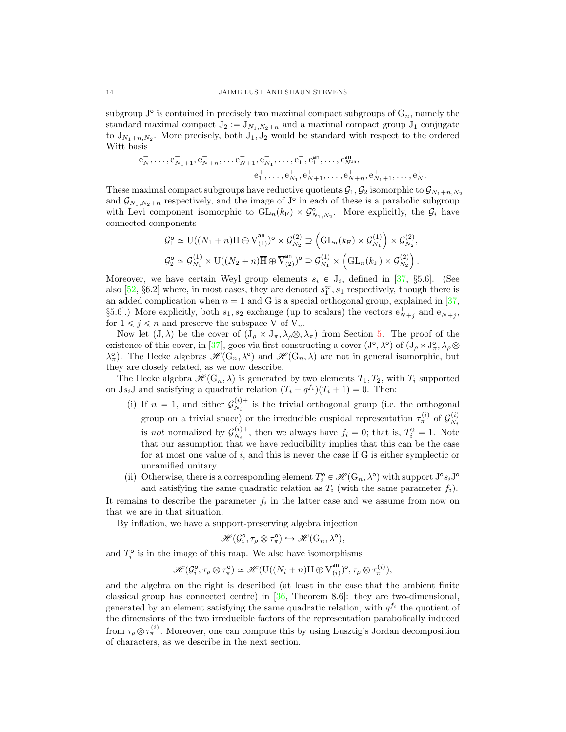subgroup $\mathrm{J}^{\circ}$ is contained in precisely two maximal compact subgroups of $\mathrm{G}_n$, namely the standard maximal compact $\mathrm{J}_2 := \mathrm{J}_{N_1,N_2+n}$ and a maximal compact group $\mathrm{J}_1$ conjugate to $\mathrm{J}_{N_1+n,N_2}$. More precisely, both $\mathrm{J}_1, \mathrm{J}_2$ would be standard with respect to the ordered Witt basis

$$\mathrm{e}_N^-, \ldots, \mathrm{e}_{N_1+1}^-, \mathrm{e}_{N+n}^-, \ldots \mathrm{e}_{N+1}^-, \mathrm{e}_{N_1}^-, \ldots, \mathrm{e}_1^-, \mathrm{e}_1^{\mathsf{an}}, \ldots, \mathrm{e}_{N^{\mathsf{an}}}^{\mathsf{an}},$$
$$\mathrm{e}_1^+, \ldots, \mathrm{e}_{N_1}^+, \mathrm{e}_{N+1}^+, \ldots, \mathrm{e}_{N+n}^+, \mathrm{e}_{N_1+1}^+, \ldots, \mathrm{e}_N^+.$$

These maximal compact subgroups have reductive quotients $\mathcal{G}_1, \mathcal{G}_2$ isomorphic to $\mathcal{G}_{N_1+n,N_2}$ and $\mathcal{G}_{N_1,N_2+n}$ respectively, and the image of $\mathrm{J}^{\circ}$ in each of these is a parabolic subgroup with Levi component isomorphic to $\mathrm{GL}_n(k_{\mathrm{F}}) \times \mathcal{G}^{\circ}_{N_1,N_2}$. More explicitly, the $\mathcal{G}_i$ have connected components

$$\mathcal{G}_1^{\circ} \simeq \mathrm{U}((N_1+n)\overline{\mathrm{H}} \oplus \overline{\mathrm{V}}^{\mathsf{an}}_{(1)})^{\circ} \times \mathcal{G}^{(2)}_{N_2} \supseteq \left(\mathrm{GL}_n(k_{\mathrm{F}}) \times \mathcal{G}^{(1)}_{N_1}\right) \times \mathcal{G}^{(2)}_{N_2},$$
$$\mathcal{G}_2^{\circ} \simeq \mathcal{G}^{(1)}_{N_1} \times \mathrm{U}((N_2+n)\overline{\mathrm{H}} \oplus \overline{\mathrm{V}}^{\mathsf{an}}_{(2)})^{\circ} \supseteq \mathcal{G}^{(1)}_{N_1} \times \left(\mathrm{GL}_n(k_{\mathrm{F}}) \times \mathcal{G}^{(2)}_{N_2}\right).$$

Moreover, we have certain Weyl group elements $s_i \in \mathrm{J}_i$, defined in [37, §5.6]. (See also [52, §6.2] where, in most cases, they are denoted $s_1^{\varpi}, s_1$ respectively, though there is an added complication when $n = 1$ and G is a special orthogonal group, explained in [37, §5.6].) More explicitly, both $s_1, s_2$ exchange (up to scalars) the vectors $\mathrm{e}^+_{N+j}$ and $\mathrm{e}^-_{N+j}$, for $1 \leqslant j \leqslant n$ and preserve the subspace V of $\mathrm{V}_n$.

Now let $(\mathrm{J}, \lambda)$ be the cover of $(\mathrm{J}_\rho \times \mathrm{J}_\pi, \lambda_\rho \otimes, \lambda_\pi)$ from Section 5. The proof of the existence of this cover, in [37], goes via first constructing a cover $(\mathrm{J}^{\circ}, \lambda^{\circ})$ of $(\mathrm{J}_\rho \times \mathrm{J}^{\circ}_\pi, \lambda_\rho \otimes \lambda^{\circ}_\pi)$. The Hecke algebras $\mathscr{H}(\mathrm{G}_n, \lambda^{\circ})$ and $\mathscr{H}(\mathrm{G}_n, \lambda)$ are not in general isomorphic, but they are closely related, as we now describe.

The Hecke algebra $\mathscr{H}(\mathrm{G}_n, \lambda)$ is generated by two elements $T_1, T_2$, with $T_i$ supported on $\mathrm{J}s_i\mathrm{J}$ and satisfying a quadratic relation $(T_i - q^{f_i})(T_i + 1) = 0$. Then:

(i) If $n = 1$, and either $\mathcal{G}^{(i)+}_{N_i}$ is the trivial orthogonal group (i.e. the orthogonal group on a trivial space) or the irreducible cuspidal representation $\tau^{(i)}_\pi$ of $\mathcal{G}^{(i)}_{N_i}$ is *not* normalized by $\mathcal{G}^{(i)+}_{N_i}$, then we always have $f_i = 0$; that is, $T_i^2 = 1$. Note that our assumption that we have reducibility implies that this can be the case for at most one value of $i$, and this is never the case if G is either symplectic or unramified unitary.

(ii) Otherwise, there is a corresponding element $T_i^{\circ} \in \mathscr{H}(\mathrm{G}_n, \lambda^{\circ})$ with support $\mathrm{J}^{\circ}s_i\mathrm{J}^{\circ}$ and satisfying the same quadratic relation as $T_i$ (with the same parameter $f_i$).

It remains to describe the parameter $f_i$ in the latter case and we assume from now on that we are in that situation.

By inflation, we have a support-preserving algebra injection

$$\mathscr{H}(\mathcal{G}_i^{\circ}, \tau_\rho \otimes \tau^{\circ}_\pi) \hookrightarrow \mathscr{H}(\mathrm{G}_n, \lambda^{\circ}),$$

and $T_i^{\circ}$ is in the image of this map. We also have isomorphisms

$$\mathscr{H}(\mathcal{G}_i^{\circ}, \tau_\rho \otimes \tau^{\circ}_\pi) \simeq \mathscr{H}(\mathrm{U}((N_i+n)\overline{\mathrm{H}} \oplus \overline{\mathrm{V}}^{\mathsf{an}}_{(i)})^{\circ}, \tau_\rho \otimes \tau^{(i)}_\pi),$$

and the algebra on the right is described (at least in the case that the ambient finite classical group has connected centre) in [36, Theorem 8.6]: they are two-dimensional, generated by an element satisfying the same quadratic relation, with $q^{f_i}$ the quotient of the dimensions of the two irreducible factors of the representation parabolically induced from $\tau_\rho \otimes \tau^{(i)}_\pi$. Moreover, one can compute this by using Lusztig's Jordan decomposition of characters, as we describe in the next section.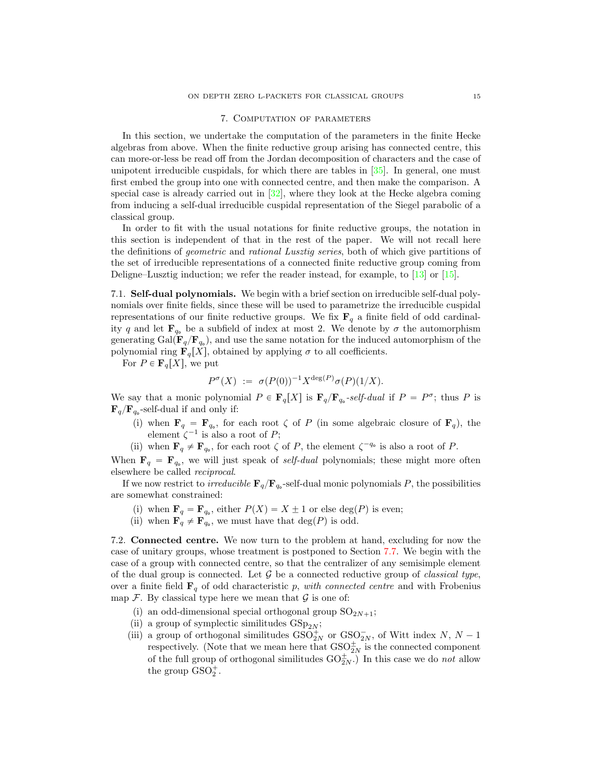## 7. Computation of parameters

In this section, we undertake the computation of the parameters in the finite Hecke algebras from above. When the finite reductive group arising has connected centre, this can more-or-less be read off from the Jordan decomposition of characters and the case of unipotent irreducible cuspidals, for which there are tables in [35]. In general, one must first embed the group into one with connected centre, and then make the comparison. A special case is already carried out in [32], where they look at the Hecke algebra coming from inducing a self-dual irreducible cuspidal representation of the Siegel parabolic of a classical group.

In order to fit with the usual notations for finite reductive groups, the notation in this section is independent of that in the rest of the paper. We will not recall here the definitions of *geometric* and *rational Lusztig series*, both of which give partitions of the set of irreducible representations of a connected finite reductive group coming from Deligne–Lusztig induction; we refer the reader instead, for example, to [13] or [15].

**7.1. Self-dual polynomials.** We begin with a brief section on irreducible self-dual polynomials over finite fields, since these will be used to parametrize the irreducible cuspidal representations of our finite reductive groups. We fix $\mathbf{F}_q$ a finite field of odd cardinality $q$ and let $\mathbf{F}_{q_\circ}$ be a subfield of index at most 2. We denote by $\sigma$ the automorphism generating $\mathrm{Gal}(\mathbf{F}_q/\mathbf{F}_{q_\circ})$, and use the same notation for the induced automorphism of the polynomial ring $\mathbf{F}_q[X]$, obtained by applying $\sigma$ to all coefficients.

For $P \in \mathbf{F}_q[X]$, we put

$$P^\sigma(X) \ := \ \sigma(P(0))^{-1} X^{\deg(P)} \sigma(P)(1/X).$$

We say that a monic polynomial $P \in \mathbf{F}_q[X]$ is $\mathbf{F}_q/\mathbf{F}_{q_\circ}$*-self-dual* if $P = P^\sigma$; thus $P$ is $\mathbf{F}_q/\mathbf{F}_{q_\circ}$-self-dual if and only if:

(i) when $\mathbf{F}_q = \mathbf{F}_{q_\circ}$, for each root $\zeta$ of $P$ (in some algebraic closure of $\mathbf{F}_q$), the element $\zeta^{-1}$ is also a root of $P$;

(ii) when $\mathbf{F}_q \neq \mathbf{F}_{q_\circ}$, for each root $\zeta$ of $P$, the element $\zeta^{-q_\circ}$ is also a root of $P$.

When $\mathbf{F}_q = \mathbf{F}_{q_\circ}$, we will just speak of *self-dual* polynomials; these might more often elsewhere be called *reciprocal*.

If we now restrict to *irreducible* $\mathbf{F}_q/\mathbf{F}_{q_\circ}$-self-dual monic polynomials $P$, the possibilities are somewhat constrained:

(i) when $\mathbf{F}_q = \mathbf{F}_{q_\circ}$, either $P(X) = X \pm 1$ or else $\deg(P)$ is even;

(ii) when $\mathbf{F}_q \neq \mathbf{F}_{q_\circ}$, we must have that $\deg(P)$ is odd.

**7.2. Connected centre.** We now turn to the problem at hand, excluding for now the case of unitary groups, whose treatment is postponed to Section 7.7. We begin with the case of a group with connected centre, so that the centralizer of any semisimple element of the dual group is connected. Let $\mathcal{G}$ be a connected reductive group of *classical type*, over a finite field $\mathbf{F}_q$ of odd characteristic $p$, *with connected centre* and with Frobenius map $\mathcal{F}$. By classical type here we mean that $\mathcal{G}$ is one of:

(i) an odd-dimensional special orthogonal group $\mathrm{SO}_{2N+1}$;

(ii) a group of symplectic similitudes $\mathrm{GSp}_{2N}$;

(iii) a group of orthogonal similitudes $\mathrm{GSO}_{2N}^+$ or $\mathrm{GSO}_{2N}^-$, of Witt index $N$, $N-1$ respectively. (Note that we mean here that $\mathrm{GSO}_{2N}^\pm$ is the connected component of the full group of orthogonal similitudes $\mathrm{GO}_{2N}^\pm$.) In this case we do *not* allow the group $\mathrm{GSO}_2^+$.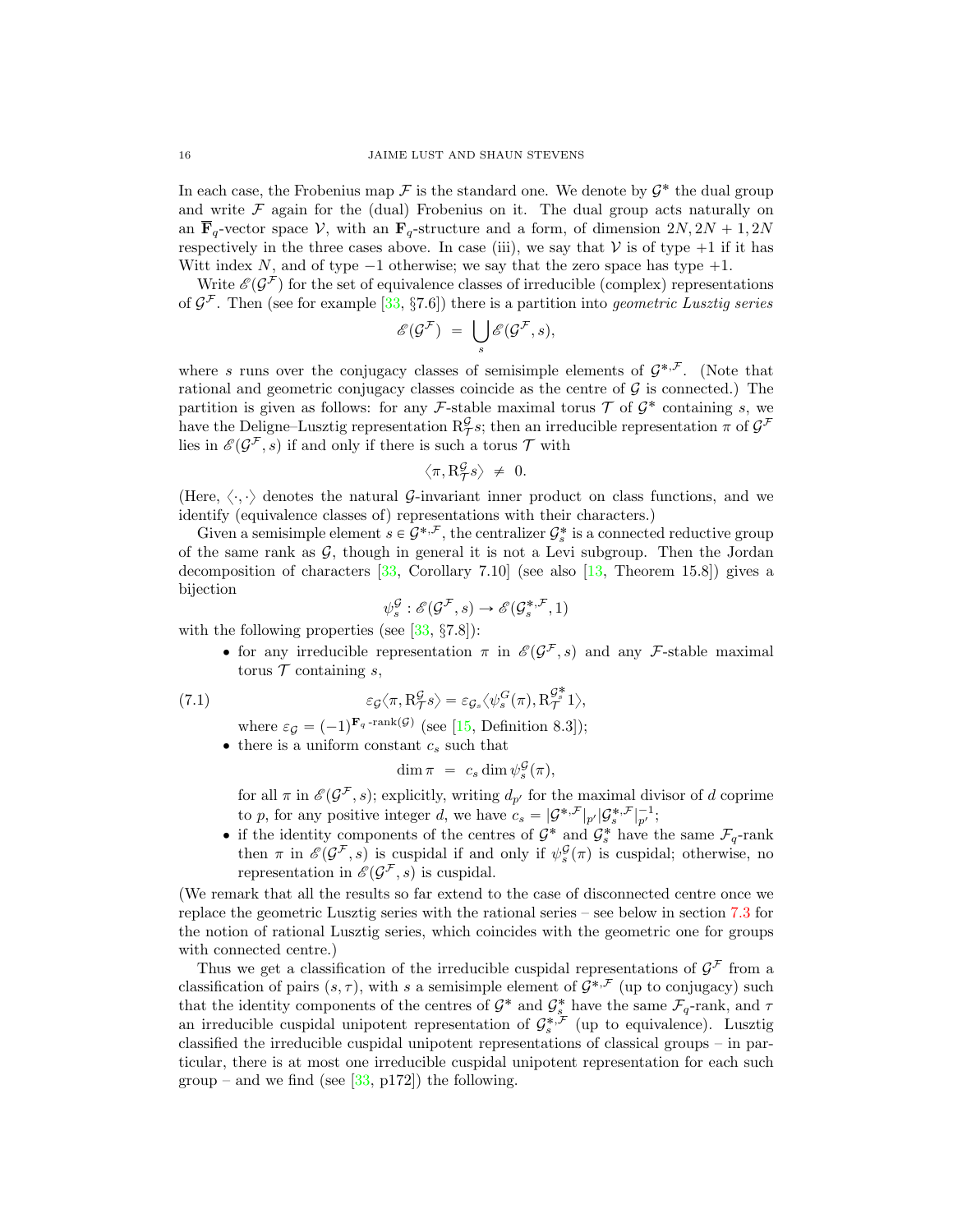In each case, the Frobenius map $\mathcal{F}$ is the standard one. We denote by $\mathcal{G}^*$ the dual group and write $\mathcal{F}$ again for the (dual) Frobenius on it. The dual group acts naturally on an $\overline{\mathbf{F}}_q$-vector space $\mathcal{V}$, with an $\mathbf{F}_q$-structure and a form, of dimension $2N, 2N+1, 2N$ respectively in the three cases above. In case (iii), we say that $\mathcal{V}$ is of type $+1$ if it has Witt index $N$, and of type $-1$ otherwise; we say that the zero space has type $+1$.

Write $\mathscr{E}(\mathcal{G}^{\mathcal{F}})$ for the set of equivalence classes of irreducible (complex) representations of $\mathcal{G}^{\mathcal{F}}$. Then (see for example [33, §7.6]) there is a partition into *geometric Lusztig series*

$$\mathscr{E}(\mathcal{G}^{\mathcal{F}}) \;=\; \bigcup_s \mathscr{E}(\mathcal{G}^{\mathcal{F}}, s),$$

where $s$ runs over the conjugacy classes of semisimple elements of $\mathcal{G}^{*,\mathcal{F}}$. (Note that rational and geometric conjugacy classes coincide as the centre of $\mathcal{G}$ is connected.) The partition is given as follows: for any $\mathcal{F}$-stable maximal torus $\mathcal{T}$ of $\mathcal{G}^*$ containing $s$, we have the Deligne–Lusztig representation $\mathrm{R}^{\mathcal{G}}_{\mathcal{T}} s$; then an irreducible representation $\pi$ of $\mathcal{G}^{\mathcal{F}}$ lies in $\mathscr{E}(\mathcal{G}^{\mathcal{F}}, s)$ if and only if there is such a torus $\mathcal{T}$ with

$$\langle \pi, \mathrm{R}^{\mathcal{G}}_{\mathcal{T}} s\rangle \;\neq\; 0.$$

(Here, $\langle\cdot,\cdot\rangle$ denotes the natural $\mathcal{G}$-invariant inner product on class functions, and we identify (equivalence classes of) representations with their characters.)

Given a semisimple element $s \in \mathcal{G}^{*,\mathcal{F}}$, the centralizer $\mathcal{G}^*_s$ is a connected reductive group of the same rank as $\mathcal{G}$, though in general it is not a Levi subgroup. Then the Jordan decomposition of characters [33, Corollary 7.10] (see also [13, Theorem 15.8]) gives a bijection

$$\psi^{\mathcal{G}}_s : \mathscr{E}(\mathcal{G}^{\mathcal{F}}, s) \to \mathscr{E}(\mathcal{G}^{*,\mathcal{F}}_s, 1)$$

with the following properties (see [33, §7.8]):

- for any irreducible representation $\pi$ in $\mathscr{E}(\mathcal{G}^{\mathcal{F}}, s)$ and any $\mathcal{F}$-stable maximal torus $\mathcal{T}$ containing $s$,
$$\varepsilon_{\mathcal{G}}\langle \pi, \mathrm{R}^{\mathcal{G}}_{\mathcal{T}} s\rangle = \varepsilon_{\mathcal{G}_s}\langle \psi^G_s(\pi), \mathrm{R}^{\mathcal{G}^*_s}_{\mathcal{T}} 1\rangle, \tag{7.1}$$
where $\varepsilon_{\mathcal{G}} = (-1)^{\mathbf{F}_q\text{-rank}(\mathcal{G})}$ (see [15, Definition 8.3]);
- there is a uniform constant $c_s$ such that
$$\dim \pi \;=\; c_s \dim \psi^{\mathcal{G}}_s(\pi),$$
for all $\pi$ in $\mathscr{E}(\mathcal{G}^{\mathcal{F}}, s)$; explicitly, writing $d_{p'}$ for the maximal divisor of $d$ coprime to $p$, for any positive integer $d$, we have $c_s = |\mathcal{G}^{*,\mathcal{F}}|_{p'} |\mathcal{G}^{*,\mathcal{F}}_s|^{-1}_{p'}$;
- if the identity components of the centres of $\mathcal{G}^*$ and $\mathcal{G}^*_s$ have the same $\mathcal{F}_q$-rank then $\pi$ in $\mathscr{E}(\mathcal{G}^{\mathcal{F}}, s)$ is cuspidal if and only if $\psi^{\mathcal{G}}_s(\pi)$ is cuspidal; otherwise, no representation in $\mathscr{E}(\mathcal{G}^{\mathcal{F}}, s)$ is cuspidal.

(We remark that all the results so far extend to the case of disconnected centre once we replace the geometric Lusztig series with the rational series – see below in section 7.3 for the notion of rational Lusztig series, which coincides with the geometric one for groups with connected centre.)

Thus we get a classification of the irreducible cuspidal representations of $\mathcal{G}^{\mathcal{F}}$ from a classification of pairs $(s, \tau)$, with $s$ a semisimple element of $\mathcal{G}^{*,\mathcal{F}}$ (up to conjugacy) such that the identity components of the centres of $\mathcal{G}^*$ and $\mathcal{G}^*_s$ have the same $\mathcal{F}_q$-rank, and $\tau$ an irreducible cuspidal unipotent representation of $\mathcal{G}^{*,\mathcal{F}}_s$ (up to equivalence). Lusztig classified the irreducible cuspidal unipotent representations of classical groups – in particular, there is at most one irreducible cuspidal unipotent representation for each such group – and we find (see [33, p172]) the following.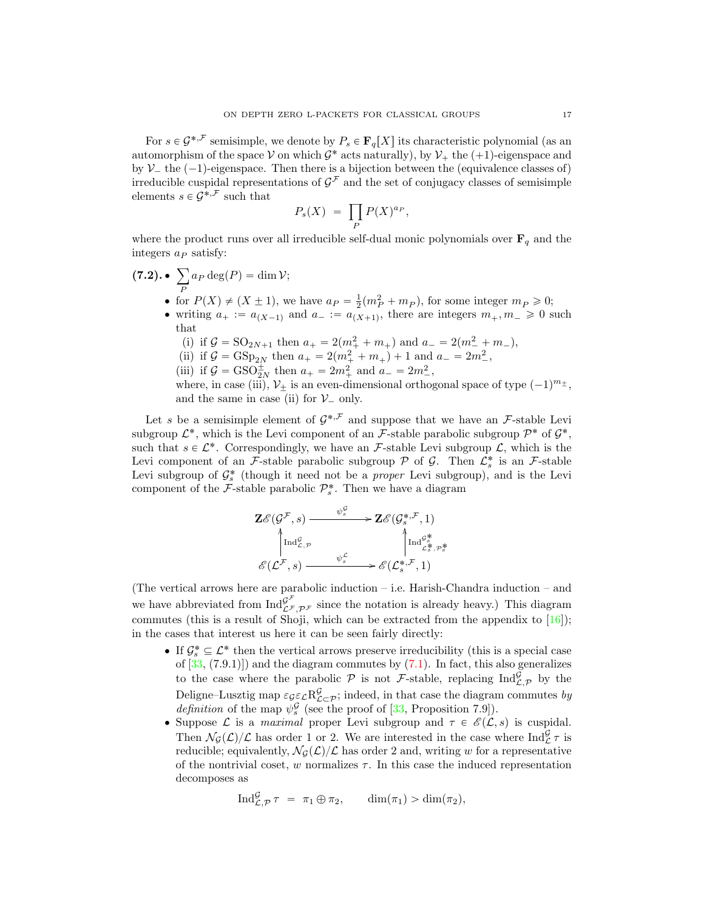For $s \in \mathcal{G}^{*,\mathcal{F}}$ semisimple, we denote by $P_s \in \mathbf{F}_q[X]$ its characteristic polynomial (as an automorphism of the space $\mathcal{V}$ on which $\mathcal{G}^*$ acts naturally), by $\mathcal{V}_+$ the $(+1)$-eigenspace and by $\mathcal{V}_-$ the $(-1)$-eigenspace. Then there is a bijection between the (equivalence classes of) irreducible cuspidal representations of $\mathcal{G}^{\mathcal{F}}$ and the set of conjugacy classes of semisimple elements $s \in \mathcal{G}^{*,\mathcal{F}}$ such that

$$P_s(X) \;=\; \prod_P P(X)^{a_P},$$

where the product runs over all irreducible self-dual monic polynomials over $\mathbf{F}_q$ and the integers $a_P$ satisfy:

**(7.2).**
- $\sum_P a_P \deg(P) = \dim \mathcal{V}$;
- for $P(X) \neq (X \pm 1)$, we have $a_P = \frac{1}{2}(m_P^2 + m_P)$, for some integer $m_P \geqslant 0$;
- writing $a_+ := a_{(X-1)}$ and $a_- := a_{(X+1)}$, there are integers $m_+, m_- \geqslant 0$ such that
  - (i) if $\mathcal{G} = \mathrm{SO}_{2N+1}$ then $a_+ = 2(m_+^2 + m_+)$ and $a_- = 2(m_-^2 + m_-)$,
  - (ii) if $\mathcal{G} = \mathrm{GSp}_{2N}$ then $a_+ = 2(m_+^2 + m_+) + 1$ and $a_- = 2m_-^2$,
  - (iii) if $\mathcal{G} = \mathrm{GSO}_{2N}^{\pm}$ then $a_+ = 2m_+^2$ and $a_- = 2m_-^2$,

  where, in case (iii), $\mathcal{V}_\pm$ is an even-dimensional orthogonal space of type $(-1)^{m_\pm}$, and the same in case (ii) for $\mathcal{V}_-$ only.

Let $s$ be a semisimple element of $\mathcal{G}^{*,\mathcal{F}}$ and suppose that we have an $\mathcal{F}$-stable Levi subgroup $\mathcal{L}^*$, which is the Levi component of an $\mathcal{F}$-stable parabolic subgroup $\mathcal{P}^*$ of $\mathcal{G}^*$, such that $s \in \mathcal{L}^*$. Correspondingly, we have an $\mathcal{F}$-stable Levi subgroup $\mathcal{L}$, which is the Levi component of an $\mathcal{F}$-stable parabolic subgroup $\mathcal{P}$ of $\mathcal{G}$. Then $\mathcal{L}_s^*$ is an $\mathcal{F}$-stable Levi subgroup of $\mathcal{G}_s^*$ (though it need not be a *proper* Levi subgroup), and is the Levi component of the $\mathcal{F}$-stable parabolic $\mathcal{P}_s^*$. Then we have a diagram

$$\begin{array}{ccc}
\mathbf{Z}\mathscr{E}(\mathcal{G}^{\mathcal{F}}, s) & \xrightarrow{\;\psi_s^{\mathcal{G}}\;} & \mathbf{Z}\mathscr{E}(\mathcal{G}_s^{*,\mathcal{F}}, 1) \\
\uparrow{\scriptstyle \mathrm{Ind}_{\mathcal{L},\mathcal{P}}^{\mathcal{G}}} & & \uparrow{\scriptstyle \mathrm{Ind}_{\mathcal{L}_s^*,\mathcal{P}_s^*}^{\mathcal{G}_s^*}} \\
\mathscr{E}(\mathcal{L}^{\mathcal{F}}, s) & \xrightarrow{\;\psi_s^{\mathcal{L}}\;} & \mathscr{E}(\mathcal{L}_s^{*,\mathcal{F}}, 1)
\end{array}$$

(The vertical arrows here are parabolic induction – i.e. Harish-Chandra induction – and we have abbreviated from $\mathrm{Ind}_{\mathcal{L}^{\mathcal{F}},\mathcal{P}^{\mathcal{F}}}^{\mathcal{G}^{\mathcal{F}}}$ since the notation is already heavy.) This diagram commutes (this is a result of Shoji, which can be extracted from the appendix to [16]); in the cases that interest us here it can be seen fairly directly:

- If $\mathcal{G}_s^* \subseteq \mathcal{L}^*$ then the vertical arrows preserve irreducibility (this is a special case of [33, (7.9.1)]) and the diagram commutes by (7.1). In fact, this also generalizes to the case where the parabolic $\mathcal{P}$ is not $\mathcal{F}$-stable, replacing $\mathrm{Ind}_{\mathcal{L},\mathcal{P}}^{\mathcal{G}}$ by the Deligne–Lusztig map $\varepsilon_{\mathcal{G}}\varepsilon_{\mathcal{L}}\mathrm{R}_{\mathcal{L}\subset\mathcal{P}}^{\mathcal{G}}$; indeed, in that case the diagram commutes *by definition* of the map $\psi_s^{\mathcal{G}}$ (see the proof of [33, Proposition 7.9]).
- Suppose $\mathcal{L}$ is a *maximal* proper Levi subgroup and $\tau \in \mathscr{E}(\mathcal{L}, s)$ is cuspidal. Then $\mathcal{N}_{\mathcal{G}}(\mathcal{L})/\mathcal{L}$ has order 1 or 2. We are interested in the case where $\mathrm{Ind}_{\mathcal{L}}^{\mathcal{G}}\,\tau$ is reducible; equivalently, $\mathcal{N}_{\mathcal{G}}(\mathcal{L})/\mathcal{L}$ has order 2 and, writing $w$ for a representative of the nontrivial coset, $w$ normalizes $\tau$. In this case the induced representation decomposes as

$$\mathrm{Ind}_{\mathcal{L},\mathcal{P}}^{\mathcal{G}}\,\tau \;=\; \pi_1 \oplus \pi_2, \qquad \dim(\pi_1) > \dim(\pi_2),$$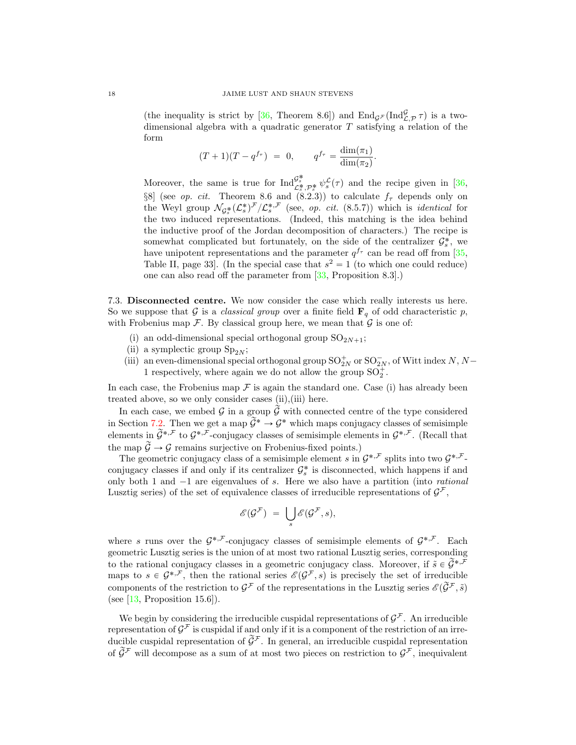(the inequality is strict by [36, Theorem 8.6]) and $\mathrm{End}_{\mathcal{G}^{\mathcal{F}}}(\mathrm{Ind}_{\mathcal{L},\mathcal{P}}^{\mathcal{G}}\,\tau)$ is a two-dimensional algebra with a quadratic generator $T$ satisfying a relation of the form

$$(T+1)(T-q^{f_\tau}) \;=\; 0, \qquad q^{f_\tau} = \frac{\dim(\pi_1)}{\dim(\pi_2)}.$$

Moreover, the same is true for $\mathrm{Ind}_{\mathcal{L}_s^*,\mathcal{P}_s^*}^{\mathcal{G}_s^*}\,\psi_s^{\mathcal{L}}(\tau)$ and the recipe given in [36, §8] (see *op. cit.* Theorem 8.6 and (8.2.3)) to calculate $f_\tau$ depends only on the Weyl group $\mathcal{N}_{\mathcal{G}_s^*}(\mathcal{L}_s^*)^{\mathcal{F}}/\mathcal{L}_s^{*,\mathcal{F}}$ (see, *op. cit.* (8.5.7)) which is *identical* for the two induced representations. (Indeed, this matching is the idea behind the inductive proof of the Jordan decomposition of characters.) The recipe is somewhat complicated but fortunately, on the side of the centralizer $\mathcal{G}_s^*$, we have unipotent representations and the parameter $q^{f_\tau}$ can be read off from [35, Table II, page 33]. (In the special case that $s^2=1$ (to which one could reduce) one can also read off the parameter from [33, Proposition 8.3].)

7.3. **Disconnected centre.** We now consider the case which really interests us here. So we suppose that $\mathcal{G}$ is a *classical group* over a finite field $\mathbf{F}_q$ of odd characteristic $p$, with Frobenius map $\mathcal{F}$. By classical group here, we mean that $\mathcal{G}$ is one of:

(i) an odd-dimensional special orthogonal group $\mathrm{SO}_{2N+1}$;
(ii) a symplectic group $\mathrm{Sp}_{2N}$;
(iii) an even-dimensional special orthogonal group $\mathrm{SO}_{2N}^+$ or $\mathrm{SO}_{2N}^-$, of Witt index $N$, $N-1$ respectively, where again we do not allow the group $\mathrm{SO}_2^+$.

In each case, the Frobenius map $\mathcal{F}$ is again the standard one. Case (i) has already been treated above, so we only consider cases (ii),(iii) here.

In each case, we embed $\mathcal{G}$ in a group $\widetilde{\mathcal{G}}$ with connected centre of the type considered in Section 7.2. Then we get a map $\widetilde{\mathcal{G}}^*\to\mathcal{G}^*$ which maps conjugacy classes of semisimple elements in $\widetilde{\mathcal{G}}^{*,\mathcal{F}}$ to $\mathcal{G}^{*,\mathcal{F}}$-conjugacy classes of semisimple elements in $\mathcal{G}^{*,\mathcal{F}}$. (Recall that the map $\widetilde{\mathcal{G}}\to\mathcal{G}$ remains surjective on Frobenius-fixed points.)

The geometric conjugacy class of a semisimple element $s$ in $\mathcal{G}^{*,\mathcal{F}}$ splits into two $\mathcal{G}^{*,\mathcal{F}}$-conjugacy classes if and only if its centralizer $\mathcal{G}_s^*$ is disconnected, which happens if and only both $1$ and $-1$ are eigenvalues of $s$. Here we also have a partition (into *rational* Lusztig series) of the set of equivalence classes of irreducible representations of $\mathcal{G}^{\mathcal{F}}$,

$$\mathscr{E}(\mathcal{G}^{\mathcal{F}}) \;=\; \bigcup_s \mathscr{E}(\mathcal{G}^{\mathcal{F}},s),$$

where $s$ runs over the $\mathcal{G}^{*,\mathcal{F}}$-conjugacy classes of semisimple elements of $\mathcal{G}^{*,\mathcal{F}}$. Each geometric Lusztig series is the union of at most two rational Lusztig series, corresponding to the rational conjugacy classes in a geometric conjugacy class. Moreover, if $\tilde{s}\in\widetilde{\mathcal{G}}^{*,\mathcal{F}}$ maps to $s\in\mathcal{G}^{*,\mathcal{F}}$, then the rational series $\mathscr{E}(\mathcal{G}^{\mathcal{F}},s)$ is precisely the set of irreducible components of the restriction to $\mathcal{G}^{\mathcal{F}}$ of the representations in the Lusztig series $\mathscr{E}(\widetilde{\mathcal{G}}^{\mathcal{F}},\tilde{s})$ (see [13, Proposition 15.6]).

We begin by considering the irreducible cuspidal representations of $\mathcal{G}^{\mathcal{F}}$. An irreducible representation of $\mathcal{G}^{\mathcal{F}}$ is cuspidal if and only if it is a component of the restriction of an irreducible cuspidal representation of $\widetilde{\mathcal{G}}^{\mathcal{F}}$. In general, an irreducible cuspidal representation of $\widetilde{\mathcal{G}}^{\mathcal{F}}$ will decompose as a sum of at most two pieces on restriction to $\mathcal{G}^{\mathcal{F}}$, inequivalent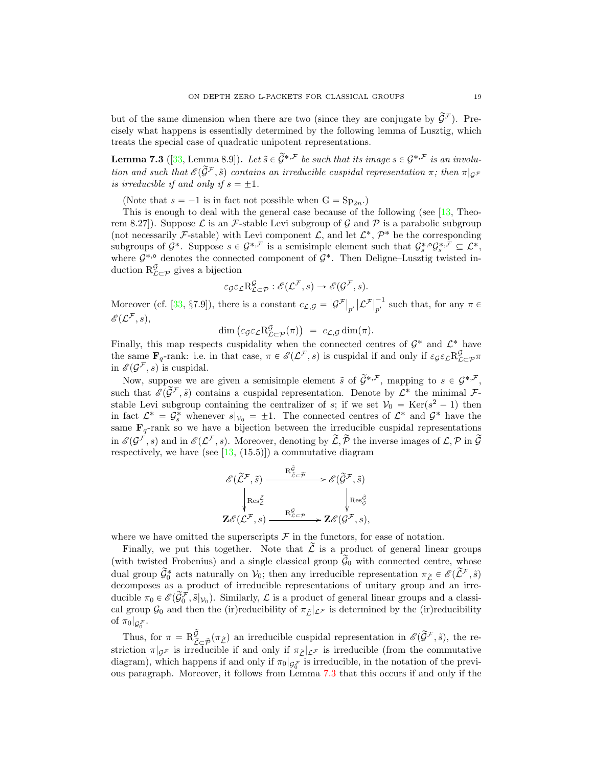but of the same dimension when there are two (since they are conjugate by $\widetilde{\mathcal{G}}^{\mathcal{F}}$). Precisely what happens is essentially determined by the following lemma of Lusztig, which treats the special case of quadratic unipotent representations.

**Lemma 7.3** ([33, Lemma 8.9])**.** *Let $\tilde{s} \in \widetilde{\mathcal{G}}^{*,\mathcal{F}}$ be such that its image $s \in \mathcal{G}^{*,\mathcal{F}}$ is an involution and such that $\mathscr{E}(\widetilde{\mathcal{G}}^{\mathcal{F}}, \tilde{s})$ contains an irreducible cuspidal representation $\pi$; then $\pi|_{\mathcal{G}^{\mathcal{F}}}$ is irreducible if and only if $s = \pm 1$.*

(Note that $s = -1$ is in fact not possible when $\mathrm{G} = \mathrm{Sp}_{2n}$.)

This is enough to deal with the general case because of the following (see [13, Theorem 8.27]). Suppose $\mathcal{L}$ is an $\mathcal{F}$-stable Levi subgroup of $\mathcal{G}$ and $\mathcal{P}$ is a parabolic subgroup (not necessarily $\mathcal{F}$-stable) with Levi component $\mathcal{L}$, and let $\mathcal{L}^*$, $\mathcal{P}^*$ be the corresponding subgroups of $\mathcal{G}^*$. Suppose $s \in \mathcal{G}^{*,\mathcal{F}}$ is a semisimple element such that $\mathcal{G}_s^{*,\circ}\mathcal{G}_s^{*,\mathcal{F}} \subseteq \mathcal{L}^*$, where $\mathcal{G}^{*,\circ}$ denotes the connected component of $\mathcal{G}^*$. Then Deligne–Lusztig twisted induction $\mathrm{R}^{\mathcal{G}}_{\mathcal{L}\subset\mathcal{P}}$ gives a bijection

$$\varepsilon_{\mathcal{G}}\varepsilon_{\mathcal{L}}\mathrm{R}^{\mathcal{G}}_{\mathcal{L}\subset\mathcal{P}} : \mathscr{E}(\mathcal{L}^{\mathcal{F}}, s) \to \mathscr{E}(\mathcal{G}^{\mathcal{F}}, s).$$

Moreover (cf. [33, §7.9]), there is a constant $c_{\mathcal{L},\mathcal{G}} = \left|\mathcal{G}^{\mathcal{F}}\right|_{p'} \left|\mathcal{L}^{\mathcal{F}}\right|_{p'}^{-1}$ such that, for any $\pi \in \mathscr{E}(\mathcal{L}^{\mathcal{F}}, s)$,

$$\dim\left(\varepsilon_{\mathcal{G}}\varepsilon_{\mathcal{L}}\mathrm{R}^{\mathcal{G}}_{\mathcal{L}\subset\mathcal{P}}(\pi)\right) \;=\; c_{\mathcal{L},\mathcal{G}}\dim(\pi).$$

Finally, this map respects cuspidality when the connected centres of $\mathcal{G}^*$ and $\mathcal{L}^*$ have the same $\mathbf{F}_q$-rank: i.e. in that case, $\pi \in \mathscr{E}(\mathcal{L}^{\mathcal{F}}, s)$ is cuspidal if and only if $\varepsilon_{\mathcal{G}}\varepsilon_{\mathcal{L}}\mathrm{R}^{\mathcal{G}}_{\mathcal{L}\subset\mathcal{P}}\pi$ in $\mathscr{E}(\mathcal{G}^{\mathcal{F}}, s)$ is cuspidal.

Now, suppose we are given a semisimple element $\tilde{s}$ of $\widetilde{\mathcal{G}}^{*,\mathcal{F}}$, mapping to $s \in \mathcal{G}^{*,\mathcal{F}}$, such that $\mathscr{E}(\widetilde{\mathcal{G}}^{\mathcal{F}}, \tilde{s})$ contains a cuspidal representation. Denote by $\mathcal{L}^*$ the minimal $\mathcal{F}$-stable Levi subgroup containing the centralizer of $s$; if we set $\mathcal{V}_0 = \mathrm{Ker}(s^2 - 1)$ then in fact $\mathcal{L}^* = \mathcal{G}_s^*$ whenever $s|_{\mathcal{V}_0} = \pm 1$. The connected centres of $\mathcal{L}^*$ and $\mathcal{G}^*$ have the same $\mathbf{F}_q$-rank so we have a bijection between the irreducible cuspidal representations in $\mathscr{E}(\mathcal{G}^{\mathcal{F}}, s)$ and in $\mathscr{E}(\mathcal{L}^{\mathcal{F}}, s)$. Moreover, denoting by $\widetilde{\mathcal{L}}, \widetilde{\mathcal{P}}$ the inverse images of $\mathcal{L}, \mathcal{P}$ in $\widetilde{\mathcal{G}}$ respectively, we have (see [13, (15.5)]) a commutative diagram

$$\begin{array}{ccc}
\mathscr{E}(\widetilde{\mathcal{L}}^{\mathcal{F}}, \tilde{s}) & \xrightarrow{\mathrm{R}^{\widetilde{\mathcal{G}}}_{\widetilde{\mathcal{L}}\subset\widetilde{\mathcal{P}}}} & \mathscr{E}(\widetilde{\mathcal{G}}^{\mathcal{F}}, \tilde{s}) \\
\Big\downarrow{\scriptstyle \mathrm{Res}^{\widetilde{\mathcal{L}}}_{\mathcal{L}}} & & \Big\downarrow{\scriptstyle \mathrm{Res}^{\widetilde{\mathcal{G}}}_{\mathcal{G}}} \\
\mathbf{Z}\mathscr{E}(\mathcal{L}^{\mathcal{F}}, s) & \xrightarrow{\mathrm{R}^{\mathcal{G}}_{\mathcal{L}\subset\mathcal{P}}} & \mathbf{Z}\mathscr{E}(\mathcal{G}^{\mathcal{F}}, s),
\end{array}$$

where we have omitted the superscripts $\mathcal{F}$ in the functors, for ease of notation.

Finally, we put this together. Note that $\widetilde{\mathcal{L}}$ is a product of general linear groups (with twisted Frobenius) and a single classical group $\widetilde{\mathcal{G}}_0$ with connected centre, whose dual group $\widetilde{\mathcal{G}}_0^*$ acts naturally on $\mathcal{V}_0$; then any irreducible representation $\pi_{\widetilde{\mathcal{L}}} \in \mathscr{E}(\widetilde{\mathcal{L}}^{\mathcal{F}}, \tilde{s})$ decomposes as a product of irreducible representations of unitary group and an irreducible $\pi_0 \in \mathscr{E}(\widetilde{\mathcal{G}}_0^{\mathcal{F}}, \tilde{s}|_{\mathcal{V}_0})$. Similarly, $\mathcal{L}$ is a product of general linear groups and a classical group $\mathcal{G}_0$ and then the (ir)reducibility of $\pi_{\widetilde{\mathcal{L}}}|_{\mathcal{L}^{\mathcal{F}}}$ is determined by the (ir)reducibility of $\pi_0|_{\mathcal{G}_0^{\mathcal{F}}}$.

Thus, for $\pi = \mathrm{R}^{\widetilde{\mathcal{G}}}_{\widetilde{\mathcal{L}}\subset\widetilde{\mathcal{P}}}(\pi_{\widetilde{\mathcal{L}}})$ an irreducible cuspidal representation in $\mathscr{E}(\widetilde{\mathcal{G}}^{\mathcal{F}}, \tilde{s})$, the restriction $\pi|_{\mathcal{G}^{\mathcal{F}}}$ is irreducible if and only if $\pi_{\widetilde{\mathcal{L}}}|_{\mathcal{L}^{\mathcal{F}}}$ is irreducible (from the commutative diagram), which happens if and only if $\pi_0|_{\mathcal{G}_0^{\mathcal{F}}}$ is irreducible, in the notation of the previous paragraph. Moreover, it follows from Lemma 7.3 that this occurs if and only if the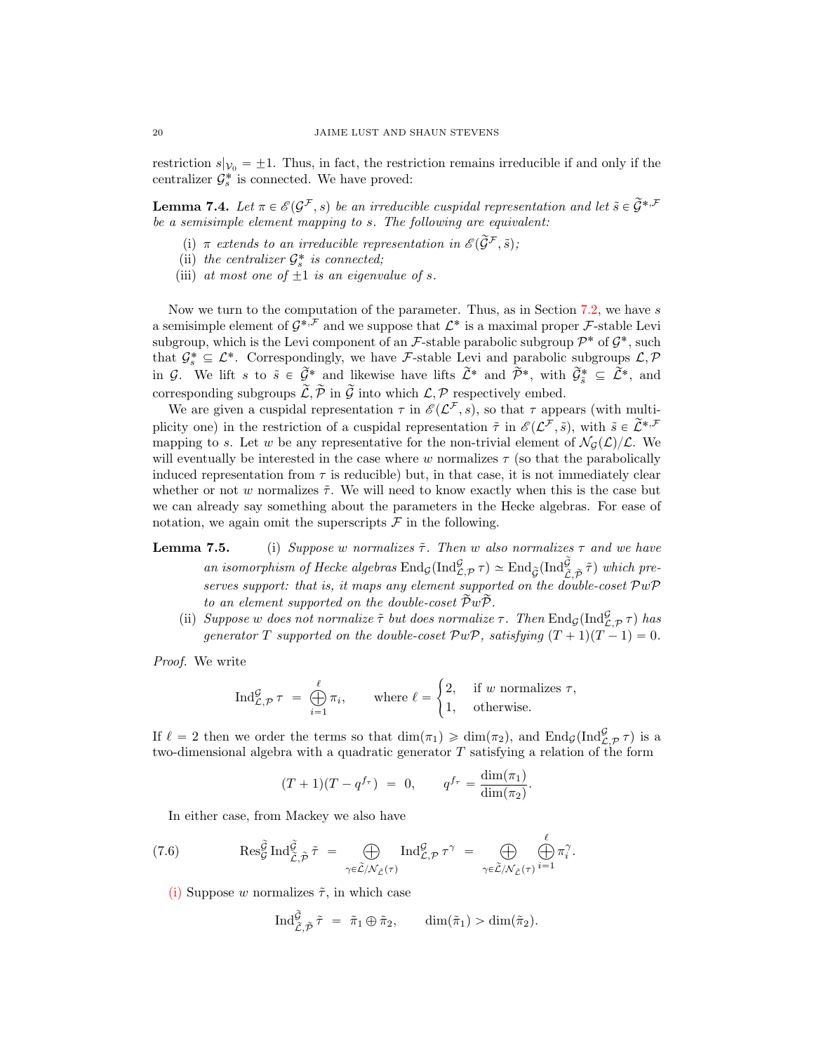restriction $s|_{\mathcal{V}_0} = \pm 1$. Thus, in fact, the restriction remains irreducible if and only if the centralizer $\mathcal{G}^*_s$ is connected. We have proved:

**Lemma 7.4.** *Let $\pi \in \mathscr{E}(\mathcal{G}^{\mathcal{F}}, s)$ be an irreducible cuspidal representation and let $\tilde{s} \in \widetilde{\mathcal{G}}^{*,\mathcal{F}}$ be a semisimple element mapping to $s$. The following are equivalent:*

- (i) *$\pi$ extends to an irreducible representation in $\mathscr{E}(\widetilde{\mathcal{G}}^{\mathcal{F}}, \tilde{s})$;*
- (ii) *the centralizer $\mathcal{G}^*_s$ is connected;*
- (iii) *at most one of $\pm 1$ is an eigenvalue of $s$.*

Now we turn to the computation of the parameter. Thus, as in Section 7.2, we have $s$ a semisimple element of $\mathcal{G}^{*,\mathcal{F}}$ and we suppose that $\mathcal{L}^*$ is a maximal proper $\mathcal{F}$-stable Levi subgroup, which is the Levi component of an $\mathcal{F}$-stable parabolic subgroup $\mathcal{P}^*$ of $\mathcal{G}^*$, such that $\mathcal{G}^*_s \subseteq \mathcal{L}^*$. Correspondingly, we have $\mathcal{F}$-stable Levi and parabolic subgroups $\mathcal{L}, \mathcal{P}$ in $\mathcal{G}$. We lift $s$ to $\tilde{s} \in \widetilde{\mathcal{G}}^*$ and likewise have lifts $\widetilde{\mathcal{L}}^*$ and $\widetilde{\mathcal{P}}^*$, with $\widetilde{\mathcal{G}}^*_{\tilde{s}} \subseteq \widetilde{\mathcal{L}}^*$, and corresponding subgroups $\widetilde{\mathcal{L}}, \widetilde{\mathcal{P}}$ in $\widetilde{\mathcal{G}}$ into which $\mathcal{L}, \mathcal{P}$ respectively embed.

We are given a cuspidal representation $\tau$ in $\mathscr{E}(\mathcal{L}^{\mathcal{F}}, s)$, so that $\tau$ appears (with multiplicity one) in the restriction of a cuspidal representation $\tilde{\tau}$ in $\mathscr{E}(\mathcal{L}^{\mathcal{F}}, \tilde{s})$, with $\tilde{s} \in \widetilde{\mathcal{L}}^{*,\mathcal{F}}$ mapping to $s$. Let $w$ be any representative for the non-trivial element of $\mathcal{N}_{\mathcal{G}}(\mathcal{L})/\mathcal{L}$. We will eventually be interested in the case where $w$ normalizes $\tau$ (so that the parabolically induced representation from $\tau$ is reducible) but, in that case, it is not immediately clear whether or not $w$ normalizes $\tilde{\tau}$. We will need to know exactly when this is the case but we can already say something about the parameters in the Hecke algebras. For ease of notation, we again omit the superscripts $\mathcal{F}$ in the following.

**Lemma 7.5.**
- (i) *Suppose $w$ normalizes $\tilde{\tau}$. Then $w$ also normalizes $\tau$ and we have an isomorphism of Hecke algebras $\operatorname{End}_{\mathcal{G}}(\operatorname{Ind}_{\mathcal{L},\mathcal{P}}^{\mathcal{G}} \tau) \simeq \operatorname{End}_{\widetilde{\mathcal{G}}}(\operatorname{Ind}_{\widetilde{\mathcal{L}},\widetilde{\mathcal{P}}}^{\widetilde{\mathcal{G}}} \tilde{\tau})$ which preserves support: that is, it maps any element supported on the double-coset $\mathcal{P}w\mathcal{P}$ to an element supported on the double-coset $\widetilde{\mathcal{P}}w\widetilde{\mathcal{P}}$.*
- (ii) *Suppose $w$ does not normalize $\tilde{\tau}$ but does normalize $\tau$. Then $\operatorname{End}_{\mathcal{G}}(\operatorname{Ind}_{\mathcal{L},\mathcal{P}}^{\mathcal{G}} \tau)$ has generator $T$ supported on the double-coset $\mathcal{P}w\mathcal{P}$, satisfying $(T+1)(T-1) = 0$.*

*Proof.* We write

$$\operatorname{Ind}_{\mathcal{L},\mathcal{P}}^{\mathcal{G}} \tau \;=\; \bigoplus_{i=1}^{\ell} \pi_i, \qquad \text{where } \ell = \begin{cases} 2, & \text{if } w \text{ normalizes } \tau, \\ 1, & \text{otherwise.} \end{cases}$$

If $\ell = 2$ then we order the terms so that $\dim(\pi_1) \geqslant \dim(\pi_2)$, and $\operatorname{End}_{\mathcal{G}}(\operatorname{Ind}_{\mathcal{L},\mathcal{P}}^{\mathcal{G}} \tau)$ is a two-dimensional algebra with a quadratic generator $T$ satisfying a relation of the form

$$(T+1)(T - q^{f_\tau}) \;=\; 0, \qquad q^{f_\tau} = \frac{\dim(\pi_1)}{\dim(\pi_2)}.$$

In either case, from Mackey we also have

$$\operatorname{Res}_{\mathcal{G}}^{\widetilde{\mathcal{G}}} \operatorname{Ind}_{\widetilde{\mathcal{L}},\widetilde{\mathcal{P}}}^{\widetilde{\mathcal{G}}} \tilde{\tau} \;=\; \bigoplus_{\gamma \in \widetilde{\mathcal{L}}/\mathcal{N}_{\widetilde{\mathcal{L}}}(\tau)} \operatorname{Ind}_{\mathcal{L},\mathcal{P}}^{\mathcal{G}} \tau^{\gamma} \;=\; \bigoplus_{\gamma \in \widetilde{\mathcal{L}}/\mathcal{N}_{\widetilde{\mathcal{L}}}(\tau)} \bigoplus_{i=1}^{\ell} \pi_i^{\gamma}. \tag{7.6}$$

(i) Suppose $w$ normalizes $\tilde{\tau}$, in which case

$$\operatorname{Ind}_{\widetilde{\mathcal{L}},\widetilde{\mathcal{P}}}^{\widetilde{\mathcal{G}}} \tilde{\tau} \;=\; \tilde{\pi}_1 \oplus \tilde{\pi}_2, \qquad \dim(\tilde{\pi}_1) > \dim(\tilde{\pi}_2).$$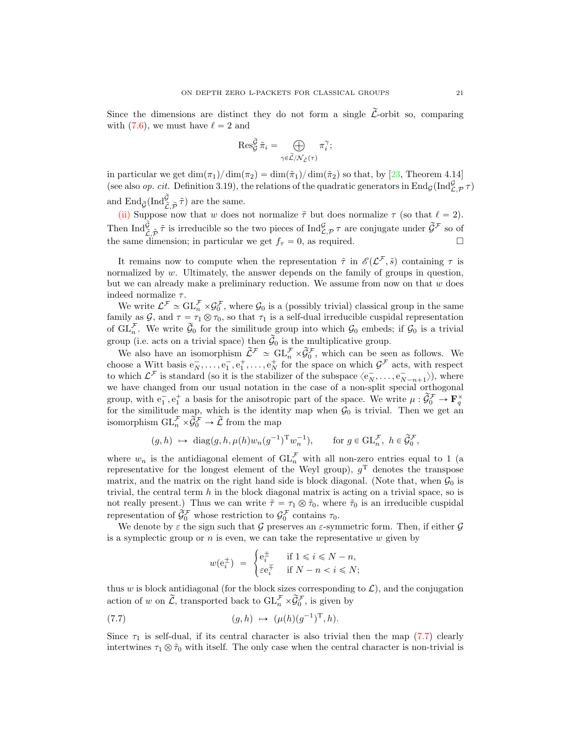Since the dimensions are distinct they do not form a single $\widetilde{\mathcal{L}}$-orbit so, comparing with (7.6), we must have $\ell = 2$ and

$$\mathrm{Res}^{\widetilde{\mathcal{G}}}_{\mathcal{G}} \tilde\pi_i = \bigoplus_{\gamma \in \widetilde{\mathcal{L}}/\mathcal{N}_{\widetilde{\mathcal{L}}}(\tau)} \pi_i^\gamma;$$

in particular we get $\dim(\pi_1)/\dim(\pi_2) = \dim(\tilde\pi_1)/\dim(\tilde\pi_2)$ so that, by [23, Theorem 4.14] (see also *op. cit.* Definition 3.19), the relations of the quadratic generators in $\mathrm{End}_{\mathcal{G}}(\mathrm{Ind}^{\mathcal{G}}_{\mathcal{L},\mathcal{P}}\tau)$ and $\mathrm{End}_{\widetilde{\mathcal{G}}}(\mathrm{Ind}^{\widetilde{\mathcal{G}}}_{\widetilde{\mathcal{L}},\widetilde{\mathcal{P}}}\tilde\tau)$ are the same.

(ii) Suppose now that $w$ does not normalize $\tilde\tau$ but does normalize $\tau$ (so that $\ell = 2$). Then $\mathrm{Ind}^{\widetilde{\mathcal{G}}}_{\widetilde{\mathcal{L}},\widetilde{\mathcal{P}}}\tilde\tau$ is irreducible so the two pieces of $\mathrm{Ind}^{\mathcal{G}}_{\mathcal{L},\mathcal{P}}\tau$ are conjugate under $\widetilde{\mathcal{G}}^{\mathcal{F}}$ so of the same dimension; in particular we get $f_\tau = 0$, as required. □

It remains now to compute when the representation $\tilde\tau$ in $\mathscr{E}(\mathcal{L}^{\mathcal{F}}, \tilde s)$ containing $\tau$ is normalized by $w$. Ultimately, the answer depends on the family of groups in question, but we can already make a preliminary reduction. We assume from now on that $w$ does indeed normalize $\tau$.

We write $\mathcal{L}^{\mathcal{F}} \simeq \mathrm{GL}_n^{\mathcal{F}} \times \mathcal{G}_0^{\mathcal{F}}$, where $\mathcal{G}_0$ is a (possibly trivial) classical group in the same family as $\mathcal{G}$, and $\tau = \tau_1 \otimes \tau_0$, so that $\tau_1$ is a self-dual irreducible cuspidal representation of $\mathrm{GL}_n^{\mathcal{F}}$. We write $\widetilde{\mathcal{G}}_0$ for the similitude group into which $\mathcal{G}_0$ embeds; if $\mathcal{G}_0$ is a trivial group (i.e. acts on a trivial space) then $\widetilde{\mathcal{G}}_0$ is the multiplicative group.

We also have an isomorphism $\widetilde{\mathcal{L}}^{\mathcal{F}} \simeq \mathrm{GL}_n^{\mathcal{F}} \times \widetilde{\mathcal{G}}_0^{\mathcal{F}}$, which can be seen as follows. We choose a Witt basis $\mathrm{e}_N^-, \dots, \mathrm{e}_1^-, \mathrm{e}_1^+, \dots, \mathrm{e}_N^+$ for the space on which $\mathcal{G}^{\mathcal{F}}$ acts, with respect to which $\mathcal{L}^{\mathcal{F}}$ is standard (so it is the stabilizer of the subspace $\langle \mathrm{e}_N^-, \dots, \mathrm{e}_{N-n+1}^-\rangle$), where we have changed from our usual notation in the case of a non-split special orthogonal group, with $\mathrm{e}_1^-, \mathrm{e}_1^+$ a basis for the anisotropic part of the space. We write $\mu : \widetilde{\mathcal{G}}_0^{\mathcal{F}} \to \mathbf{F}_q^\times$ for the similitude map, which is the identity map when $\mathcal{G}_0$ is trivial. Then we get an isomorphism $\mathrm{GL}_n^{\mathcal{F}} \times \widetilde{\mathcal{G}}_0^{\mathcal{F}} \to \widetilde{\mathcal{L}}$ from the map

$$(g, h) \;\mapsto\; \mathrm{diag}(g, h, \mu(h) w_n (g^{-1})^{\mathrm{T}} w_n^{-1}), \qquad \text{for } g \in \mathrm{GL}_n^{\mathcal{F}},\ h \in \widetilde{\mathcal{G}}_0^{\mathcal{F}},$$

where $w_n$ is the antidiagonal element of $\mathrm{GL}_n^{\mathcal{F}}$ with all non-zero entries equal to 1 (a representative for the longest element of the Weyl group), $g^{\mathrm{T}}$ denotes the transpose matrix, and the matrix on the right hand side is block diagonal. (Note that, when $\mathcal{G}_0$ is trivial, the central term $h$ in the block diagonal matrix is acting on a trivial space, so is not really present.) Thus we can write $\tilde\tau = \tau_1 \otimes \tilde\tau_0$, where $\tilde\tau_0$ is an irreducible cuspidal representation of $\widetilde{\mathcal{G}}_0^{\mathcal{F}}$ whose restriction to $\mathcal{G}_0^{\mathcal{F}}$ contains $\tau_0$.

We denote by $\varepsilon$ the sign such that $\mathcal{G}$ preserves an $\varepsilon$-symmetric form. Then, if either $\mathcal{G}$ is a symplectic group or $n$ is even, we can take the representative $w$ given by

$$w(\mathrm{e}_i^\pm) \;=\; \begin{cases} \mathrm{e}_i^\pm & \text{if } 1 \leqslant i \leqslant N-n, \\ \varepsilon \mathrm{e}_i^\mp & \text{if } N-n < i \leqslant N; \end{cases}$$

thus $w$ is block antidiagonal (for the block sizes corresponding to $\mathcal{L}$), and the conjugation action of $w$ on $\widetilde{\mathcal{L}}$, transported back to $\mathrm{GL}_n^{\mathcal{F}} \times \widetilde{\mathcal{G}}_0^{\mathcal{F}}$, is given by

$$(g, h) \;\mapsto\; (\mu(h)(g^{-1})^{\mathrm{T}}, h). \tag{7.7}$$

Since $\tau_1$ is self-dual, if its central character is also trivial then the map (7.7) clearly intertwines $\tau_1 \otimes \tilde\tau_0$ with itself. The only case when the central character is non-trivial is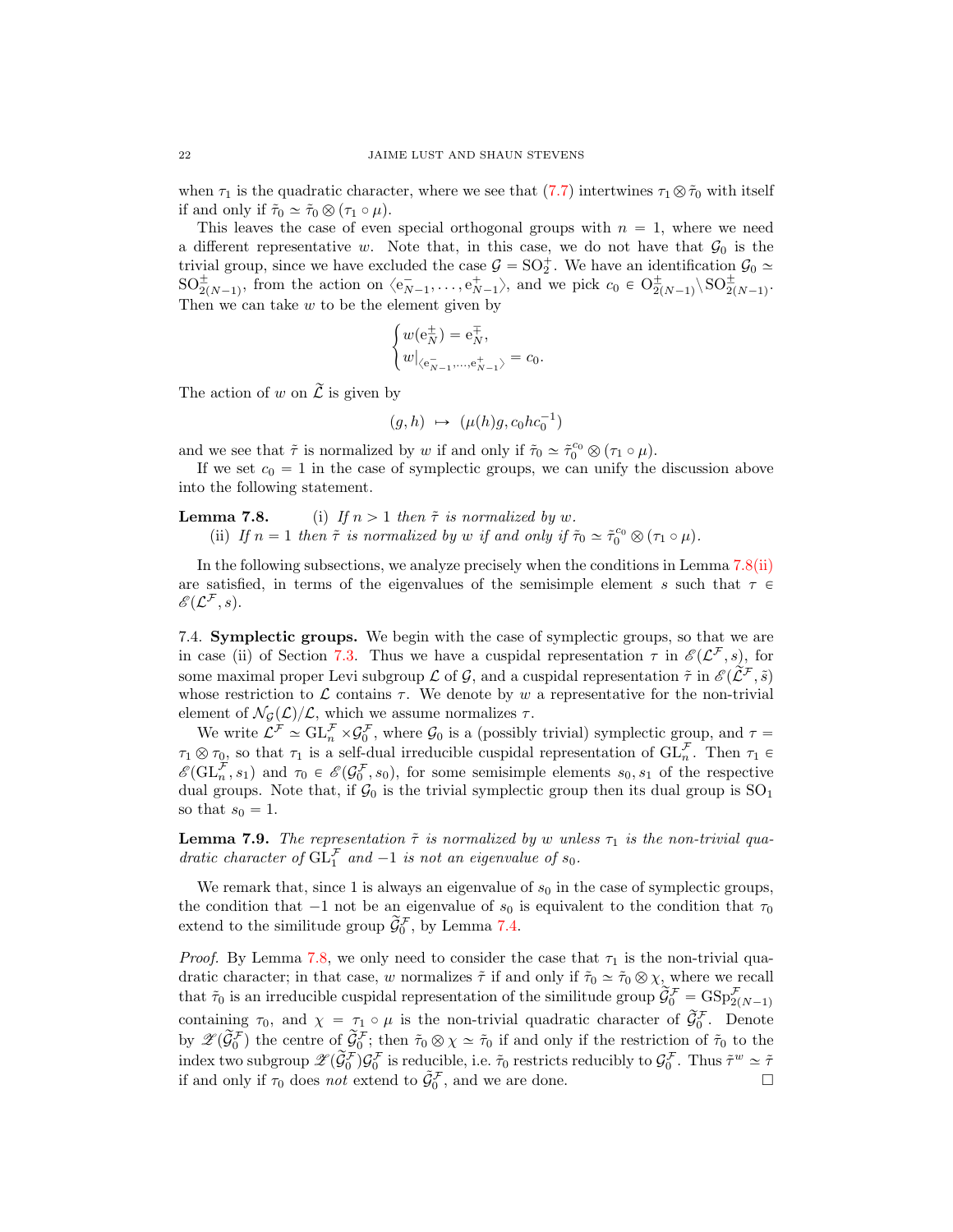when $\tau_1$ is the quadratic character, where we see that (7.7) intertwines $\tau_1 \otimes \tilde\tau_0$ with itself if and only if $\tilde\tau_0 \simeq \tilde\tau_0 \otimes (\tau_1 \circ \mu)$.

This leaves the case of even special orthogonal groups with $n = 1$, where we need a different representative $w$. Note that, in this case, we do not have that $\mathcal{G}_0$ is the trivial group, since we have excluded the case $\mathcal{G} = \mathrm{SO}_2^+$. We have an identification $\mathcal{G}_0 \simeq \mathrm{SO}^{\pm}_{2(N-1)}$, from the action on $\langle \mathrm{e}^-_{N-1}, \dots, \mathrm{e}^+_{N-1}\rangle$, and we pick $c_0 \in \mathrm{O}^{\pm}_{2(N-1)} \setminus \mathrm{SO}^{\pm}_{2(N-1)}$. Then we can take $w$ to be the element given by

$$\begin{cases} w(\mathrm{e}^{\pm}_N) = \mathrm{e}^{\mp}_N, \\ w|_{\langle \mathrm{e}^-_{N-1},\dots,\mathrm{e}^+_{N-1}\rangle} = c_0. \end{cases}$$

The action of $w$ on $\tilde{\mathcal{L}}$ is given by

$$(g,h) \ \mapsto\ (\mu(h)g, c_0 h c_0^{-1})$$

and we see that $\tilde\tau$ is normalized by $w$ if and only if $\tilde\tau_0 \simeq \tilde\tau_0^{c_0} \otimes (\tau_1 \circ \mu)$.

If we set $c_0 = 1$ in the case of symplectic groups, we can unify the discussion above into the following statement.

**Lemma 7.8.** (i) *If $n > 1$ then $\tilde\tau$ is normalized by $w$.*
(ii) *If $n = 1$ then $\tilde\tau$ is normalized by $w$ if and only if $\tilde\tau_0 \simeq \tilde\tau_0^{c_0} \otimes (\tau_1 \circ \mu)$.*

In the following subsections, we analyze precisely when the conditions in Lemma 7.8(ii) are satisfied, in terms of the eigenvalues of the semisimple element $s$ such that $\tau \in \mathscr{E}(\mathcal{L}^{\mathcal{F}}, s)$.

7.4. **Symplectic groups.** We begin with the case of symplectic groups, so that we are in case (ii) of Section 7.3. Thus we have a cuspidal representation $\tau$ in $\mathscr{E}(\mathcal{L}^{\mathcal{F}}, s)$, for some maximal proper Levi subgroup $\mathcal{L}$ of $\mathcal{G}$, and a cuspidal representation $\tilde\tau$ in $\mathscr{E}(\tilde{\mathcal{L}}^{\mathcal{F}}, \tilde s)$ whose restriction to $\mathcal{L}$ contains $\tau$. We denote by $w$ a representative for the non-trivial element of $\mathcal{N}_{\mathcal{G}}(\mathcal{L})/\mathcal{L}$, which we assume normalizes $\tau$.

We write $\mathcal{L}^{\mathcal{F}} \simeq \mathrm{GL}_n^{\mathcal{F}} \times \mathcal{G}_0^{\mathcal{F}}$, where $\mathcal{G}_0$ is a (possibly trivial) symplectic group, and $\tau = \tau_1 \otimes \tau_0$, so that $\tau_1$ is a self-dual irreducible cuspidal representation of $\mathrm{GL}_n^{\mathcal{F}}$. Then $\tau_1 \in \mathscr{E}(\mathrm{GL}_n^{\mathcal{F}}, s_1)$ and $\tau_0 \in \mathscr{E}(\mathcal{G}_0^{\mathcal{F}}, s_0)$, for some semisimple elements $s_0, s_1$ of the respective dual groups. Note that, if $\mathcal{G}_0$ is the trivial symplectic group then its dual group is $\mathrm{SO}_1$ so that $s_0 = 1$.

**Lemma 7.9.** *The representation $\tilde\tau$ is normalized by $w$ unless $\tau_1$ is the non-trivial quadratic character of $\mathrm{GL}_1^{\mathcal{F}}$ and $-1$ is not an eigenvalue of $s_0$.*

We remark that, since 1 is always an eigenvalue of $s_0$ in the case of symplectic groups, the condition that $-1$ not be an eigenvalue of $s_0$ is equivalent to the condition that $\tau_0$ extend to the similitude group $\tilde{\mathcal{G}}_0^{\mathcal{F}}$, by Lemma 7.4.

*Proof.* By Lemma 7.8, we only need to consider the case that $\tau_1$ is the non-trivial quadratic character; in that case, $w$ normalizes $\tilde\tau$ if and only if $\tilde\tau_0 \simeq \tilde\tau_0 \otimes \chi$, where we recall that $\tilde\tau_0$ is an irreducible cuspidal representation of the similitude group $\tilde{\mathcal{G}}_0^{\mathcal{F}} = \mathrm{GSp}^{\mathcal{F}}_{2(N-1)}$ containing $\tau_0$, and $\chi = \tau_1 \circ \mu$ is the non-trivial quadratic character of $\tilde{\mathcal{G}}_0^{\mathcal{F}}$. Denote by $\mathscr{Z}(\tilde{\mathcal{G}}_0^{\mathcal{F}})$ the centre of $\tilde{\mathcal{G}}_0^{\mathcal{F}}$; then $\tilde\tau_0 \otimes \chi \simeq \tilde\tau_0$ if and only if the restriction of $\tilde\tau_0$ to the index two subgroup $\mathscr{Z}(\tilde{\mathcal{G}}_0^{\mathcal{F}})\mathcal{G}_0^{\mathcal{F}}$ is reducible, i.e. $\tilde\tau_0$ restricts reducibly to $\mathcal{G}_0^{\mathcal{F}}$. Thus $\tilde\tau^w \simeq \tilde\tau$ if and only if $\tau_0$ does *not* extend to $\tilde{\mathcal{G}}_0^{\mathcal{F}}$, and we are done. □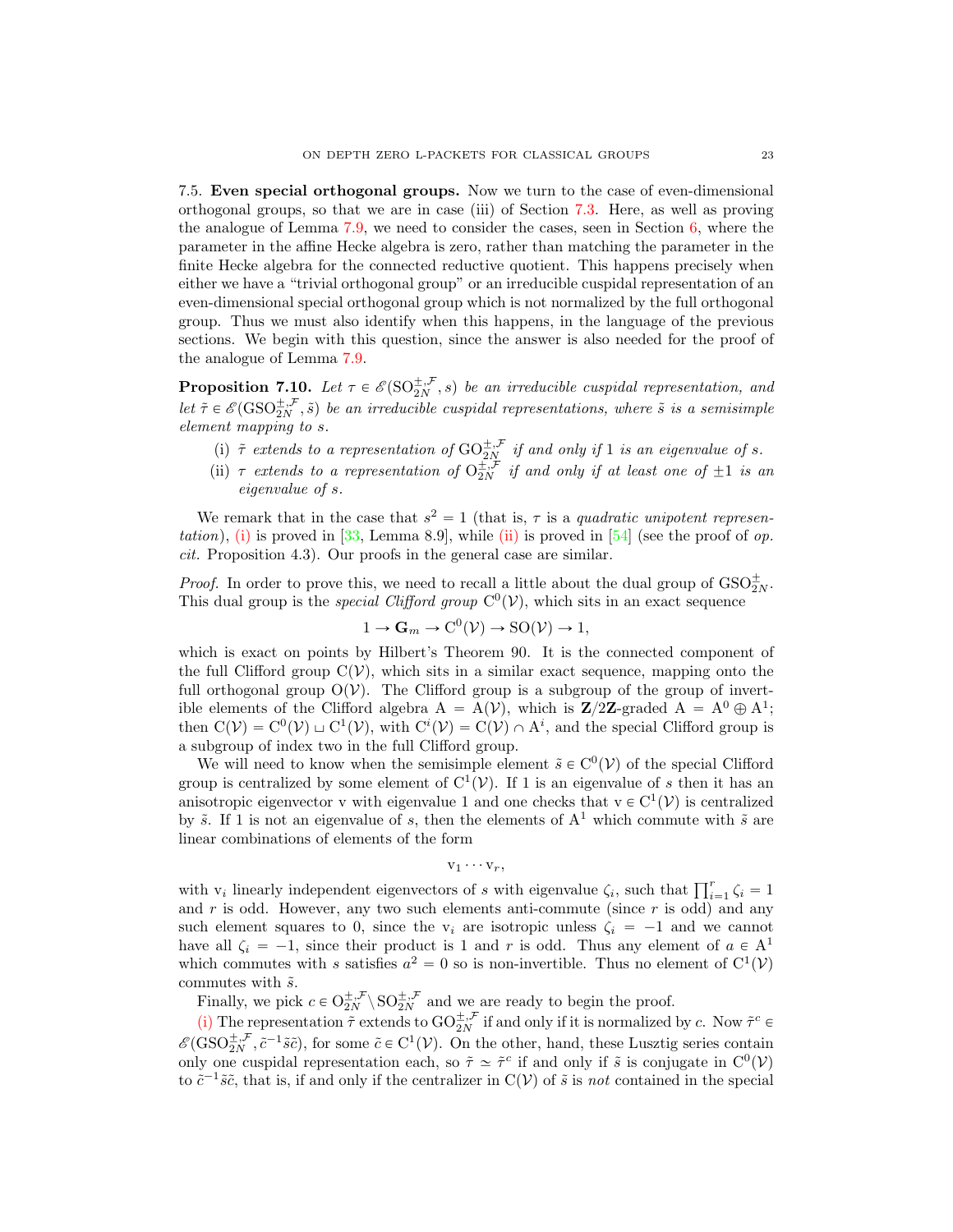### 7.5. Even special orthogonal groups.

Now we turn to the case of even-dimensional orthogonal groups, so that we are in case (iii) of Section 7.3. Here, as well as proving the analogue of Lemma 7.9, we need to consider the cases, seen in Section 6, where the parameter in the affine Hecke algebra is zero, rather than matching the parameter in the finite Hecke algebra for the connected reductive quotient. This happens precisely when either we have a "trivial orthogonal group" or an irreducible cuspidal representation of an even-dimensional special orthogonal group which is not normalized by the full orthogonal group. Thus we must also identify when this happens, in the language of the previous sections. We begin with this question, since the answer is also needed for the proof of the analogue of Lemma 7.9.

**Proposition 7.10.** *Let $\tau \in \mathscr{E}(\mathrm{SO}_{2N}^{\pm,\mathcal{F}}, s)$ be an irreducible cuspidal representation, and let $\tilde\tau \in \mathscr{E}(\mathrm{GSO}_{2N}^{\pm,\mathcal{F}}, \tilde s)$ be an irreducible cuspidal representations, where $\tilde s$ is a semisimple element mapping to $s$.*

(i) *$\tilde\tau$ extends to a representation of $\mathrm{GO}_{2N}^{\pm,\mathcal{F}}$ if and only if $1$ is an eigenvalue of $s$.*

(ii) *$\tau$ extends to a representation of $\mathrm{O}_{2N}^{\pm,\mathcal{F}}$ if and only if at least one of $\pm 1$ is an eigenvalue of $s$.*

We remark that in the case that $s^2 = 1$ (that is, $\tau$ is a *quadratic unipotent representation*), (i) is proved in [33, Lemma 8.9], while (ii) is proved in [54] (see the proof of *op. cit.* Proposition 4.3). Our proofs in the general case are similar.

*Proof.* In order to prove this, we need to recall a little about the dual group of $\mathrm{GSO}_{2N}^{\pm}$. This dual group is the *special Clifford group* $\mathrm{C}^0(\mathcal{V})$, which sits in an exact sequence

$$1 \to \mathbf{G}_m \to \mathrm{C}^0(\mathcal{V}) \to \mathrm{SO}(\mathcal{V}) \to 1,$$

which is exact on points by Hilbert's Theorem 90. It is the connected component of the full Clifford group $\mathrm{C}(\mathcal{V})$, which sits in a similar exact sequence, mapping onto the full orthogonal group $\mathrm{O}(\mathcal{V})$. The Clifford group is a subgroup of the group of invertible elements of the Clifford algebra $\mathrm{A} = \mathrm{A}(\mathcal{V})$, which is $\mathbf{Z}/2\mathbf{Z}$-graded $\mathrm{A} = \mathrm{A}^0 \oplus \mathrm{A}^1$; then $\mathrm{C}(\mathcal{V}) = \mathrm{C}^0(\mathcal{V}) \sqcup \mathrm{C}^1(\mathcal{V})$, with $\mathrm{C}^i(\mathcal{V}) = \mathrm{C}(\mathcal{V}) \cap \mathrm{A}^i$, and the special Clifford group is a subgroup of index two in the full Clifford group.

We will need to know when the semisimple element $\tilde s \in \mathrm{C}^0(\mathcal{V})$ of the special Clifford group is centralized by some element of $\mathrm{C}^1(\mathcal{V})$. If 1 is an eigenvalue of $s$ then it has an anisotropic eigenvector $\mathrm{v}$ with eigenvalue 1 and one checks that $\mathrm{v} \in \mathrm{C}^1(\mathcal{V})$ is centralized by $\tilde s$. If 1 is not an eigenvalue of $s$, then the elements of $\mathrm{A}^1$ which commute with $\tilde s$ are linear combinations of elements of the form

$$\mathrm{v}_1 \cdots \mathrm{v}_r,$$

with $\mathrm{v}_i$ linearly independent eigenvectors of $s$ with eigenvalue $\zeta_i$, such that $\prod_{i=1}^r \zeta_i = 1$ and $r$ is odd. However, any two such elements anti-commute (since $r$ is odd) and any such element squares to 0, since the $\mathrm{v}_i$ are isotropic unless $\zeta_i = -1$ and we cannot have all $\zeta_i = -1$, since their product is 1 and $r$ is odd. Thus any element of $a \in \mathrm{A}^1$ which commutes with $s$ satisfies $a^2 = 0$ so is non-invertible. Thus no element of $\mathrm{C}^1(\mathcal{V})$ commutes with $\tilde s$.

Finally, we pick $c \in \mathrm{O}_{2N}^{\pm,\mathcal{F}} \setminus \mathrm{SO}_{2N}^{\pm,\mathcal{F}}$ and we are ready to begin the proof.

(i) The representation $\tilde\tau$ extends to $\mathrm{GO}_{2N}^{\pm,\mathcal{F}}$ if and only if it is normalized by $c$. Now $\tilde\tau^c \in \mathscr{E}(\mathrm{GSO}_{2N}^{\pm,\mathcal{F}}, \tilde c^{-1}\tilde s\tilde c)$, for some $\tilde c \in \mathrm{C}^1(\mathcal{V})$. On the other, hand, these Lusztig series contain only one cuspidal representation each, so $\tilde\tau \simeq \tilde\tau^c$ if and only if $\tilde s$ is conjugate in $\mathrm{C}^0(\mathcal{V})$ to $\tilde c^{-1}\tilde s\tilde c$, that is, if and only if the centralizer in $\mathrm{C}(\mathcal{V})$ of $\tilde s$ is *not* contained in the special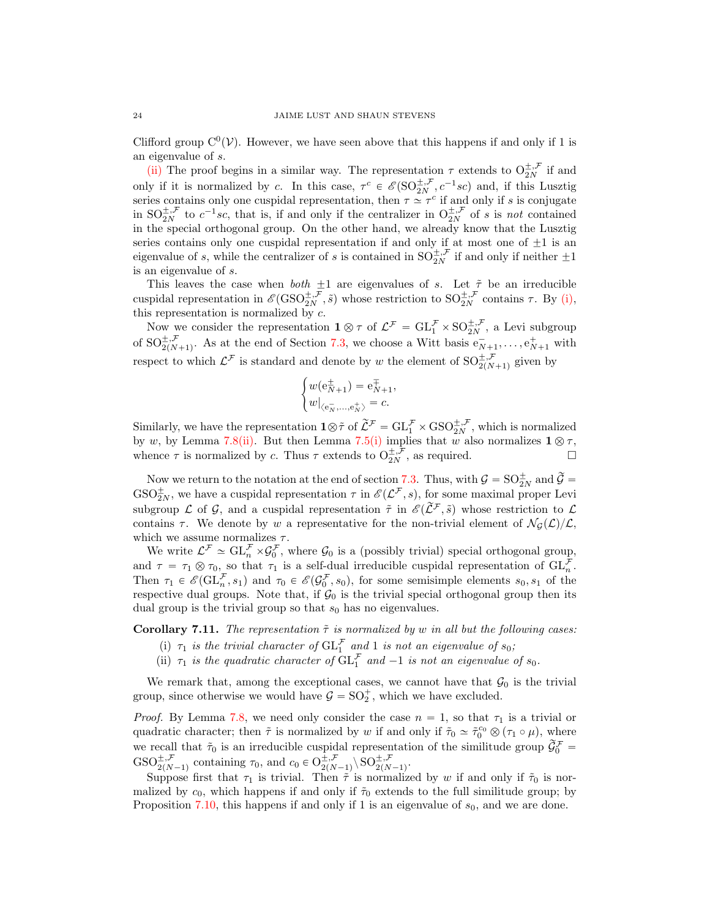Clifford group $\mathrm{C}^0(\mathcal{V})$. However, we have seen above that this happens if and only if 1 is an eigenvalue of $s$.

(ii) The proof begins in a similar way. The representation $\tau$ extends to $\mathrm{O}_{2N}^{\pm,\mathcal{F}}$ if and only if it is normalized by $c$. In this case, $\tau^c \in \mathscr{E}(\mathrm{SO}_{2N}^{\pm,\mathcal{F}}, c^{-1}sc)$ and, if this Lusztig series contains only one cuspidal representation, then $\tau \simeq \tau^c$ if and only if $s$ is conjugate in $\mathrm{SO}_{2N}^{\pm,\mathcal{F}}$ to $c^{-1}sc$, that is, if and only if the centralizer in $\mathrm{O}_{2N}^{\pm,\mathcal{F}}$ of $s$ is *not* contained in the special orthogonal group. On the other hand, we already know that the Lusztig series contains only one cuspidal representation if and only if at most one of $\pm 1$ is an eigenvalue of $s$, while the centralizer of $s$ is contained in $\mathrm{SO}_{2N}^{\pm,\mathcal{F}}$ if and only if neither $\pm 1$ is an eigenvalue of $s$.

This leaves the case when *both* $\pm 1$ are eigenvalues of $s$. Let $\tilde{\tau}$ be an irreducible cuspidal representation in $\mathscr{E}(\mathrm{GSO}_{2N}^{\pm,\mathcal{F}}, \tilde{s})$ whose restriction to $\mathrm{SO}_{2N}^{\pm,\mathcal{F}}$ contains $\tau$. By (i), this representation is normalized by $c$.

Now we consider the representation $\mathbf{1} \otimes \tau$ of $\mathcal{L}^{\mathcal{F}} = \mathrm{GL}_1^{\mathcal{F}} \times \mathrm{SO}_{2N}^{\pm,\mathcal{F}}$, a Levi subgroup of $\mathrm{SO}_{2(N+1)}^{\pm,\mathcal{F}}$. As at the end of Section 7.3, we choose a Witt basis $\mathrm{e}_{N+1}^-, \dots, \mathrm{e}_{N+1}^+$ with respect to which $\mathcal{L}^{\mathcal{F}}$ is standard and denote by $w$ the element of $\mathrm{SO}_{2(N+1)}^{\pm,\mathcal{F}}$ given by

$$\begin{cases} w(\mathrm{e}_{N+1}^{\pm}) = \mathrm{e}_{N+1}^{\mp}, \\ w|_{\langle \mathrm{e}_N^-, \dots, \mathrm{e}_N^+ \rangle} = c. \end{cases}$$

Similarly, we have the representation $\mathbf{1} \otimes \tilde{\tau}$ of $\widetilde{\mathcal{L}}^{\mathcal{F}} = \mathrm{GL}_1^{\mathcal{F}} \times \mathrm{GSO}_{2N}^{\pm,\mathcal{F}}$, which is normalized by $w$, by Lemma 7.8(ii). But then Lemma 7.5(i) implies that $w$ also normalizes $\mathbf{1} \otimes \tau$, whence $\tau$ is normalized by $c$. Thus $\tau$ extends to $\mathrm{O}_{2N}^{\pm,\mathcal{F}}$, as required. □

Now we return to the notation at the end of section 7.3. Thus, with $\mathcal{G} = \mathrm{SO}_{2N}^{\pm}$ and $\widetilde{\mathcal{G}} = \mathrm{GSO}_{2N}^{\pm}$, we have a cuspidal representation $\tau$ in $\mathscr{E}(\mathcal{L}^{\mathcal{F}}, s)$, for some maximal proper Levi subgroup $\mathcal{L}$ of $\mathcal{G}$, and a cuspidal representation $\tilde{\tau}$ in $\mathscr{E}(\widetilde{\mathcal{L}}^{\mathcal{F}}, \tilde{s})$ whose restriction to $\mathcal{L}$ contains $\tau$. We denote by $w$ a representative for the non-trivial element of $\mathcal{N}_{\mathcal{G}}(\mathcal{L})/\mathcal{L}$, which we assume normalizes $\tau$.

We write $\mathcal{L}^{\mathcal{F}} \simeq \mathrm{GL}_n^{\mathcal{F}} \times \mathcal{G}_0^{\mathcal{F}}$, where $\mathcal{G}_0$ is a (possibly trivial) special orthogonal group, and $\tau = \tau_1 \otimes \tau_0$, so that $\tau_1$ is a self-dual irreducible cuspidal representation of $\mathrm{GL}_n^{\mathcal{F}}$. Then $\tau_1 \in \mathscr{E}(\mathrm{GL}_n^{\mathcal{F}}, s_1)$ and $\tau_0 \in \mathscr{E}(\mathcal{G}_0^{\mathcal{F}}, s_0)$, for some semisimple elements $s_0, s_1$ of the respective dual groups. Note that, if $\mathcal{G}_0$ is the trivial special orthogonal group then its dual group is the trivial group so that $s_0$ has no eigenvalues.

**Corollary 7.11.** *The representation $\tilde{\tau}$ is normalized by $w$ in all but the following cases:*

(i) *$\tau_1$ is the trivial character of $\mathrm{GL}_1^{\mathcal{F}}$ and 1 is not an eigenvalue of $s_0$;*

(ii) *$\tau_1$ is the quadratic character of $\mathrm{GL}_1^{\mathcal{F}}$ and $-1$ is not an eigenvalue of $s_0$.*

We remark that, among the exceptional cases, we cannot have that $\mathcal{G}_0$ is the trivial group, since otherwise we would have $\mathcal{G} = \mathrm{SO}_2^+$, which we have excluded.

*Proof.* By Lemma 7.8, we need only consider the case $n = 1$, so that $\tau_1$ is a trivial or quadratic character; then $\tilde{\tau}$ is normalized by $w$ if and only if $\tilde{\tau}_0 \simeq \tilde{\tau}_0^{c_0} \otimes (\tau_1 \circ \mu)$, where we recall that $\tilde{\tau}_0$ is an irreducible cuspidal representation of the similitude group $\widetilde{\mathcal{G}}_0^{\mathcal{F}} = \mathrm{GSO}_{2(N-1)}^{\pm,\mathcal{F}}$ containing $\tau_0$, and $c_0 \in \mathrm{O}_{2(N-1)}^{\pm,\mathcal{F}} \setminus \mathrm{SO}_{2(N-1)}^{\pm,\mathcal{F}}$.

Suppose first that $\tau_1$ is trivial. Then $\tilde{\tau}$ is normalized by $w$ if and only if $\tilde{\tau}_0$ is normalized by $c_0$, which happens if and only if $\tilde{\tau}_0$ extends to the full similitude group; by Proposition 7.10, this happens if and only if 1 is an eigenvalue of $s_0$, and we are done.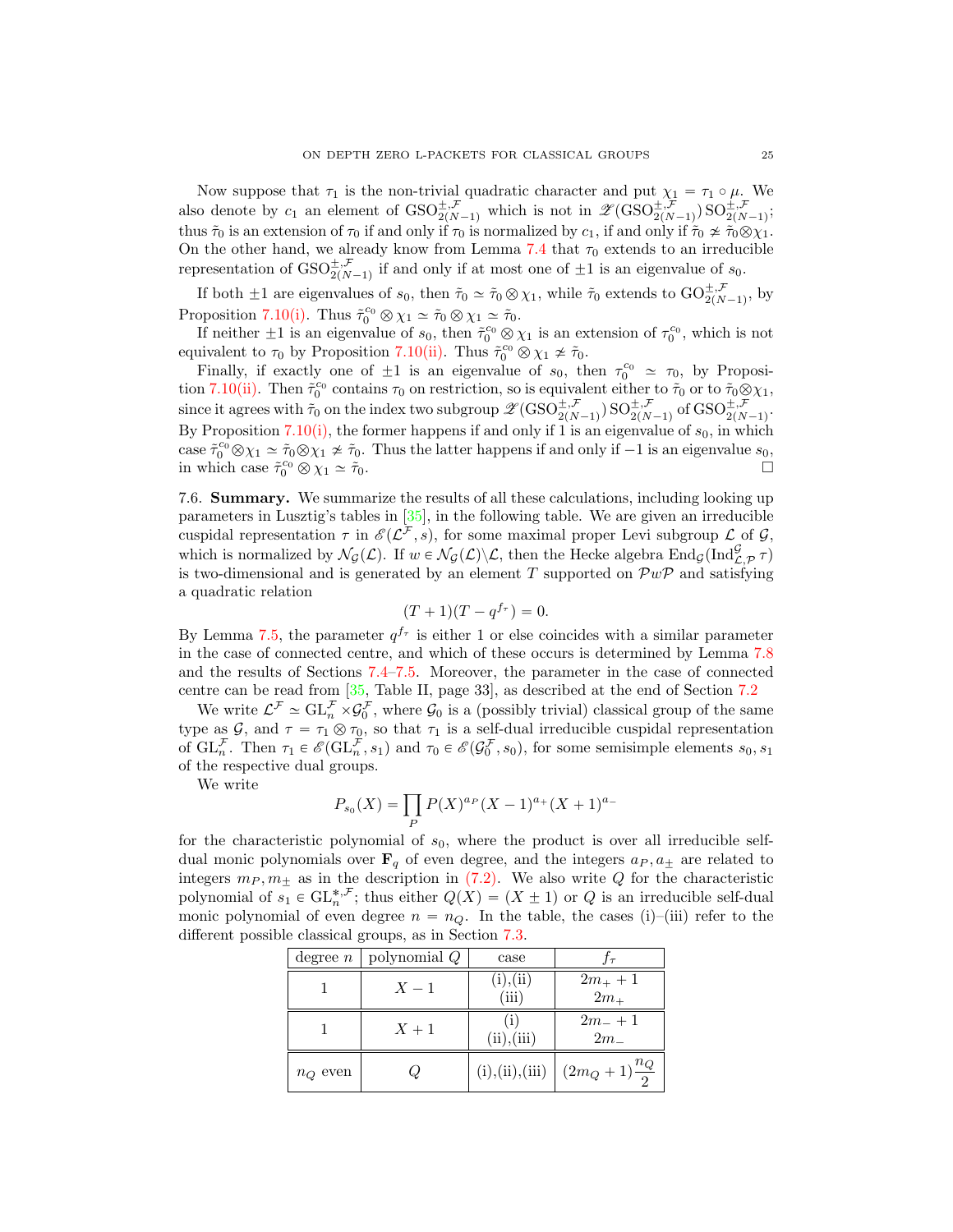Now suppose that $\tau_1$ is the non-trivial quadratic character and put $\chi_1 = \tau_1 \circ \mu$. We also denote by $c_1$ an element of $\mathrm{GSO}_{2(N-1)}^{\pm,\mathcal{F}}$ which is not in $\mathscr{Z}(\mathrm{GSO}_{2(N-1)}^{\pm,\mathcal{F}})\,\mathrm{SO}_{2(N-1)}^{\pm,\mathcal{F}}$; thus $\tilde\tau_0$ is an extension of $\tau_0$ if and only if $\tau_0$ is normalized by $c_1$, if and only if $\tilde\tau_0 \not\simeq \tilde\tau_0 \otimes \chi_1$. On the other hand, we already know from Lemma 7.4 that $\tau_0$ extends to an irreducible representation of $\mathrm{GSO}_{2(N-1)}^{\pm,\mathcal{F}}$ if and only if at most one of $\pm 1$ is an eigenvalue of $s_0$.

If both $\pm 1$ are eigenvalues of $s_0$, then $\tilde\tau_0 \simeq \tilde\tau_0 \otimes \chi_1$, while $\tilde\tau_0$ extends to $\mathrm{GO}_{2(N-1)}^{\pm,\mathcal{F}}$, by Proposition 7.10(i). Thus $\tilde\tau_0^{c_0} \otimes \chi_1 \simeq \tilde\tau_0 \otimes \chi_1 \simeq \tilde\tau_0$.

If neither $\pm 1$ is an eigenvalue of $s_0$, then $\tilde\tau_0^{c_0} \otimes \chi_1$ is an extension of $\tau_0^{c_0}$, which is not equivalent to $\tau_0$ by Proposition 7.10(ii). Thus $\tilde\tau_0^{c_0} \otimes \chi_1 \not\simeq \tilde\tau_0$.

Finally, if exactly one of $\pm 1$ is an eigenvalue of $s_0$, then $\tau_0^{c_0} \simeq \tau_0$, by Proposition 7.10(ii). Then $\tilde\tau_0^{c_0}$ contains $\tau_0$ on restriction, so is equivalent either to $\tilde\tau_0$ or to $\tilde\tau_0 \otimes \chi_1$, since it agrees with $\tilde\tau_0$ on the index two subgroup $\mathscr{Z}(\mathrm{GSO}_{2(N-1)}^{\pm,\mathcal{F}})\,\mathrm{SO}_{2(N-1)}^{\pm,\mathcal{F}}$ of $\mathrm{GSO}_{2(N-1)}^{\pm,\mathcal{F}}$. By Proposition 7.10(i), the former happens if and only if 1 is an eigenvalue of $s_0$, in which case $\tilde\tau_0^{c_0} \otimes \chi_1 \simeq \tilde\tau_0 \otimes \chi_1 \not\simeq \tilde\tau_0$. Thus the latter happens if and only if $-1$ is an eigenvalue $s_0$, in which case $\tilde\tau_0^{c_0} \otimes \chi_1 \simeq \tilde\tau_0$. □

7.6. **Summary.** We summarize the results of all these calculations, including looking up parameters in Lusztig's tables in [35], in the following table. We are given an irreducible cuspidal representation $\tau$ in $\mathscr{E}(\mathcal{L}^{\mathcal{F}}, s)$, for some maximal proper Levi subgroup $\mathcal{L}$ of $\mathcal{G}$, which is normalized by $\mathcal{N}_{\mathcal{G}}(\mathcal{L})$. If $w \in \mathcal{N}_{\mathcal{G}}(\mathcal{L}) \backslash \mathcal{L}$, then the Hecke algebra $\mathrm{End}_{\mathcal{G}}(\mathrm{Ind}_{\mathcal{L},\mathcal{P}}^{\mathcal{G}}\,\tau)$ is two-dimensional and is generated by an element $T$ supported on $\mathcal{P}w\mathcal{P}$ and satisfying a quadratic relation

$$(T+1)(T-q^{f_\tau}) = 0.$$

By Lemma 7.5, the parameter $q^{f_\tau}$ is either 1 or else coincides with a similar parameter in the case of connected centre, and which of these occurs is determined by Lemma 7.8 and the results of Sections 7.4–7.5. Moreover, the parameter in the case of connected centre can be read from [35, Table II, page 33], as described at the end of Section 7.2

We write $\mathcal{L}^{\mathcal{F}} \simeq \mathrm{GL}_n^{\mathcal{F}} \times \mathcal{G}_0^{\mathcal{F}}$, where $\mathcal{G}_0$ is a (possibly trivial) classical group of the same type as $\mathcal{G}$, and $\tau = \tau_1 \otimes \tau_0$, so that $\tau_1$ is a self-dual irreducible cuspidal representation of $\mathrm{GL}_n^{\mathcal{F}}$. Then $\tau_1 \in \mathscr{E}(\mathrm{GL}_n^{\mathcal{F}}, s_1)$ and $\tau_0 \in \mathscr{E}(\mathcal{G}_0^{\mathcal{F}}, s_0)$, for some semisimple elements $s_0, s_1$ of the respective dual groups.

We write

$$P_{s_0}(X) = \prod_P P(X)^{a_P}(X-1)^{a_+}(X+1)^{a_-}$$

for the characteristic polynomial of $s_0$, where the product is over all irreducible self-dual monic polynomials over $\mathbf{F}_q$ of even degree, and the integers $a_P, a_\pm$ are related to integers $m_P, m_\pm$ as in the description in (7.2). We also write $Q$ for the characteristic polynomial of $s_1 \in \mathrm{GL}_n^{*,\mathcal{F}}$; thus either $Q(X) = (X \pm 1)$ or $Q$ is an irreducible self-dual monic polynomial of even degree $n = n_Q$. In the table, the cases (i)–(iii) refer to the different possible classical groups, as in Section 7.3.

| degree $n$ | polynomial $Q$ | case | $f_\tau$ |
|---|---|---|---|
| 1 | $X-1$ | (i),(ii) | $2m_+ + 1$ |
| | | (iii) | $2m_+$ |
| 1 | $X+1$ | (i) | $2m_- + 1$ |
| | | (ii),(iii) | $2m_-$ |
| $n_Q$ even | $Q$ | (i),(ii),(iii) | $(2m_Q+1)\dfrac{n_Q}{2}$ |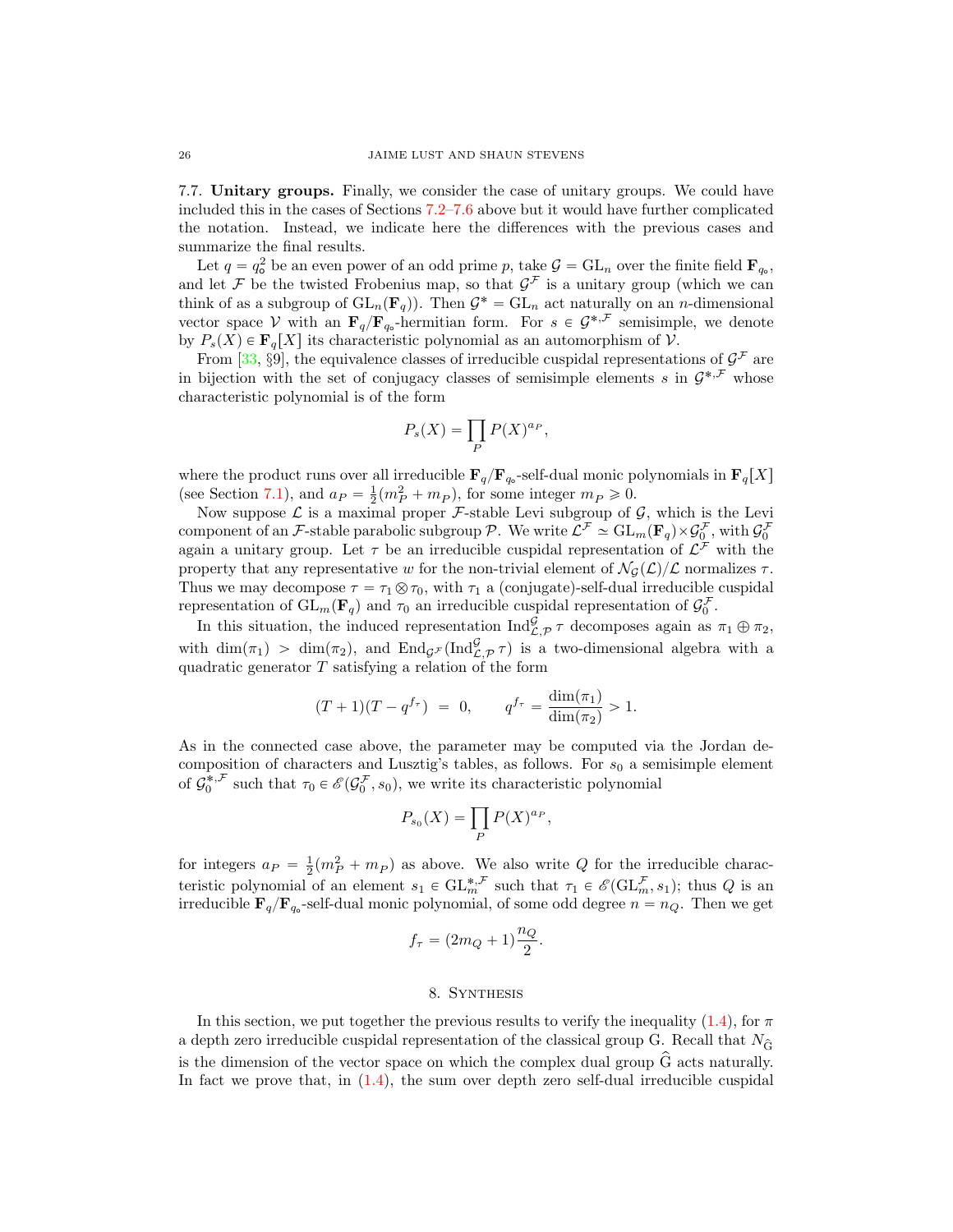**7.7. Unitary groups.** Finally, we consider the case of unitary groups. We could have included this in the cases of Sections 7.2–7.6 above but it would have further complicated the notation. Instead, we indicate here the differences with the previous cases and summarize the final results.

Let $q = q_\circ^2$ be an even power of an odd prime $p$, take $\mathcal{G} = \mathrm{GL}_n$ over the finite field $\mathbf{F}_{q_\circ}$, and let $\mathcal{F}$ be the twisted Frobenius map, so that $\mathcal{G}^{\mathcal{F}}$ is a unitary group (which we can think of as a subgroup of $\mathrm{GL}_n(\mathbf{F}_q)$). Then $\mathcal{G}^* = \mathrm{GL}_n$ act naturally on an $n$-dimensional vector space $\mathcal{V}$ with an $\mathbf{F}_q/\mathbf{F}_{q_\circ}$-hermitian form. For $s \in \mathcal{G}^{*,\mathcal{F}}$ semisimple, we denote by $P_s(X) \in \mathbf{F}_q[X]$ its characteristic polynomial as an automorphism of $\mathcal{V}$.

From [33, §9], the equivalence classes of irreducible cuspidal representations of $\mathcal{G}^{\mathcal{F}}$ are in bijection with the set of conjugacy classes of semisimple elements $s$ in $\mathcal{G}^{*,\mathcal{F}}$ whose characteristic polynomial is of the form

$$P_s(X) = \prod_P P(X)^{a_P},$$

where the product runs over all irreducible $\mathbf{F}_q/\mathbf{F}_{q_\circ}$-self-dual monic polynomials in $\mathbf{F}_q[X]$ (see Section 7.1), and $a_P = \frac{1}{2}(m_P^2 + m_P)$, for some integer $m_P \geqslant 0$.

Now suppose $\mathcal{L}$ is a maximal proper $\mathcal{F}$-stable Levi subgroup of $\mathcal{G}$, which is the Levi component of an $\mathcal{F}$-stable parabolic subgroup $\mathcal{P}$. We write $\mathcal{L}^{\mathcal{F}} \simeq \mathrm{GL}_m(\mathbf{F}_q) \times \mathcal{G}_0^{\mathcal{F}}$, with $\mathcal{G}_0^{\mathcal{F}}$ again a unitary group. Let $\tau$ be an irreducible cuspidal representation of $\mathcal{L}^{\mathcal{F}}$ with the property that any representative $w$ for the non-trivial element of $\mathcal{N}_{\mathcal{G}}(\mathcal{L})/\mathcal{L}$ normalizes $\tau$. Thus we may decompose $\tau = \tau_1 \otimes \tau_0$, with $\tau_1$ a (conjugate)-self-dual irreducible cuspidal representation of $\mathrm{GL}_m(\mathbf{F}_q)$ and $\tau_0$ an irreducible cuspidal representation of $\mathcal{G}_0^{\mathcal{F}}$.

In this situation, the induced representation $\mathrm{Ind}_{\mathcal{L},\mathcal{P}}^{\mathcal{G}} \tau$ decomposes again as $\pi_1 \oplus \pi_2$, with $\dim(\pi_1) > \dim(\pi_2)$, and $\mathrm{End}_{\mathcal{G}^{\mathcal{F}}}(\mathrm{Ind}_{\mathcal{L},\mathcal{P}}^{\mathcal{G}} \tau)$ is a two-dimensional algebra with a quadratic generator $T$ satisfying a relation of the form

$$(T+1)(T-q^{f_\tau}) \ = \ 0, \qquad q^{f_\tau} = \frac{\dim(\pi_1)}{\dim(\pi_2)} > 1.$$

As in the connected case above, the parameter may be computed via the Jordan decomposition of characters and Lusztig's tables, as follows. For $s_0$ a semisimple element of $\mathcal{G}_0^{*,\mathcal{F}}$ such that $\tau_0 \in \mathscr{E}(\mathcal{G}_0^{\mathcal{F}}, s_0)$, we write its characteristic polynomial

$$P_{s_0}(X) = \prod_P P(X)^{a_P},$$

for integers $a_P = \frac{1}{2}(m_P^2 + m_P)$ as above. We also write $Q$ for the irreducible characteristic polynomial of an element $s_1 \in \mathrm{GL}_m^{*,\mathcal{F}}$ such that $\tau_1 \in \mathscr{E}(\mathrm{GL}_m^{\mathcal{F}}, s_1)$; thus $Q$ is an irreducible $\mathbf{F}_q/\mathbf{F}_{q_\circ}$-self-dual monic polynomial, of some odd degree $n = n_Q$. Then we get

$$f_\tau = (2m_Q + 1)\frac{n_Q}{2}.$$

## 8. Synthesis

In this section, we put together the previous results to verify the inequality (1.4), for $\pi$ a depth zero irreducible cuspidal representation of the classical group G. Recall that $N_{\widehat{\mathrm{G}}}$ is the dimension of the vector space on which the complex dual group $\widehat{\mathrm{G}}$ acts naturally. In fact we prove that, in (1.4), the sum over depth zero self-dual irreducible cuspidal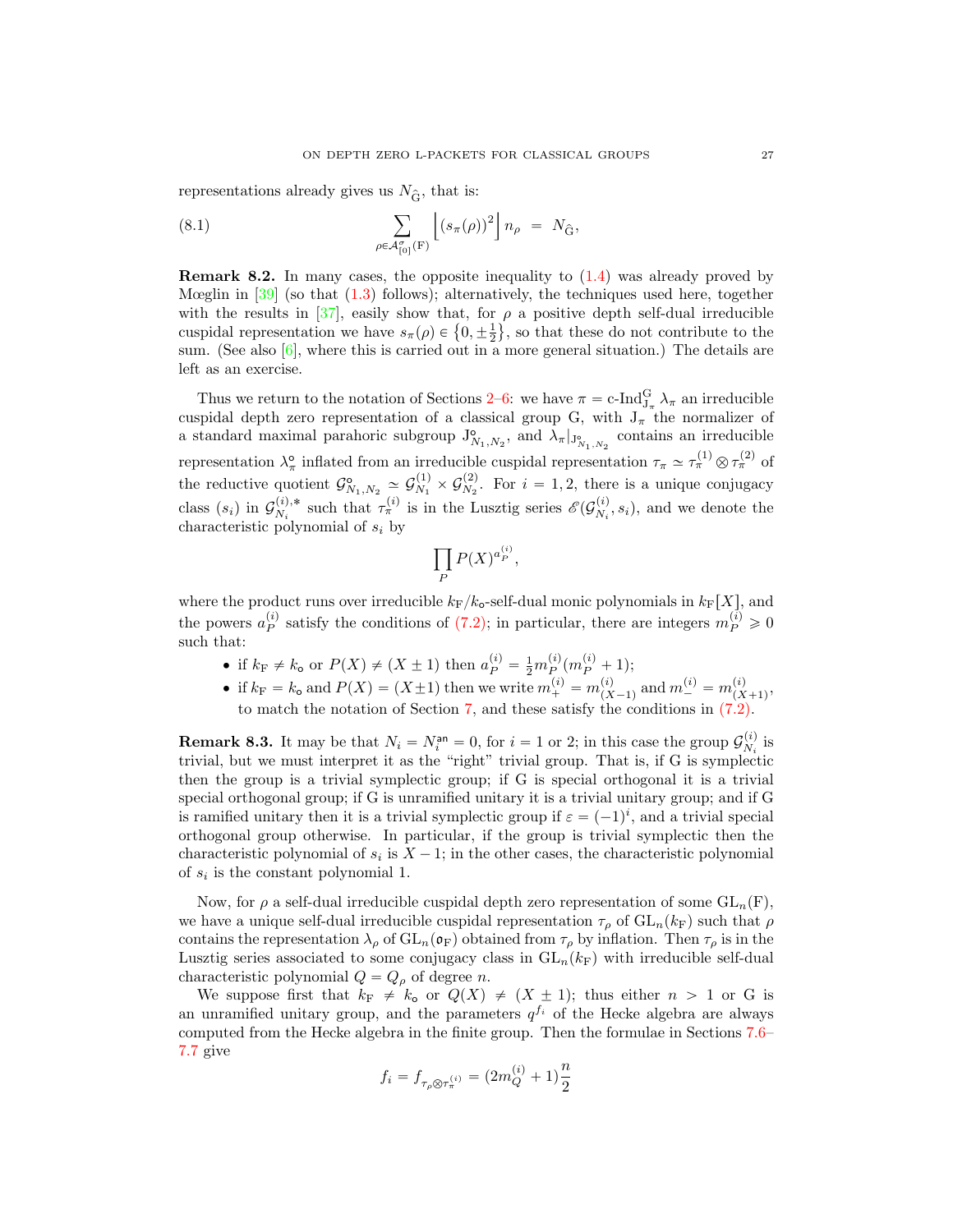representations already gives us $N_{\widehat{\mathrm{G}}}$, that is:

$$\sum_{\rho \in \mathcal{A}^{\sigma}_{[0]}(\mathrm{F})} \left\lfloor (s_\pi(\rho))^2 \right\rfloor n_\rho \;=\; N_{\widehat{\mathrm{G}}}, \tag{8.1}$$

**Remark 8.2.** In many cases, the opposite inequality to (1.4) was already proved by Mœglin in [39] (so that (1.3) follows); alternatively, the techniques used here, together with the results in [37], easily show that, for $\rho$ a positive depth self-dual irreducible cuspidal representation we have $s_\pi(\rho) \in \{0, \pm\frac{1}{2}\}$, so that these do not contribute to the sum. (See also [6], where this is carried out in a more general situation.) The details are left as an exercise.

Thus we return to the notation of Sections 2–6: we have $\pi = \text{c-Ind}_{\mathrm{J}_\pi}^{\mathrm{G}} \lambda_\pi$ an irreducible cuspidal depth zero representation of a classical group G, with $\mathrm{J}_\pi$ the normalizer of a standard maximal parahoric subgroup $\mathrm{J}^{\circ}_{N_1,N_2}$, and $\lambda_\pi|_{\mathrm{J}^{\circ}_{N_1,N_2}}$ contains an irreducible representation $\lambda^{\circ}_\pi$ inflated from an irreducible cuspidal representation $\tau_\pi \simeq \tau^{(1)}_\pi \otimes \tau^{(2)}_\pi$ of the reductive quotient $\mathcal{G}^{\circ}_{N_1,N_2} \simeq \mathcal{G}^{(1)}_{N_1} \times \mathcal{G}^{(2)}_{N_2}$. For $i = 1, 2$, there is a unique conjugacy class $(s_i)$ in $\mathcal{G}^{(i),*}_{N_i}$ such that $\tau^{(i)}_\pi$ is in the Lusztig series $\mathscr{E}(\mathcal{G}^{(i)}_{N_i}, s_i)$, and we denote the characteristic polynomial of $s_i$ by

$$\prod_P P(X)^{a^{(i)}_P},$$

where the product runs over irreducible $k_{\mathrm{F}}/k_{\mathsf{o}}$-self-dual monic polynomials in $k_{\mathrm{F}}[X]$, and the powers $a^{(i)}_P$ satisfy the conditions of (7.2); in particular, there are integers $m^{(i)}_P \geqslant 0$ such that:

- if $k_{\mathrm{F}} \neq k_{\mathsf{o}}$ or $P(X) \neq (X \pm 1)$ then $a^{(i)}_P = \frac{1}{2} m^{(i)}_P (m^{(i)}_P + 1)$;
- if $k_{\mathrm{F}} = k_{\mathsf{o}}$ and $P(X) = (X \pm 1)$ then we write $m^{(i)}_+ = m^{(i)}_{(X-1)}$ and $m^{(i)}_- = m^{(i)}_{(X+1)}$, to match the notation of Section 7, and these satisfy the conditions in (7.2).

**Remark 8.3.** It may be that $N_i = N^{\mathsf{an}}_i = 0$, for $i = 1$ or 2; in this case the group $\mathcal{G}^{(i)}_{N_i}$ is trivial, but we must interpret it as the "right" trivial group. That is, if G is symplectic then the group is a trivial symplectic group; if G is special orthogonal it is a trivial special orthogonal group; if G is unramified unitary it is a trivial unitary group; and if G is ramified unitary then it is a trivial symplectic group if $\varepsilon = (-1)^i$, and a trivial special orthogonal group otherwise. In particular, if the group is trivial symplectic then the characteristic polynomial of $s_i$ is $X - 1$; in the other cases, the characteristic polynomial of $s_i$ is the constant polynomial 1.

Now, for $\rho$ a self-dual irreducible cuspidal depth zero representation of some $\mathrm{GL}_n(\mathrm{F})$, we have a unique self-dual irreducible cuspidal representation $\tau_\rho$ of $\mathrm{GL}_n(k_{\mathrm{F}})$ such that $\rho$ contains the representation $\lambda_\rho$ of $\mathrm{GL}_n(\mathfrak{o}_{\mathrm{F}})$ obtained from $\tau_\rho$ by inflation. Then $\tau_\rho$ is in the Lusztig series associated to some conjugacy class in $\mathrm{GL}_n(k_{\mathrm{F}})$ with irreducible self-dual characteristic polynomial $Q = Q_\rho$ of degree $n$.

We suppose first that $k_{\mathrm{F}} \neq k_{\mathsf{o}}$ or $Q(X) \neq (X \pm 1)$; thus either $n > 1$ or G is an unramified unitary group, and the parameters $q^{f_i}$ of the Hecke algebra are always computed from the Hecke algebra in the finite group. Then the formulae in Sections 7.6–7.7 give

$$f_i = f_{\tau_\rho \otimes \tau^{(i)}_\pi} = (2m^{(i)}_Q + 1)\frac{n}{2}$$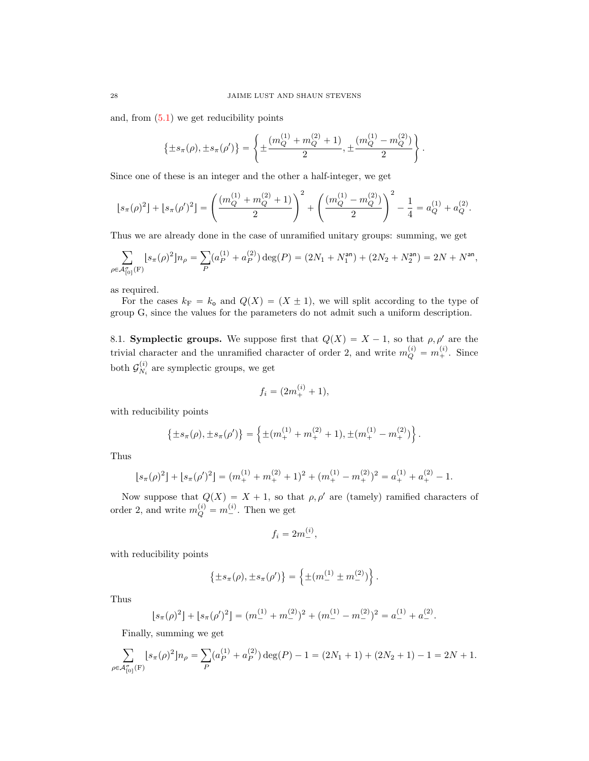and, from (5.1) we get reducibility points

$$\left\{\pm s_\pi(\rho), \pm s_\pi(\rho')\right\} = \left\{\pm\frac{(m_Q^{(1)} + m_Q^{(2)} + 1)}{2}, \pm\frac{(m_Q^{(1)} - m_Q^{(2)})}{2}\right\}.$$

Since one of these is an integer and the other a half-integer, we get

$$\lfloor s_\pi(\rho)^2\rfloor + \lfloor s_\pi(\rho')^2\rfloor = \left(\frac{(m_Q^{(1)} + m_Q^{(2)} + 1)}{2}\right)^2 + \left(\frac{(m_Q^{(1)} - m_Q^{(2)})}{2}\right)^2 - \frac{1}{4} = a_Q^{(1)} + a_Q^{(2)}.$$

Thus we are already done in the case of unramified unitary groups: summing, we get

$$\sum_{\rho\in\mathcal{A}_{[0]}^\sigma(\mathrm{F})} \lfloor s_\pi(\rho)^2\rfloor n_\rho = \sum_P (a_P^{(1)} + a_P^{(2)}) \deg(P) = (2N_1 + N_1^{\mathsf{an}}) + (2N_2 + N_2^{\mathsf{an}}) = 2N + N^{\mathsf{an}},$$

as required.

For the cases $k_{\mathrm{F}} = k_{\mathsf{o}}$ and $Q(X) = (X \pm 1)$, we will split according to the type of group G, since the values for the parameters do not admit such a uniform description.

## 8.1. Symplectic groups.

We suppose first that $Q(X) = X - 1$, so that $\rho, \rho'$ are the trivial character and the unramified character of order 2, and write $m_Q^{(i)} = m_+^{(i)}$. Since both $\mathcal{G}_{N_i}^{(i)}$ are symplectic groups, we get

$$f_i = (2m_+^{(i)} + 1),$$

with reducibility points

$$\left\{\pm s_\pi(\rho), \pm s_\pi(\rho')\right\} = \left\{\pm(m_+^{(1)} + m_+^{(2)} + 1), \pm(m_+^{(1)} - m_+^{(2)})\right\}.$$

Thus

$$\lfloor s_\pi(\rho)^2\rfloor + \lfloor s_\pi(\rho')^2\rfloor = (m_+^{(1)} + m_+^{(2)} + 1)^2 + (m_+^{(1)} - m_+^{(2)})^2 = a_+^{(1)} + a_+^{(2)} - 1.$$

Now suppose that $Q(X) = X + 1$, so that $\rho, \rho'$ are (tamely) ramified characters of order 2, and write $m_Q^{(i)} = m_-^{(i)}$. Then we get

$$f_i = 2m_-^{(i)},$$

with reducibility points

$$\left\{\pm s_\pi(\rho), \pm s_\pi(\rho')\right\} = \left\{\pm(m_-^{(1)} \pm m_-^{(2)})\right\}.$$

Thus

$$\lfloor s_\pi(\rho)^2\rfloor + \lfloor s_\pi(\rho')^2\rfloor = (m_-^{(1)} + m_-^{(2)})^2 + (m_-^{(1)} - m_-^{(2)})^2 = a_-^{(1)} + a_-^{(2)}.$$

Finally, summing we get

$$\sum_{\rho\in\mathcal{A}_{[0]}^\sigma(\mathrm{F})} \lfloor s_\pi(\rho)^2\rfloor n_\rho = \sum_P (a_P^{(1)} + a_P^{(2)}) \deg(P) - 1 = (2N_1 + 1) + (2N_2 + 1) - 1 = 2N + 1.$$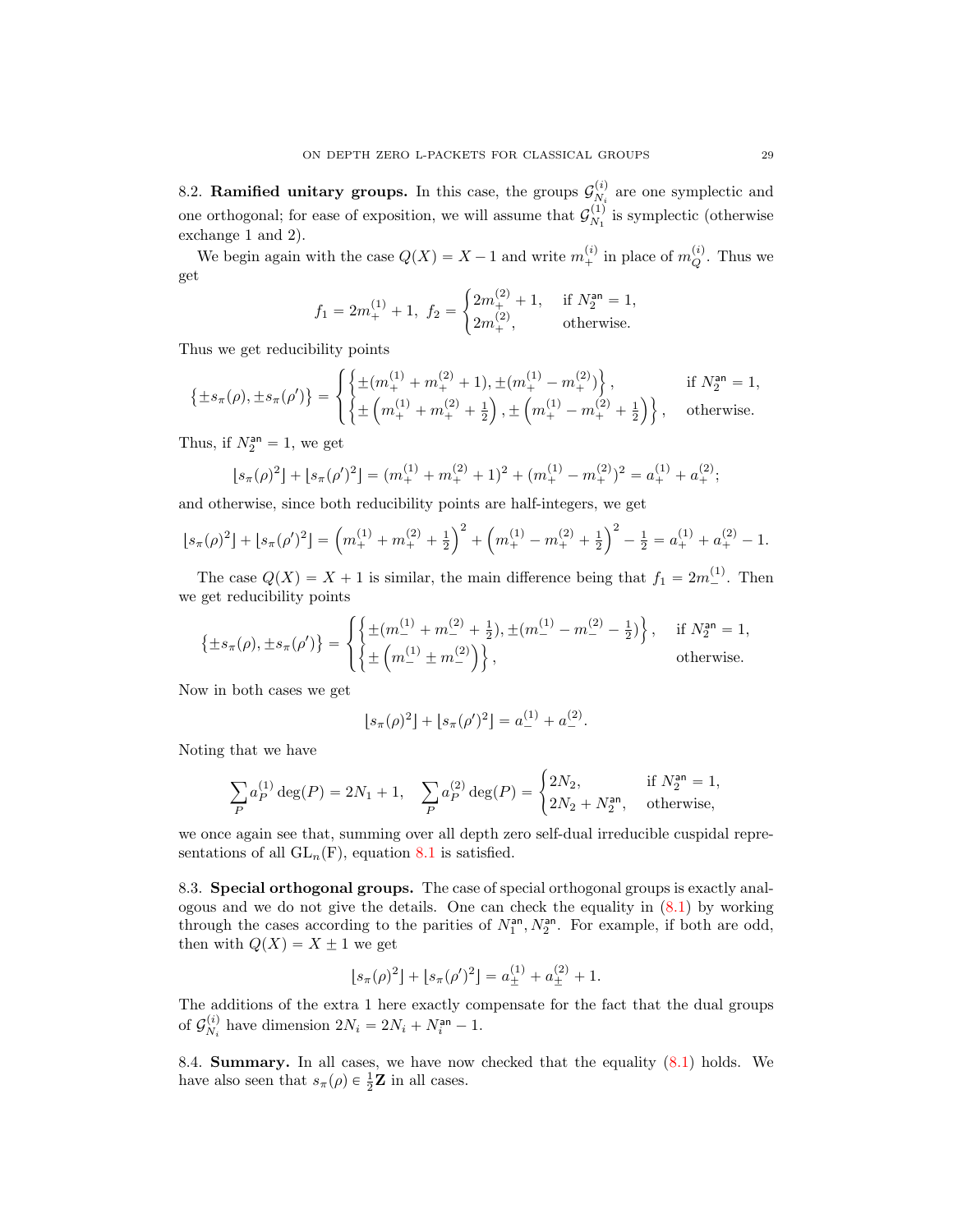**8.2. Ramified unitary groups.** In this case, the groups $\mathcal{G}^{(i)}_{N_i}$ are one symplectic and one orthogonal; for ease of exposition, we will assume that $\mathcal{G}^{(1)}_{N_1}$ is symplectic (otherwise exchange 1 and 2).

We begin again with the case $Q(X) = X - 1$ and write $m^{(i)}_+$ in place of $m^{(i)}_Q$. Thus we get

$$f_1 = 2m^{(1)}_+ + 1, \;\; f_2 = \begin{cases} 2m^{(2)}_+ + 1, & \text{if } N^{\mathsf{an}}_2 = 1, \\ 2m^{(2)}_+, & \text{otherwise.} \end{cases}$$

Thus we get reducibility points

$$\{\pm s_\pi(\rho), \pm s_\pi(\rho')\} = \begin{cases} \left\{\pm(m^{(1)}_+ + m^{(2)}_+ + 1), \pm(m^{(1)}_+ - m^{(2)}_+)\right\}, & \text{if } N^{\mathsf{an}}_2 = 1, \\ \left\{\pm\left(m^{(1)}_+ + m^{(2)}_+ + \tfrac{1}{2}\right), \pm\left(m^{(1)}_+ - m^{(2)}_+ + \tfrac{1}{2}\right)\right\}, & \text{otherwise.} \end{cases}$$

Thus, if $N^{\mathsf{an}}_2 = 1$, we get

$$\lfloor s_\pi(\rho)^2 \rfloor + \lfloor s_\pi(\rho')^2 \rfloor = (m^{(1)}_+ + m^{(2)}_+ + 1)^2 + (m^{(1)}_+ - m^{(2)}_+)^2 = a^{(1)}_+ + a^{(2)}_+;$$

and otherwise, since both reducibility points are half-integers, we get

$$\lfloor s_\pi(\rho)^2 \rfloor + \lfloor s_\pi(\rho')^2 \rfloor = \left(m^{(1)}_+ + m^{(2)}_+ + \tfrac{1}{2}\right)^2 + \left(m^{(1)}_+ - m^{(2)}_+ + \tfrac{1}{2}\right)^2 - \tfrac{1}{2} = a^{(1)}_+ + a^{(2)}_+ - 1.$$

The case $Q(X) = X + 1$ is similar, the main difference being that $f_1 = 2m^{(1)}_-$. Then we get reducibility points

$$\{\pm s_\pi(\rho), \pm s_\pi(\rho')\} = \begin{cases} \left\{\pm(m^{(1)}_- + m^{(2)}_- + \tfrac{1}{2}), \pm(m^{(1)}_- - m^{(2)}_- - \tfrac{1}{2})\right\}, & \text{if } N^{\mathsf{an}}_2 = 1, \\ \left\{\pm\left(m^{(1)}_- \pm m^{(2)}_-\right)\right\}, & \text{otherwise.} \end{cases}$$

Now in both cases we get

$$\lfloor s_\pi(\rho)^2 \rfloor + \lfloor s_\pi(\rho')^2 \rfloor = a^{(1)}_- + a^{(2)}_-.$$

Noting that we have

$$\sum_P a^{(1)}_P \deg(P) = 2N_1 + 1, \quad \sum_P a^{(2)}_P \deg(P) = \begin{cases} 2N_2, & \text{if } N^{\mathsf{an}}_2 = 1, \\ 2N_2 + N^{\mathsf{an}}_2, & \text{otherwise,} \end{cases}$$

we once again see that, summing over all depth zero self-dual irreducible cuspidal representations of all $\mathrm{GL}_n(\mathrm{F})$, equation 8.1 is satisfied.

**8.3. Special orthogonal groups.** The case of special orthogonal groups is exactly analogous and we do not give the details. One can check the equality in (8.1) by working through the cases according to the parities of $N^{\mathsf{an}}_1, N^{\mathsf{an}}_2$. For example, if both are odd, then with $Q(X) = X \pm 1$ we get

$$\lfloor s_\pi(\rho)^2 \rfloor + \lfloor s_\pi(\rho')^2 \rfloor = a^{(1)}_\pm + a^{(2)}_\pm + 1.$$

The additions of the extra 1 here exactly compensate for the fact that the dual groups of $\mathcal{G}^{(i)}_{N_i}$ have dimension $2N_i = 2N_i + N^{\mathsf{an}}_i - 1$.

**8.4. Summary.** In all cases, we have now checked that the equality (8.1) holds. We have also seen that $s_\pi(\rho) \in \frac{1}{2}\mathbf{Z}$ in all cases.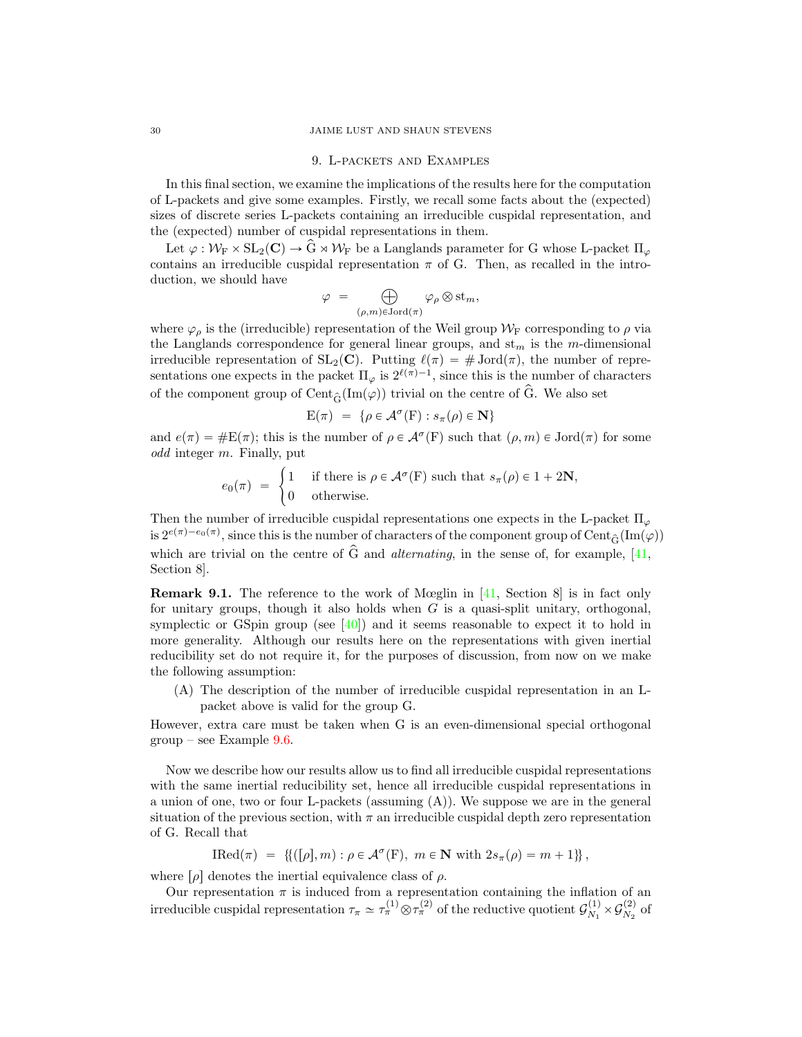## 9. L-packets and Examples

In this final section, we examine the implications of the results here for the computation of L-packets and give some examples. Firstly, we recall some facts about the (expected) sizes of discrete series L-packets containing an irreducible cuspidal representation, and the (expected) number of cuspidal representations in them.

Let $\varphi : \mathcal{W}_{\mathrm{F}} \times \mathrm{SL}_2(\mathbf{C}) \to \widehat{\mathrm{G}} \rtimes \mathcal{W}_{\mathrm{F}}$ be a Langlands parameter for G whose L-packet $\Pi_\varphi$ contains an irreducible cuspidal representation $\pi$ of G. Then, as recalled in the introduction, we should have

$$\varphi \;=\; \bigoplus_{(\rho,m)\in\mathrm{Jord}(\pi)} \varphi_\rho \otimes \mathrm{st}_m,$$

where $\varphi_\rho$ is the (irreducible) representation of the Weil group $\mathcal{W}_{\mathrm{F}}$ corresponding to $\rho$ via the Langlands correspondence for general linear groups, and $\mathrm{st}_m$ is the $m$-dimensional irreducible representation of $\mathrm{SL}_2(\mathbf{C})$. Putting $\ell(\pi) = \#\,\mathrm{Jord}(\pi)$, the number of representations one expects in the packet $\Pi_\varphi$ is $2^{\ell(\pi)-1}$, since this is the number of characters of the component group of $\mathrm{Cent}_{\widehat{\mathrm{G}}}(\mathrm{Im}(\varphi))$ trivial on the centre of $\widehat{\mathrm{G}}$. We also set

$$\mathrm{E}(\pi) \;=\; \{\rho \in \mathcal{A}^\sigma(\mathrm{F}) : s_\pi(\rho) \in \mathbf{N}\}$$

and $e(\pi) = \#\mathrm{E}(\pi)$; this is the number of $\rho \in \mathcal{A}^\sigma(\mathrm{F})$ such that $(\rho, m) \in \mathrm{Jord}(\pi)$ for some *odd* integer $m$. Finally, put

$$e_0(\pi) \;=\; \begin{cases} 1 & \text{if there is } \rho \in \mathcal{A}^\sigma(\mathrm{F}) \text{ such that } s_\pi(\rho) \in 1+2\mathbf{N}, \\ 0 & \text{otherwise.} \end{cases}$$

Then the number of irreducible cuspidal representations one expects in the L-packet $\Pi_\varphi$ is $2^{e(\pi)-e_0(\pi)}$, since this is the number of characters of the component group of $\mathrm{Cent}_{\widehat{\mathrm{G}}}(\mathrm{Im}(\varphi))$ which are trivial on the centre of $\widehat{\mathrm{G}}$ and *alternating*, in the sense of, for example, [41, Section 8].

**Remark 9.1.** The reference to the work of Mœglin in [41, Section 8] is in fact only for unitary groups, though it also holds when $G$ is a quasi-split unitary, orthogonal, symplectic or GSpin group (see [40]) and it seems reasonable to expect it to hold in more generality. Although our results here on the representations with given inertial reducibility set do not require it, for the purposes of discussion, from now on we make the following assumption:

(A) The description of the number of irreducible cuspidal representation in an L-packet above is valid for the group G.

However, extra care must be taken when G is an even-dimensional special orthogonal group – see Example 9.6.

Now we describe how our results allow us to find all irreducible cuspidal representations with the same inertial reducibility set, hence all irreducible cuspidal representations in a union of one, two or four L-packets (assuming (A)). We suppose we are in the general situation of the previous section, with $\pi$ an irreducible cuspidal depth zero representation of G. Recall that

$$\mathrm{IRed}(\pi) \;=\; \{([\rho], m) : \rho \in \mathcal{A}^\sigma(\mathrm{F}),\ m \in \mathbf{N} \text{ with } 2s_\pi(\rho) = m+1\},$$

where $[\rho]$ denotes the inertial equivalence class of $\rho$.

Our representation $\pi$ is induced from a representation containing the inflation of an irreducible cuspidal representation $\tau_\pi \simeq \tau_\pi^{(1)} \otimes \tau_\pi^{(2)}$ of the reductive quotient $\mathcal{G}^{(1)}_{N_1} \times \mathcal{G}^{(2)}_{N_2}$ of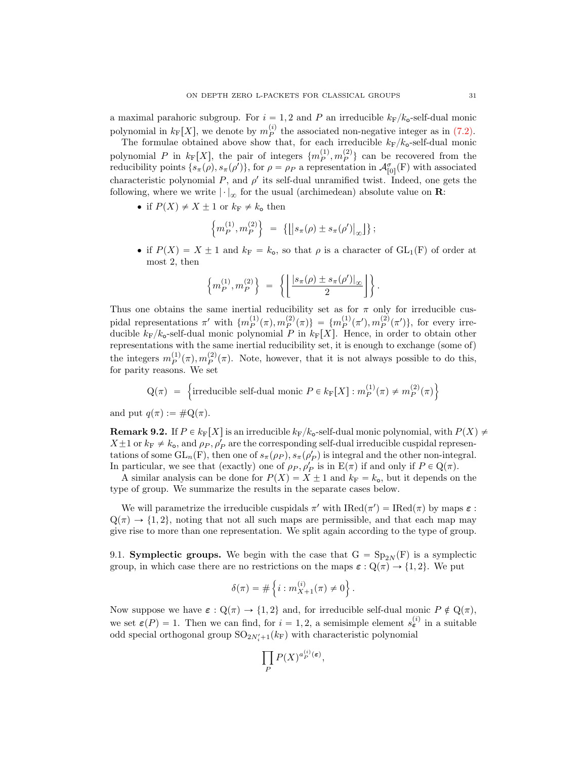a maximal parahoric subgroup. For $i = 1, 2$ and $P$ an irreducible $k_{\mathrm{F}}/k_{\mathsf{o}}$-self-dual monic polynomial in $k_{\mathrm{F}}[X]$, we denote by $m_P^{(i)}$ the associated non-negative integer as in (7.2).

The formulae obtained above show that, for each irreducible $k_{\mathrm{F}}/k_{\mathsf{o}}$-self-dual monic polynomial $P$ in $k_{\mathrm{F}}[X]$, the pair of integers $\{m_P^{(1)}, m_P^{(2)}\}$ can be recovered from the reducibility points $\{s_\pi(\rho), s_\pi(\rho')\}$, for $\rho = \rho_P$ a representation in $\mathcal{A}_{[0]}^{\sigma}(\mathrm{F})$ with associated characteristic polynomial $P$, and $\rho'$ its self-dual unramified twist. Indeed, one gets the following, where we write $|\cdot|_\infty$ for the usual (archimedean) absolute value on $\mathbf{R}$:

- if $P(X) \neq X \pm 1$ or $k_{\mathrm{F}} \neq k_{\mathsf{o}}$ then
$$\left\{m_P^{(1)}, m_P^{(2)}\right\} \;=\; \left\{\left\lfloor \left|s_\pi(\rho) \pm s_\pi(\rho')\right|_\infty \right\rfloor\right\};$$
- if $P(X) = X \pm 1$ and $k_{\mathrm{F}} = k_{\mathsf{o}}$, so that $\rho$ is a character of $\mathrm{GL}_1(\mathrm{F})$ of order at most 2, then
$$\left\{m_P^{(1)}, m_P^{(2)}\right\} \;=\; \left\{\left\lfloor \frac{|s_\pi(\rho) \pm s_\pi(\rho')|_\infty}{2} \right\rfloor\right\}.$$

Thus one obtains the same inertial reducibility set as for $\pi$ only for irreducible cuspidal representations $\pi'$ with $\{m_P^{(1)}(\pi), m_P^{(2)}(\pi)\} = \{m_P^{(1)}(\pi'), m_P^{(2)}(\pi')\}$, for every irreducible $k_{\mathrm{F}}/k_{\mathsf{o}}$-self-dual monic polynomial $P$ in $k_{\mathrm{F}}[X]$. Hence, in order to obtain other representations with the same inertial reducibility set, it is enough to exchange (some of) the integers $m_P^{(1)}(\pi), m_P^{(2)}(\pi)$. Note, however, that it is not always possible to do this, for parity reasons. We set

$$\mathrm{Q}(\pi) \;=\; \left\{\text{irreducible self-dual monic } P \in k_{\mathrm{F}}[X] : m_P^{(1)}(\pi) \neq m_P^{(2)}(\pi)\right\}$$

and put $q(\pi) := \#\mathrm{Q}(\pi)$.

**Remark 9.2.** If $P \in k_{\mathrm{F}}[X]$ is an irreducible $k_{\mathrm{F}}/k_{\mathsf{o}}$-self-dual monic polynomial, with $P(X) \neq X \pm 1$ or $k_{\mathrm{F}} \neq k_{\mathsf{o}}$, and $\rho_P, \rho'_P$ are the corresponding self-dual irreducible cuspidal representations of some $\mathrm{GL}_n(\mathrm{F})$, then one of $s_\pi(\rho_P), s_\pi(\rho'_P)$ is integral and the other non-integral. In particular, we see that (exactly) one of $\rho_P, \rho'_P$ is in $\mathrm{E}(\pi)$ if and only if $P \in \mathrm{Q}(\pi)$.

A similar analysis can be done for $P(X) = X \pm 1$ and $k_{\mathrm{F}} = k_{\mathsf{o}}$, but it depends on the type of group. We summarize the results in the separate cases below.

We will parametrize the irreducible cuspidals $\pi'$ with $\mathrm{IRed}(\pi') = \mathrm{IRed}(\pi)$ by maps $\boldsymbol{\varepsilon} : \mathrm{Q}(\pi) \to \{1, 2\}$, noting that not all such maps are permissible, and that each map may give rise to more than one representation. We split again according to the type of group.

9.1. **Symplectic groups.** We begin with the case that $\mathrm{G} = \mathrm{Sp}_{2N}(\mathrm{F})$ is a symplectic group, in which case there are no restrictions on the maps $\boldsymbol{\varepsilon} : \mathrm{Q}(\pi) \to \{1, 2\}$. We put

$$\delta(\pi) = \#\left\{i : m_{X+1}^{(i)}(\pi) \neq 0\right\}.$$

Now suppose we have $\boldsymbol{\varepsilon} : \mathrm{Q}(\pi) \to \{1, 2\}$ and, for irreducible self-dual monic $P \notin \mathrm{Q}(\pi)$, we set $\boldsymbol{\varepsilon}(P) = 1$. Then we can find, for $i = 1, 2$, a semisimple element $s_{\boldsymbol{\varepsilon}}^{(i)}$ in a suitable odd special orthogonal group $\mathrm{SO}_{2N'_i+1}(k_{\mathrm{F}})$ with characteristic polynomial

$$\prod_P P(X)^{a_P^{(i)}(\boldsymbol{\varepsilon})},$$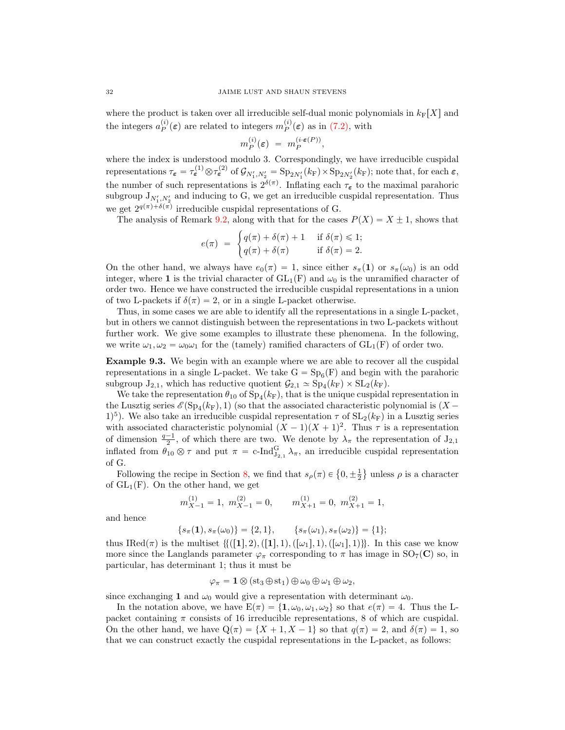where the product is taken over all irreducible self-dual monic polynomials in $k_{\mathrm{F}}[X]$ and the integers $a_P^{(i)}(\boldsymbol{\varepsilon})$ are related to integers $m_P^{(i)}(\boldsymbol{\varepsilon})$ as in (7.2), with

$$m_P^{(i)}(\boldsymbol{\varepsilon}) \;=\; m_P^{(i\cdot\boldsymbol{\varepsilon}(P))},$$

where the index is understood modulo 3. Correspondingly, we have irreducible cuspidal representations $\tau_{\boldsymbol{\varepsilon}} = \tau_{\boldsymbol{\varepsilon}}^{(1)} \otimes \tau_{\boldsymbol{\varepsilon}}^{(2)}$ of $\mathcal{G}_{N_1',N_2'} = \mathrm{Sp}_{2N_1'}(k_{\mathrm{F}}) \times \mathrm{Sp}_{2N_2'}(k_{\mathrm{F}})$; note that, for each $\boldsymbol{\varepsilon}$, the number of such representations is $2^{\delta(\pi)}$. Inflating each $\tau_{\boldsymbol{\varepsilon}}$ to the maximal parahoric subgroup $\mathrm{J}_{N_1',N_2'}$ and inducing to G, we get an irreducible cuspidal representation. Thus we get $2^{q(\pi)+\delta(\pi)}$ irreducible cuspidal representations of G.

The analysis of Remark 9.2, along with that for the cases $P(X) = X \pm 1$, shows that

$$e(\pi) \;=\; \begin{cases} q(\pi)+\delta(\pi)+1 & \text{if } \delta(\pi) \leqslant 1; \\ q(\pi)+\delta(\pi) & \text{if } \delta(\pi) = 2. \end{cases}$$

On the other hand, we always have $e_0(\pi) = 1$, since either $s_\pi(\mathbf{1})$ or $s_\pi(\omega_0)$ is an odd integer, where $\mathbf{1}$ is the trivial character of $\mathrm{GL}_1(\mathrm{F})$ and $\omega_0$ is the unramified character of order two. Hence we have constructed the irreducible cuspidal representations in a union of two L-packets if $\delta(\pi) = 2$, or in a single L-packet otherwise.

Thus, in some cases we are able to identify all the representations in a single L-packet, but in others we cannot distinguish between the representations in two L-packets without further work. We give some examples to illustrate these phenomena. In the following, we write $\omega_1, \omega_2 = \omega_0\omega_1$ for the (tamely) ramified characters of $\mathrm{GL}_1(\mathrm{F})$ of order two.

**Example 9.3.** We begin with an example where we are able to recover all the cuspidal representations in a single L-packet. We take $\mathrm{G} = \mathrm{Sp}_6(\mathrm{F})$ and begin with the parahoric subgroup $\mathrm{J}_{2,1}$, which has reductive quotient $\mathcal{G}_{2,1} \simeq \mathrm{Sp}_4(k_{\mathrm{F}}) \times \mathrm{SL}_2(k_{\mathrm{F}})$.

We take the representation $\theta_{10}$ of $\mathrm{Sp}_4(k_{\mathrm{F}})$, that is the unique cuspidal representation in the Lusztig series $\mathscr{E}(\mathrm{Sp}_4(k_{\mathrm{F}}), 1)$ (so that the associated characteristic polynomial is $(X-1)^5$). We also take an irreducible cuspidal representation $\tau$ of $\mathrm{SL}_2(k_{\mathrm{F}})$ in a Lusztig series with associated characteristic polynomial $(X-1)(X+1)^2$. Thus $\tau$ is a representation of dimension $\frac{q-1}{2}$, of which there are two. We denote by $\lambda_\pi$ the representation of $\mathrm{J}_{2,1}$ inflated from $\theta_{10} \otimes \tau$ and put $\pi = \text{c-Ind}_{\mathrm{J}_{2,1}}^{\mathrm{G}} \lambda_\pi$, an irreducible cuspidal representation of G.

Following the recipe in Section 8, we find that $s_\rho(\pi) \in \{0, \pm\frac{1}{2}\}$ unless $\rho$ is a character of $\mathrm{GL}_1(\mathrm{F})$. On the other hand, we get

$$m_{X-1}^{(1)} = 1,\; m_{X-1}^{(2)} = 0, \qquad m_{X+1}^{(1)} = 0,\; m_{X+1}^{(2)} = 1,$$

and hence

$$\{s_\pi(\mathbf{1}), s_\pi(\omega_0)\} = \{2, 1\}, \qquad \{s_\pi(\omega_1), s_\pi(\omega_2)\} = \{1\};$$

thus $\mathrm{IRed}(\pi)$ is the multiset $\{\!\{([\mathbf{1}], 2), ([\mathbf{1}], 1), ([\omega_1], 1), ([\omega_1], 1)\}\!\}$. In this case we know more since the Langlands parameter $\varphi_\pi$ corresponding to $\pi$ has image in $\mathrm{SO}_7(\mathbf{C})$ so, in particular, has determinant 1; thus it must be

$$\varphi_\pi = \mathbf{1} \otimes (\mathrm{st}_3 \oplus \mathrm{st}_1) \oplus \omega_0 \oplus \omega_1 \oplus \omega_2,$$

since exchanging $\mathbf{1}$ and $\omega_0$ would give a representation with determinant $\omega_0$.

In the notation above, we have $\mathrm{E}(\pi) = \{\mathbf{1}, \omega_0, \omega_1, \omega_2\}$ so that $e(\pi) = 4$. Thus the L-packet containing $\pi$ consists of 16 irreducible representations, 8 of which are cuspidal. On the other hand, we have $\mathrm{Q}(\pi) = \{X+1, X-1\}$ so that $q(\pi) = 2$, and $\delta(\pi) = 1$, so that we can construct exactly the cuspidal representations in the L-packet, as follows: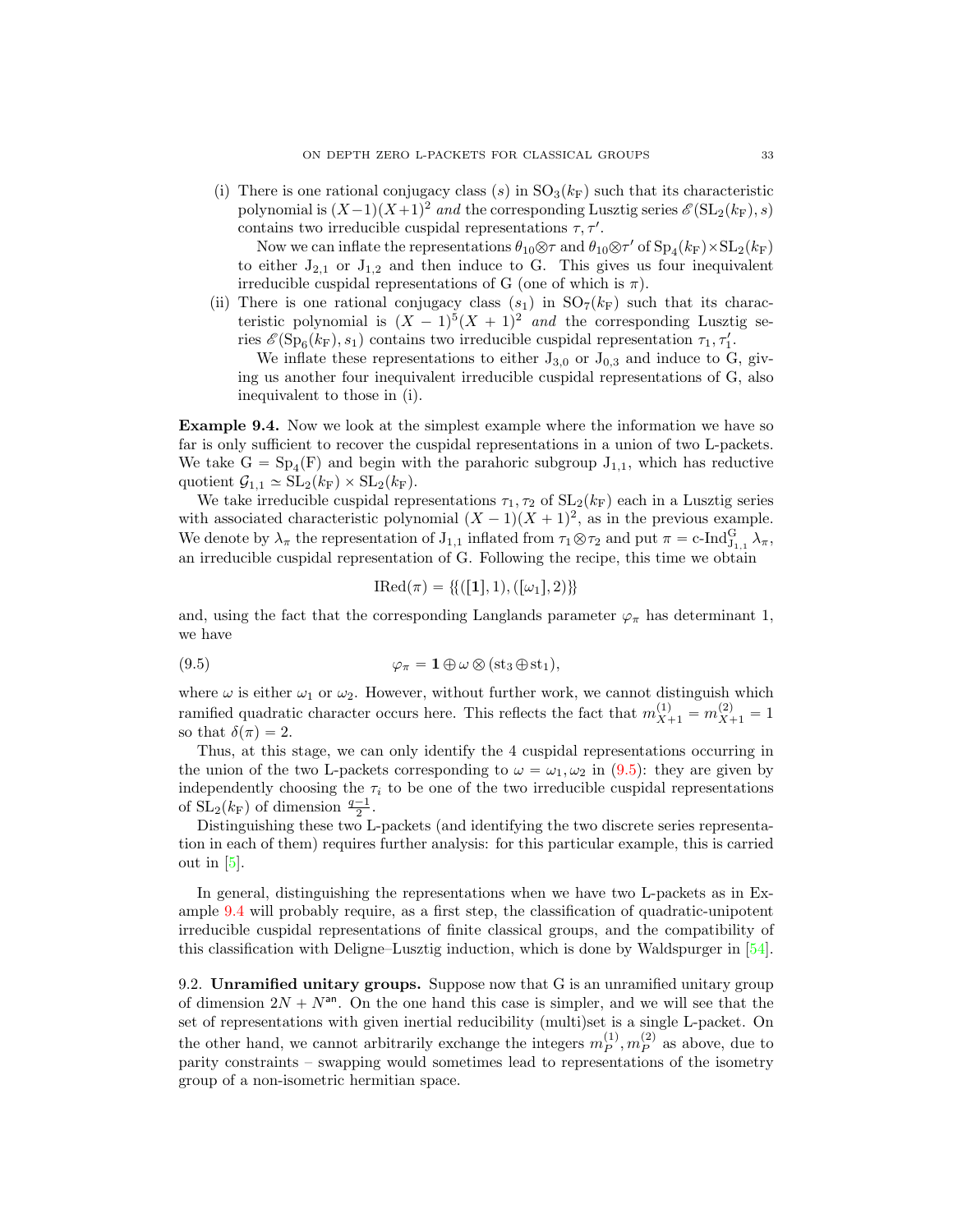(i) There is one rational conjugacy class $(s)$ in $\mathrm{SO}_3(k_\mathrm{F})$ such that its characteristic polynomial is $(X-1)(X+1)^2$ *and* the corresponding Lusztig series $\mathscr{E}(\mathrm{SL}_2(k_\mathrm{F}), s)$ contains two irreducible cuspidal representations $\tau, \tau'$.

   Now we can inflate the representations $\theta_{10} \otimes \tau$ and $\theta_{10} \otimes \tau'$ of $\mathrm{Sp}_4(k_\mathrm{F}) \times \mathrm{SL}_2(k_\mathrm{F})$ to either $\mathrm{J}_{2,1}$ or $\mathrm{J}_{1,2}$ and then induce to G. This gives us four inequivalent irreducible cuspidal representations of G (one of which is $\pi$).

(ii) There is one rational conjugacy class $(s_1)$ in $\mathrm{SO}_7(k_\mathrm{F})$ such that its characteristic polynomial is $(X-1)^5(X+1)^2$ *and* the corresponding Lusztig series $\mathscr{E}(\mathrm{Sp}_6(k_\mathrm{F}), s_1)$ contains two irreducible cuspidal representation $\tau_1, \tau_1'$.

   We inflate these representations to either $\mathrm{J}_{3,0}$ or $\mathrm{J}_{0,3}$ and induce to G, giving us another four inequivalent irreducible cuspidal representations of G, also inequivalent to those in (i).

**Example 9.4.** Now we look at the simplest example where the information we have so far is only sufficient to recover the cuspidal representations in a union of two L-packets. We take $\mathrm{G} = \mathrm{Sp}_4(\mathrm{F})$ and begin with the parahoric subgroup $\mathrm{J}_{1,1}$, which has reductive quotient $\mathcal{G}_{1,1} \simeq \mathrm{SL}_2(k_\mathrm{F}) \times \mathrm{SL}_2(k_\mathrm{F})$.

We take irreducible cuspidal representations $\tau_1, \tau_2$ of $\mathrm{SL}_2(k_\mathrm{F})$ each in a Lusztig series with associated characteristic polynomial $(X-1)(X+1)^2$, as in the previous example. We denote by $\lambda_\pi$ the representation of $\mathrm{J}_{1,1}$ inflated from $\tau_1 \otimes \tau_2$ and put $\pi = \text{c-Ind}_{\mathrm{J}_{1,1}}^{\mathrm{G}} \lambda_\pi$, an irreducible cuspidal representation of G. Following the recipe, this time we obtain

$$\mathrm{IRed}(\pi) = \{\{([\mathbf{1}], 1), ([\omega_1], 2)\}\}$$

and, using the fact that the corresponding Langlands parameter $\varphi_\pi$ has determinant 1, we have

$$\varphi_\pi = \mathbf{1} \oplus \omega \otimes (\mathrm{st}_3 \oplus \mathrm{st}_1), \tag{9.5}$$

where $\omega$ is either $\omega_1$ or $\omega_2$. However, without further work, we cannot distinguish which ramified quadratic character occurs here. This reflects the fact that $m_{X+1}^{(1)} = m_{X+1}^{(2)} = 1$ so that $\delta(\pi) = 2$.

Thus, at this stage, we can only identify the 4 cuspidal representations occurring in the union of the two L-packets corresponding to $\omega = \omega_1, \omega_2$ in (9.5): they are given by independently choosing the $\tau_i$ to be one of the two irreducible cuspidal representations of $\mathrm{SL}_2(k_\mathrm{F})$ of dimension $\frac{q-1}{2}$.

Distinguishing these two L-packets (and identifying the two discrete series representation in each of them) requires further analysis: for this particular example, this is carried out in [5].

In general, distinguishing the representations when we have two L-packets as in Example 9.4 will probably require, as a first step, the classification of quadratic-unipotent irreducible cuspidal representations of finite classical groups, and the compatibility of this classification with Deligne–Lusztig induction, which is done by Waldspurger in [54].

9.2. **Unramified unitary groups.** Suppose now that G is an unramified unitary group of dimension $2N + N^{\mathsf{an}}$. On the one hand this case is simpler, and we will see that the set of representations with given inertial reducibility (multi)set is a single L-packet. On the other hand, we cannot arbitrarily exchange the integers $m_P^{(1)}, m_P^{(2)}$ as above, due to parity constraints – swapping would sometimes lead to representations of the isometry group of a non-isometric hermitian space.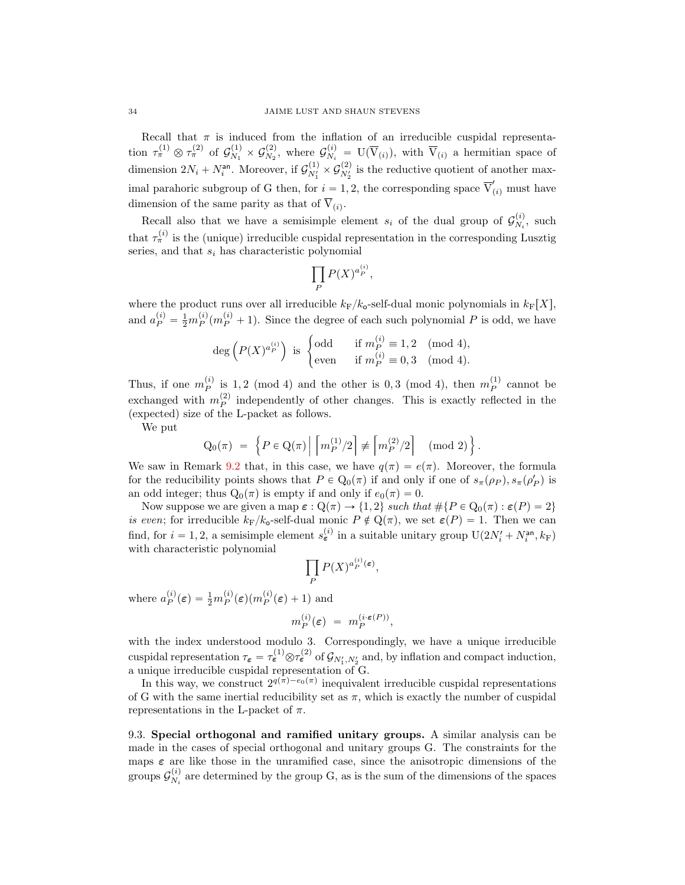Recall that $\pi$ is induced from the inflation of an irreducible cuspidal representation $\tau_\pi^{(1)} \otimes \tau_\pi^{(2)}$ of $\mathcal{G}_{N_1}^{(1)} \times \mathcal{G}_{N_2}^{(2)}$, where $\mathcal{G}_{N_i}^{(i)} = \mathrm{U}(\overline{\mathrm{V}}_{(i)})$, with $\overline{\mathrm{V}}_{(i)}$ a hermitian space of dimension $2N_i + N_i^{\mathsf{an}}$. Moreover, if $\mathcal{G}_{N_1'}^{(1)} \times \mathcal{G}_{N_2'}^{(2)}$ is the reductive quotient of another maximal parahoric subgroup of G then, for $i = 1, 2$, the corresponding space $\overline{\mathrm{V}}'_{(i)}$ must have dimension of the same parity as that of $\overline{\mathrm{V}}_{(i)}$.

Recall also that we have a semisimple element $s_i$ of the dual group of $\mathcal{G}_{N_i}^{(i)}$, such that $\tau_\pi^{(i)}$ is the (unique) irreducible cuspidal representation in the corresponding Lusztig series, and that $s_i$ has characteristic polynomial

$$\prod_P P(X)^{a_P^{(i)}},$$

where the product runs over all irreducible $k_\mathrm{F}/k_\mathsf{o}$-self-dual monic polynomials in $k_\mathrm{F}[X]$, and $a_P^{(i)} = \frac{1}{2} m_P^{(i)}(m_P^{(i)} + 1)$. Since the degree of each such polynomial $P$ is odd, we have

$$\deg\left(P(X)^{a_P^{(i)}}\right) \text{ is } \begin{cases} \text{odd} & \text{if } m_P^{(i)} \equiv 1, 2 \pmod 4, \\ \text{even} & \text{if } m_P^{(i)} \equiv 0, 3 \pmod 4. \end{cases}$$

Thus, if one $m_P^{(i)}$ is $1, 2 \pmod 4$ and the other is $0, 3 \pmod 4$, then $m_P^{(1)}$ cannot be exchanged with $m_P^{(2)}$ independently of other changes. This is exactly reflected in the (expected) size of the L-packet as follows.

We put

$$\mathrm{Q}_0(\pi) = \left\{ P \in \mathrm{Q}(\pi) \,\middle|\, \left\lceil m_P^{(1)}/2 \right\rceil \not\equiv \left\lceil m_P^{(2)}/2 \right\rceil \pmod 2 \right\}.$$

We saw in Remark 9.2 that, in this case, we have $q(\pi) = e(\pi)$. Moreover, the formula for the reducibility points shows that $P \in \mathrm{Q}_0(\pi)$ if and only if one of $s_\pi(\rho_P), s_\pi(\rho'_P)$ is an odd integer; thus $\mathrm{Q}_0(\pi)$ is empty if and only if $e_0(\pi) = 0$.

Now suppose we are given a map $\boldsymbol{\varepsilon} : \mathrm{Q}(\pi) \to \{1, 2\}$ *such that* $\#\{P \in \mathrm{Q}_0(\pi) : \boldsymbol{\varepsilon}(P) = 2\}$ *is even*; for irreducible $k_\mathrm{F}/k_\mathsf{o}$-self-dual monic $P \notin \mathrm{Q}(\pi)$, we set $\boldsymbol{\varepsilon}(P) = 1$. Then we can find, for $i = 1, 2$, a semisimple element $s_{\boldsymbol{\varepsilon}}^{(i)}$ in a suitable unitary group $\mathrm{U}(2N_i' + N_i^{\mathsf{an}}, k_\mathrm{F})$ with characteristic polynomial

$$\prod_P P(X)^{a_P^{(i)}(\boldsymbol{\varepsilon})},$$

where $a_P^{(i)}(\boldsymbol{\varepsilon}) = \frac{1}{2} m_P^{(i)}(\boldsymbol{\varepsilon})(m_P^{(i)}(\boldsymbol{\varepsilon}) + 1)$ and

$$m_P^{(i)}(\boldsymbol{\varepsilon}) = m_P^{(i \cdot \boldsymbol{\varepsilon}(P))},$$

with the index understood modulo 3. Correspondingly, we have a unique irreducible cuspidal representation $\tau_{\boldsymbol{\varepsilon}} = \tau_{\boldsymbol{\varepsilon}}^{(1)} \otimes \tau_{\boldsymbol{\varepsilon}}^{(2)}$ of $\mathcal{G}_{N_1', N_2'}$ and, by inflation and compact induction, a unique irreducible cuspidal representation of G.

In this way, we construct $2^{q(\pi) - e_0(\pi)}$ inequivalent irreducible cuspidal representations of G with the same inertial reducibility set as $\pi$, which is exactly the number of cuspidal representations in the L-packet of $\pi$.

**9.3. Special orthogonal and ramified unitary groups.** A similar analysis can be made in the cases of special orthogonal and unitary groups G. The constraints for the maps $\boldsymbol{\varepsilon}$ are like those in the unramified case, since the anisotropic dimensions of the groups $\mathcal{G}_{N_i}^{(i)}$ are determined by the group G, as is the sum of the dimensions of the spaces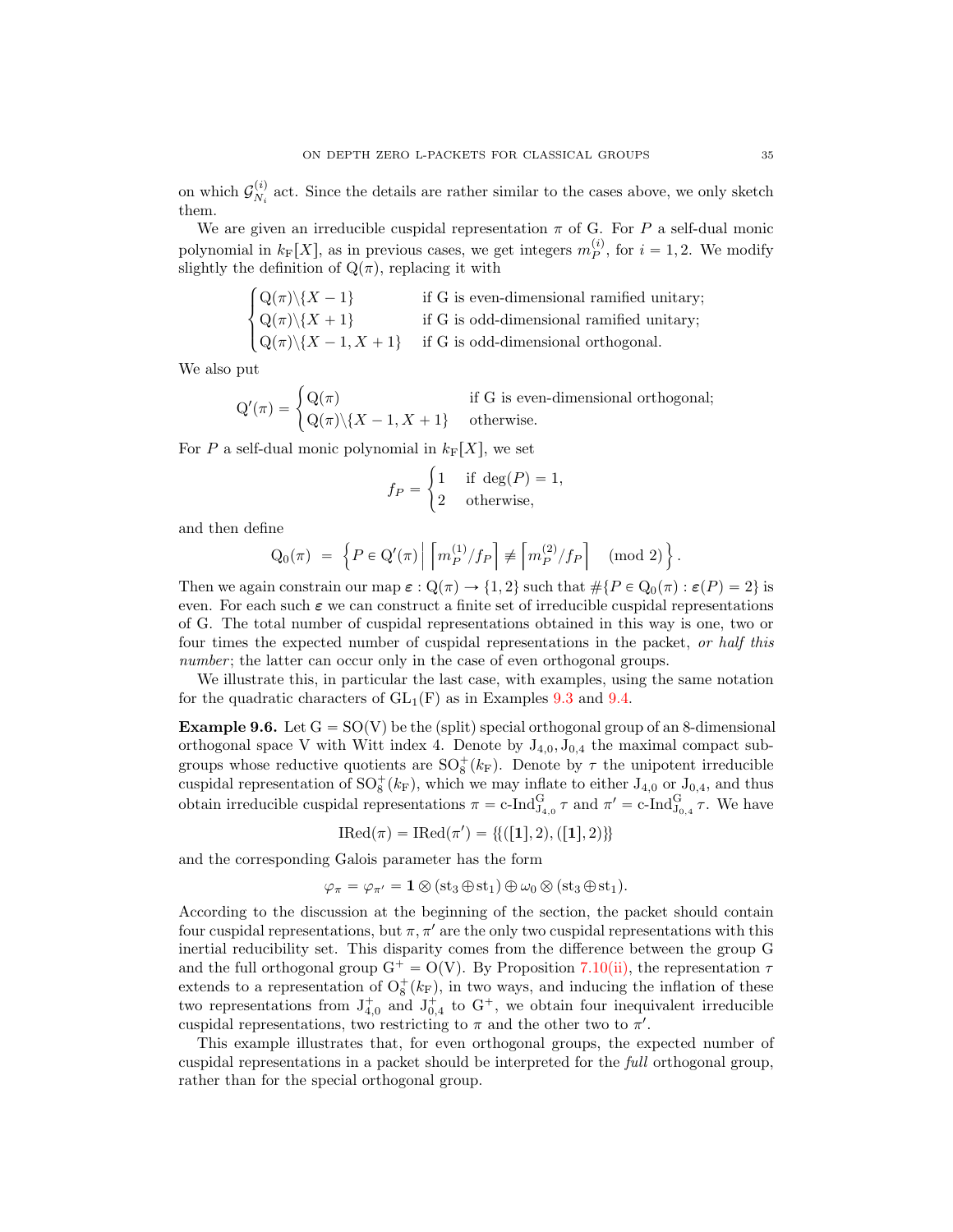on which $\mathcal{G}_{N_i}^{(i)}$ act. Since the details are rather similar to the cases above, we only sketch them.

We are given an irreducible cuspidal representation $\pi$ of G. For $P$ a self-dual monic polynomial in $k_{\mathrm{F}}[X]$, as in previous cases, we get integers $m_P^{(i)}$, for $i = 1, 2$. We modify slightly the definition of $\mathrm{Q}(\pi)$, replacing it with

$$\begin{cases} \mathrm{Q}(\pi)\backslash\{X-1\} & \text{if G is even-dimensional ramified unitary;} \\ \mathrm{Q}(\pi)\backslash\{X+1\} & \text{if G is odd-dimensional ramified unitary;} \\ \mathrm{Q}(\pi)\backslash\{X-1, X+1\} & \text{if G is odd-dimensional orthogonal.} \end{cases}$$

We also put

$$\mathrm{Q}'(\pi) = \begin{cases} \mathrm{Q}(\pi) & \text{if G is even-dimensional orthogonal;} \\ \mathrm{Q}(\pi)\backslash\{X-1, X+1\} & \text{otherwise.} \end{cases}$$

For $P$ a self-dual monic polynomial in $k_{\mathrm{F}}[X]$, we set

$$f_P = \begin{cases} 1 & \text{if } \deg(P) = 1, \\ 2 & \text{otherwise,} \end{cases}$$

and then define

$$\mathrm{Q}_0(\pi) \;=\; \left\{ P \in \mathrm{Q}'(\pi) \,\middle|\, \left\lceil m_P^{(1)}/f_P \right\rceil \not\equiv \left\lceil m_P^{(2)}/f_P \right\rceil \pmod 2 \right\}.$$

Then we again constrain our map $\boldsymbol{\varepsilon} : \mathrm{Q}(\pi) \to \{1, 2\}$ such that $\#\{P \in \mathrm{Q}_0(\pi) : \boldsymbol{\varepsilon}(P) = 2\}$ is even. For each such $\boldsymbol{\varepsilon}$ we can construct a finite set of irreducible cuspidal representations of G. The total number of cuspidal representations obtained in this way is one, two or four times the expected number of cuspidal representations in the packet, *or half this number*; the latter can occur only in the case of even orthogonal groups.

We illustrate this, in particular the last case, with examples, using the same notation for the quadratic characters of $\mathrm{GL}_1(\mathrm{F})$ as in Examples 9.3 and 9.4.

**Example 9.6.** Let $\mathrm{G} = \mathrm{SO}(\mathrm{V})$ be the (split) special orthogonal group of an 8-dimensional orthogonal space V with Witt index 4. Denote by $\mathrm{J}_{4,0}, \mathrm{J}_{0,4}$ the maximal compact subgroups whose reductive quotients are $\mathrm{SO}_8^+(k_{\mathrm{F}})$. Denote by $\tau$ the unipotent irreducible cuspidal representation of $\mathrm{SO}_8^+(k_{\mathrm{F}})$, which we may inflate to either $\mathrm{J}_{4,0}$ or $\mathrm{J}_{0,4}$, and thus obtain irreducible cuspidal representations $\pi = \text{c-Ind}_{\mathrm{J}_{4,0}}^{\mathrm{G}}\,\tau$ and $\pi' = \text{c-Ind}_{\mathrm{J}_{0,4}}^{\mathrm{G}}\,\tau$. We have

$$\mathrm{IRed}(\pi) = \mathrm{IRed}(\pi') = \{\{([\mathbf{1}], 2), ([\mathbf{1}], 2)\}\}$$

and the corresponding Galois parameter has the form

$$\varphi_\pi = \varphi_{\pi'} = \mathbf{1} \otimes (\mathrm{st}_3 \oplus \mathrm{st}_1) \oplus \omega_0 \otimes (\mathrm{st}_3 \oplus \mathrm{st}_1).$$

According to the discussion at the beginning of the section, the packet should contain four cuspidal representations, but $\pi, \pi'$ are the only two cuspidal representations with this inertial reducibility set. This disparity comes from the difference between the group G and the full orthogonal group $\mathrm{G}^+ = \mathrm{O}(\mathrm{V})$. By Proposition 7.10(ii), the representation $\tau$ extends to a representation of $\mathrm{O}_8^+(k_{\mathrm{F}})$, in two ways, and inducing the inflation of these two representations from $\mathrm{J}_{4,0}^+$ and $\mathrm{J}_{0,4}^+$ to $\mathrm{G}^+$, we obtain four inequivalent irreducible cuspidal representations, two restricting to $\pi$ and the other two to $\pi'$.

This example illustrates that, for even orthogonal groups, the expected number of cuspidal representations in a packet should be interpreted for the *full* orthogonal group, rather than for the special orthogonal group.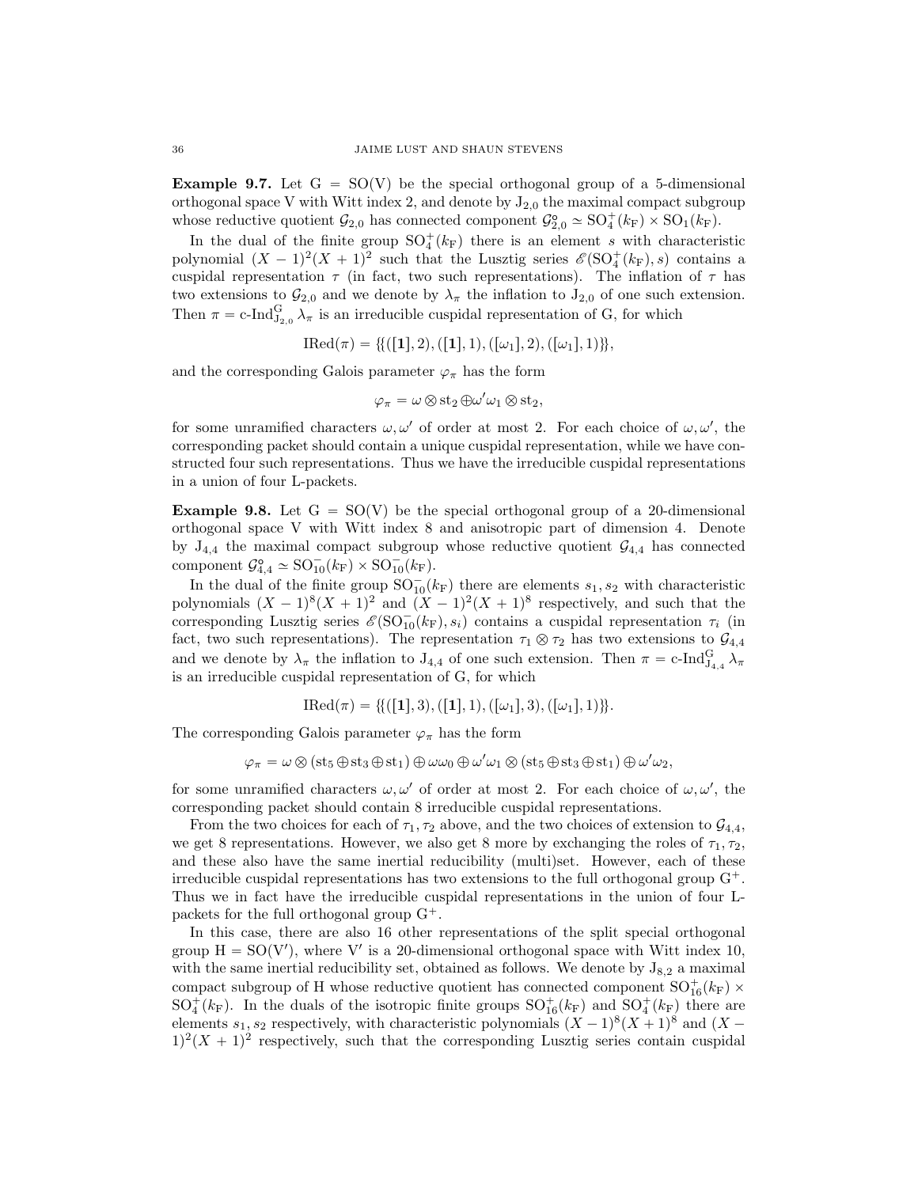**Example 9.7.** Let $\mathrm{G} = \mathrm{SO}(\mathrm{V})$ be the special orthogonal group of a 5-dimensional orthogonal space V with Witt index 2, and denote by $\mathrm{J}_{2,0}$ the maximal compact subgroup whose reductive quotient $\mathcal{G}_{2,0}$ has connected component $\mathcal{G}_{2,0}^{\circ} \simeq \mathrm{SO}_4^+(k_{\mathrm{F}}) \times \mathrm{SO}_1(k_{\mathrm{F}})$.

In the dual of the finite group $\mathrm{SO}_4^+(k_{\mathrm{F}})$ there is an element $s$ with characteristic polynomial $(X-1)^2(X+1)^2$ such that the Lusztig series $\mathscr{E}(\mathrm{SO}_4^+(k_{\mathrm{F}}), s)$ contains a cuspidal representation $\tau$ (in fact, two such representations). The inflation of $\tau$ has two extensions to $\mathcal{G}_{2,0}$ and we denote by $\lambda_\pi$ the inflation to $\mathrm{J}_{2,0}$ of one such extension. Then $\pi = \text{c-Ind}_{\mathrm{J}_{2,0}}^{\mathrm{G}} \lambda_\pi$ is an irreducible cuspidal representation of G, for which

$$\mathrm{IRed}(\pi) = \{\{([\mathbf{1}], 2), ([\mathbf{1}], 1), ([\omega_1], 2), ([\omega_1], 1)\}\},$$

and the corresponding Galois parameter $\varphi_\pi$ has the form

$$\varphi_\pi = \omega \otimes \mathrm{st}_2 \oplus \omega'\omega_1 \otimes \mathrm{st}_2,$$

for some unramified characters $\omega, \omega'$ of order at most 2. For each choice of $\omega, \omega'$, the corresponding packet should contain a unique cuspidal representation, while we have constructed four such representations. Thus we have the irreducible cuspidal representations in a union of four L-packets.

**Example 9.8.** Let $\mathrm{G} = \mathrm{SO}(\mathrm{V})$ be the special orthogonal group of a 20-dimensional orthogonal space V with Witt index 8 and anisotropic part of dimension 4. Denote by $\mathrm{J}_{4,4}$ the maximal compact subgroup whose reductive quotient $\mathcal{G}_{4,4}$ has connected component $\mathcal{G}_{4,4}^{\circ} \simeq \mathrm{SO}_{10}^-(k_{\mathrm{F}}) \times \mathrm{SO}_{10}^-(k_{\mathrm{F}})$.

In the dual of the finite group $\mathrm{SO}_{10}^-(k_{\mathrm{F}})$ there are elements $s_1, s_2$ with characteristic polynomials $(X-1)^8(X+1)^2$ and $(X-1)^2(X+1)^8$ respectively, and such that the corresponding Lusztig series $\mathscr{E}(\mathrm{SO}_{10}^-(k_{\mathrm{F}}), s_i)$ contains a cuspidal representation $\tau_i$ (in fact, two such representations). The representation $\tau_1 \otimes \tau_2$ has two extensions to $\mathcal{G}_{4,4}$ and we denote by $\lambda_\pi$ the inflation to $\mathrm{J}_{4,4}$ of one such extension. Then $\pi = \text{c-Ind}_{\mathrm{J}_{4,4}}^{\mathrm{G}} \lambda_\pi$ is an irreducible cuspidal representation of G, for which

$$\mathrm{IRed}(\pi) = \{\{([\mathbf{1}], 3), ([\mathbf{1}], 1), ([\omega_1], 3), ([\omega_1], 1)\}\}.$$

The corresponding Galois parameter $\varphi_\pi$ has the form

$$\varphi_\pi = \omega \otimes (\mathrm{st}_5 \oplus \mathrm{st}_3 \oplus \mathrm{st}_1) \oplus \omega\omega_0 \oplus \omega'\omega_1 \otimes (\mathrm{st}_5 \oplus \mathrm{st}_3 \oplus \mathrm{st}_1) \oplus \omega'\omega_2,$$

for some unramified characters $\omega, \omega'$ of order at most 2. For each choice of $\omega, \omega'$, the corresponding packet should contain 8 irreducible cuspidal representations.

From the two choices for each of $\tau_1, \tau_2$ above, and the two choices of extension to $\mathcal{G}_{4,4}$, we get 8 representations. However, we also get 8 more by exchanging the roles of $\tau_1, \tau_2$, and these also have the same inertial reducibility (multi)set. However, each of these irreducible cuspidal representations has two extensions to the full orthogonal group $\mathrm{G}^+$. Thus we in fact have the irreducible cuspidal representations in the union of four L-packets for the full orthogonal group $\mathrm{G}^+$.

In this case, there are also 16 other representations of the split special orthogonal group $\mathrm{H} = \mathrm{SO}(\mathrm{V}')$, where $\mathrm{V}'$ is a 20-dimensional orthogonal space with Witt index 10, with the same inertial reducibility set, obtained as follows. We denote by $\mathrm{J}_{8,2}$ a maximal compact subgroup of H whose reductive quotient has connected component $\mathrm{SO}_{16}^+(k_{\mathrm{F}}) \times \mathrm{SO}_4^+(k_{\mathrm{F}})$. In the duals of the isotropic finite groups $\mathrm{SO}_{16}^+(k_{\mathrm{F}})$ and $\mathrm{SO}_4^+(k_{\mathrm{F}})$ there are elements $s_1, s_2$ respectively, with characteristic polynomials $(X-1)^8(X+1)^8$ and $(X-1)^2(X+1)^2$ respectively, such that the corresponding Lusztig series contain cuspidal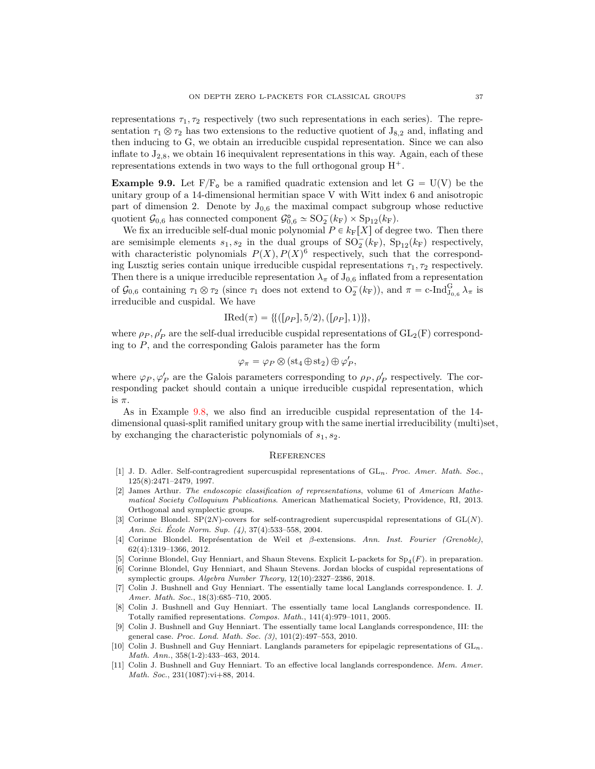representations $\tau_1, \tau_2$ respectively (two such representations in each series). The representation $\tau_1 \otimes \tau_2$ has two extensions to the reductive quotient of $\mathrm{J}_{8,2}$ and, inflating and then inducing to G, we obtain an irreducible cuspidal representation. Since we can also inflate to $\mathrm{J}_{2,8}$, we obtain 16 inequivalent representations in this way. Again, each of these representations extends in two ways to the full orthogonal group $\mathrm{H}^+$.

**Example 9.9.** Let $\mathrm{F}/\mathrm{F}_\mathsf{o}$ be a ramified quadratic extension and let $\mathrm{G} = \mathrm{U}(\mathrm{V})$ be the unitary group of a 14-dimensional hermitian space V with Witt index 6 and anisotropic part of dimension 2. Denote by $\mathrm{J}_{0,6}$ the maximal compact subgroup whose reductive quotient $\mathcal{G}_{0,6}$ has connected component $\mathcal{G}_{0,6}^\circ \simeq \mathrm{SO}_2^-(k_\mathrm{F}) \times \mathrm{Sp}_{12}(k_\mathrm{F})$.

We fix an irreducible self-dual monic polynomial $P \in k_\mathrm{F}[X]$ of degree two. Then there are semisimple elements $s_1, s_2$ in the dual groups of $\mathrm{SO}_2^-(k_\mathrm{F})$, $\mathrm{Sp}_{12}(k_\mathrm{F})$ respectively, with characteristic polynomials $P(X), P(X)^6$ respectively, such that the corresponding Lusztig series contain unique irreducible cuspidal representations $\tau_1, \tau_2$ respectively. Then there is a unique irreducible representation $\lambda_\pi$ of $\mathrm{J}_{0,6}$ inflated from a representation of $\mathcal{G}_{0,6}$ containing $\tau_1 \otimes \tau_2$ (since $\tau_1$ does not extend to $\mathrm{O}_2^-(k_\mathrm{F})$), and $\pi = \text{c-Ind}_{\mathrm{J}_{0,6}}^{\mathrm{G}} \lambda_\pi$ is irreducible and cuspidal. We have

$$\mathrm{IRed}(\pi) = \{\{([\rho_P], 5/2), ([\rho_P], 1)\}\},$$

where $\rho_P, \rho_P'$ are the self-dual irreducible cuspidal representations of $\mathrm{GL}_2(\mathrm{F})$ corresponding to $P$, and the corresponding Galois parameter has the form

$$\varphi_\pi = \varphi_P \otimes (\mathrm{st}_4 \oplus \mathrm{st}_2) \oplus \varphi_P',$$

where $\varphi_P, \varphi_P'$ are the Galois parameters corresponding to $\rho_P, \rho_P'$ respectively. The corresponding packet should contain a unique irreducible cuspidal representation, which is $\pi$.

As in Example 9.8, we also find an irreducible cuspidal representation of the 14-dimensional quasi-split ramified unitary group with the same inertial irreducibility (multi)set, by exchanging the characteristic polynomials of $s_1, s_2$.

## References

[1] J. D. Adler. Self-contragredient supercuspidal representations of $\mathrm{GL}_n$. *Proc. Amer. Math. Soc.*, 125(8):2471–2479, 1997.

[2] James Arthur. *The endoscopic classification of representations*, volume 61 of *American Mathematical Society Colloquium Publications*. American Mathematical Society, Providence, RI, 2013. Orthogonal and symplectic groups.

[3] Corinne Blondel. $\mathrm{SP}(2N)$-covers for self-contragredient supercuspidal representations of $\mathrm{GL}(N)$. *Ann. Sci. École Norm. Sup. (4)*, 37(4):533–558, 2004.

[4] Corinne Blondel. Représentation de Weil et $\beta$-extensions. *Ann. Inst. Fourier (Grenoble)*, 62(4):1319–1366, 2012.

[5] Corinne Blondel, Guy Henniart, and Shaun Stevens. Explicit L-packets for $\mathrm{Sp}_4(F)$. in preparation.

[6] Corinne Blondel, Guy Henniart, and Shaun Stevens. Jordan blocks of cuspidal representations of symplectic groups. *Algebra Number Theory*, 12(10):2327–2386, 2018.

[7] Colin J. Bushnell and Guy Henniart. The essentially tame local Langlands correspondence. I. *J. Amer. Math. Soc.*, 18(3):685–710, 2005.

[8] Colin J. Bushnell and Guy Henniart. The essentially tame local Langlands correspondence. II. Totally ramified representations. *Compos. Math.*, 141(4):979–1011, 2005.

[9] Colin J. Bushnell and Guy Henniart. The essentially tame local Langlands correspondence, III: the general case. *Proc. Lond. Math. Soc. (3)*, 101(2):497–553, 2010.

[10] Colin J. Bushnell and Guy Henniart. Langlands parameters for epipelagic representations of $\mathrm{GL}_n$. *Math. Ann.*, 358(1-2):433–463, 2014.

[11] Colin J. Bushnell and Guy Henniart. To an effective local langlands correspondence. *Mem. Amer. Math. Soc.*, 231(1087):vi+88, 2014.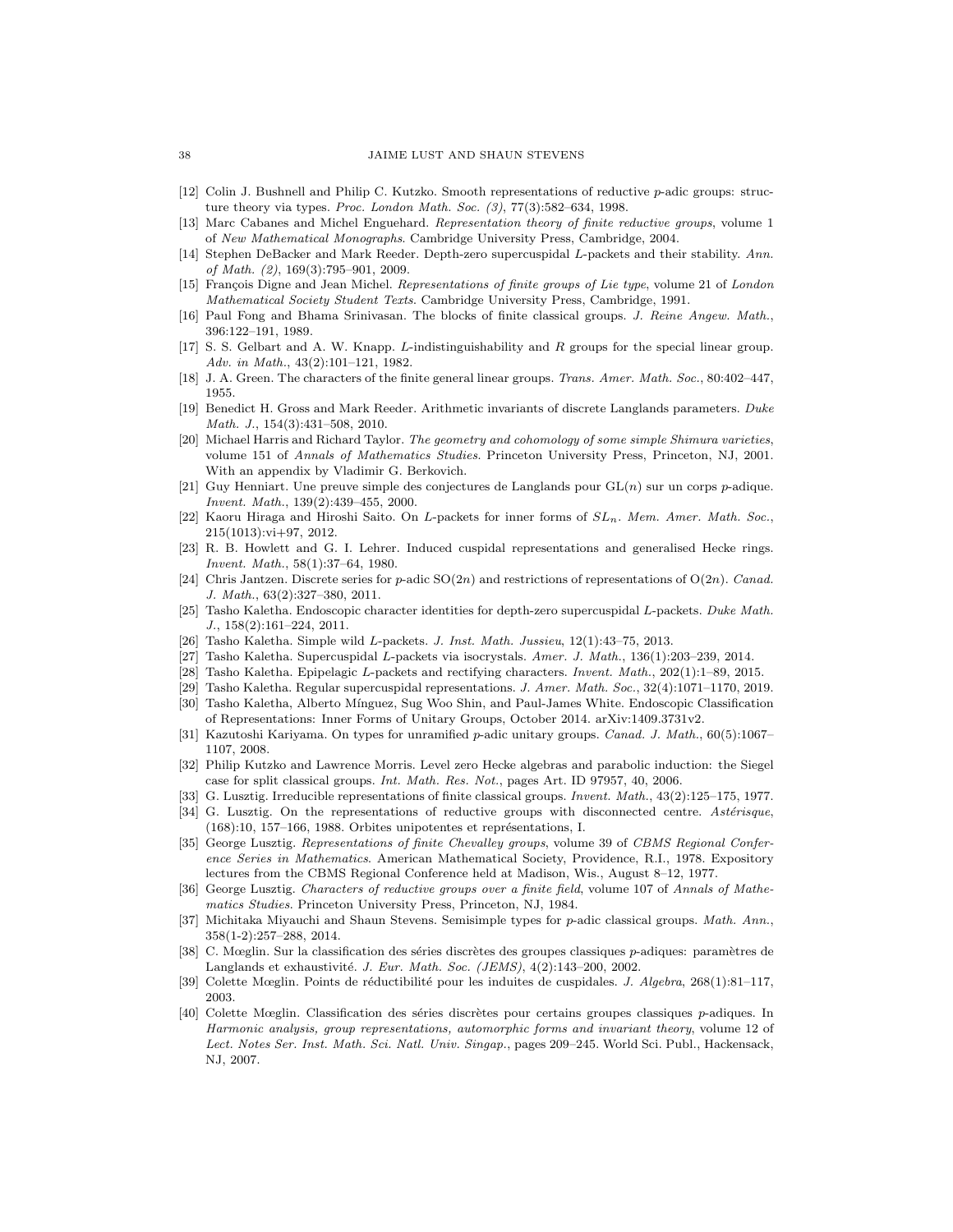[12] Colin J. Bushnell and Philip C. Kutzko. Smooth representations of reductive $p$-adic groups: structure theory via types. *Proc. London Math. Soc. (3)*, 77(3):582–634, 1998.

[13] Marc Cabanes and Michel Enguehard. *Representation theory of finite reductive groups*, volume 1 of *New Mathematical Monographs*. Cambridge University Press, Cambridge, 2004.

[14] Stephen DeBacker and Mark Reeder. Depth-zero supercuspidal $L$-packets and their stability. *Ann. of Math. (2)*, 169(3):795–901, 2009.

[15] François Digne and Jean Michel. *Representations of finite groups of Lie type*, volume 21 of *London Mathematical Society Student Texts*. Cambridge University Press, Cambridge, 1991.

[16] Paul Fong and Bhama Srinivasan. The blocks of finite classical groups. *J. Reine Angew. Math.*, 396:122–191, 1989.

[17] S. S. Gelbart and A. W. Knapp. $L$-indistinguishability and $R$ groups for the special linear group. *Adv. in Math.*, 43(2):101–121, 1982.

[18] J. A. Green. The characters of the finite general linear groups. *Trans. Amer. Math. Soc.*, 80:402–447, 1955.

[19] Benedict H. Gross and Mark Reeder. Arithmetic invariants of discrete Langlands parameters. *Duke Math. J.*, 154(3):431–508, 2010.

[20] Michael Harris and Richard Taylor. *The geometry and cohomology of some simple Shimura varieties*, volume 151 of *Annals of Mathematics Studies*. Princeton University Press, Princeton, NJ, 2001. With an appendix by Vladimir G. Berkovich.

[21] Guy Henniart. Une preuve simple des conjectures de Langlands pour $\mathrm{GL}(n)$ sur un corps $p$-adique. *Invent. Math.*, 139(2):439–455, 2000.

[22] Kaoru Hiraga and Hiroshi Saito. On $L$-packets for inner forms of $SL_n$. *Mem. Amer. Math. Soc.*, 215(1013):vi+97, 2012.

[23] R. B. Howlett and G. I. Lehrer. Induced cuspidal representations and generalised Hecke rings. *Invent. Math.*, 58(1):37–64, 1980.

[24] Chris Jantzen. Discrete series for $p$-adic $\mathrm{SO}(2n)$ and restrictions of representations of $\mathrm{O}(2n)$. *Canad. J. Math.*, 63(2):327–380, 2011.

[25] Tasho Kaletha. Endoscopic character identities for depth-zero supercuspidal $L$-packets. *Duke Math. J.*, 158(2):161–224, 2011.

[26] Tasho Kaletha. Simple wild $L$-packets. *J. Inst. Math. Jussieu*, 12(1):43–75, 2013.

[27] Tasho Kaletha. Supercuspidal $L$-packets via isocrystals. *Amer. J. Math.*, 136(1):203–239, 2014.

[28] Tasho Kaletha. Epipelagic $L$-packets and rectifying characters. *Invent. Math.*, 202(1):1–89, 2015.

[29] Tasho Kaletha. Regular supercuspidal representations. *J. Amer. Math. Soc.*, 32(4):1071–1170, 2019.

[30] Tasho Kaletha, Alberto Mínguez, Sug Woo Shin, and Paul-James White. Endoscopic Classification of Representations: Inner Forms of Unitary Groups, October 2014. arXiv:1409.3731v2.

[31] Kazutoshi Kariyama. On types for unramified $p$-adic unitary groups. *Canad. J. Math.*, 60(5):1067–1107, 2008.

[32] Philip Kutzko and Lawrence Morris. Level zero Hecke algebras and parabolic induction: the Siegel case for split classical groups. *Int. Math. Res. Not.*, pages Art. ID 97957, 40, 2006.

[33] G. Lusztig. Irreducible representations of finite classical groups. *Invent. Math.*, 43(2):125–175, 1977.

[34] G. Lusztig. On the representations of reductive groups with disconnected centre. *Astérisque*, (168):10, 157–166, 1988. Orbites unipotentes et représentations, I.

[35] George Lusztig. *Representations of finite Chevalley groups*, volume 39 of *CBMS Regional Conference Series in Mathematics*. American Mathematical Society, Providence, R.I., 1978. Expository lectures from the CBMS Regional Conference held at Madison, Wis., August 8–12, 1977.

[36] George Lusztig. *Characters of reductive groups over a finite field*, volume 107 of *Annals of Mathematics Studies*. Princeton University Press, Princeton, NJ, 1984.

[37] Michitaka Miyauchi and Shaun Stevens. Semisimple types for $p$-adic classical groups. *Math. Ann.*, 358(1-2):257–288, 2014.

[38] C. Mœglin. Sur la classification des séries discrètes des groupes classiques $p$-adiques: paramètres de Langlands et exhaustivité. *J. Eur. Math. Soc. (JEMS)*, 4(2):143–200, 2002.

[39] Colette Mœglin. Points de réductibilité pour les induites de cuspidales. *J. Algebra*, 268(1):81–117, 2003.

[40] Colette Mœglin. Classification des séries discrètes pour certains groupes classiques $p$-adiques. In *Harmonic analysis, group representations, automorphic forms and invariant theory*, volume 12 of *Lect. Notes Ser. Inst. Math. Sci. Natl. Univ. Singap.*, pages 209–245. World Sci. Publ., Hackensack, NJ, 2007.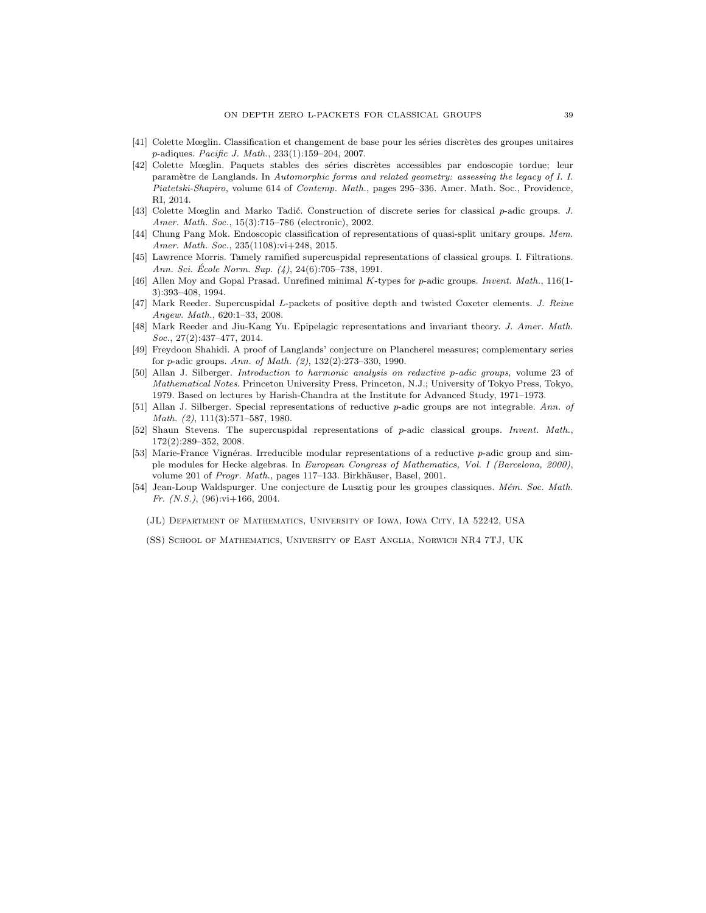[41] Colette Mœglin. Classification et changement de base pour les séries discrètes des groupes unitaires $p$-adiques. *Pacific J. Math.*, 233(1):159–204, 2007.

[42] Colette Mœglin. Paquets stables des séries discrètes accessibles par endoscopie tordue; leur paramètre de Langlands. In *Automorphic forms and related geometry: assessing the legacy of I. I. Piatetski-Shapiro*, volume 614 of *Contemp. Math.*, pages 295–336. Amer. Math. Soc., Providence, RI, 2014.

[43] Colette Mœglin and Marko Tadić. Construction of discrete series for classical $p$-adic groups. *J. Amer. Math. Soc.*, 15(3):715–786 (electronic), 2002.

[44] Chung Pang Mok. Endoscopic classification of representations of quasi-split unitary groups. *Mem. Amer. Math. Soc.*, 235(1108):vi+248, 2015.

[45] Lawrence Morris. Tamely ramified supercuspidal representations of classical groups. I. Filtrations. *Ann. Sci. École Norm. Sup. (4)*, 24(6):705–738, 1991.

[46] Allen Moy and Gopal Prasad. Unrefined minimal $K$-types for $p$-adic groups. *Invent. Math.*, 116(1-3):393–408, 1994.

[47] Mark Reeder. Supercuspidal $L$-packets of positive depth and twisted Coxeter elements. *J. Reine Angew. Math.*, 620:1–33, 2008.

[48] Mark Reeder and Jiu-Kang Yu. Epipelagic representations and invariant theory. *J. Amer. Math. Soc.*, 27(2):437–477, 2014.

[49] Freydoon Shahidi. A proof of Langlands' conjecture on Plancherel measures; complementary series for $p$-adic groups. *Ann. of Math. (2)*, 132(2):273–330, 1990.

[50] Allan J. Silberger. *Introduction to harmonic analysis on reductive p-adic groups*, volume 23 of *Mathematical Notes*. Princeton University Press, Princeton, N.J.; University of Tokyo Press, Tokyo, 1979. Based on lectures by Harish-Chandra at the Institute for Advanced Study, 1971–1973.

[51] Allan J. Silberger. Special representations of reductive $p$-adic groups are not integrable. *Ann. of Math. (2)*, 111(3):571–587, 1980.

[52] Shaun Stevens. The supercuspidal representations of $p$-adic classical groups. *Invent. Math.*, 172(2):289–352, 2008.

[53] Marie-France Vignéras. Irreducible modular representations of a reductive $p$-adic group and simple modules for Hecke algebras. In *European Congress of Mathematics, Vol. I (Barcelona, 2000)*, volume 201 of *Progr. Math.*, pages 117–133. Birkhäuser, Basel, 2001.

[54] Jean-Loup Waldspurger. Une conjecture de Lusztig pour les groupes classiques. *Mém. Soc. Math. Fr. (N.S.)*, (96):vi+166, 2004.

(JL) Department of Mathematics, University of Iowa, Iowa City, IA 52242, USA

(SS) School of Mathematics, University of East Anglia, Norwich NR4 7TJ, UK